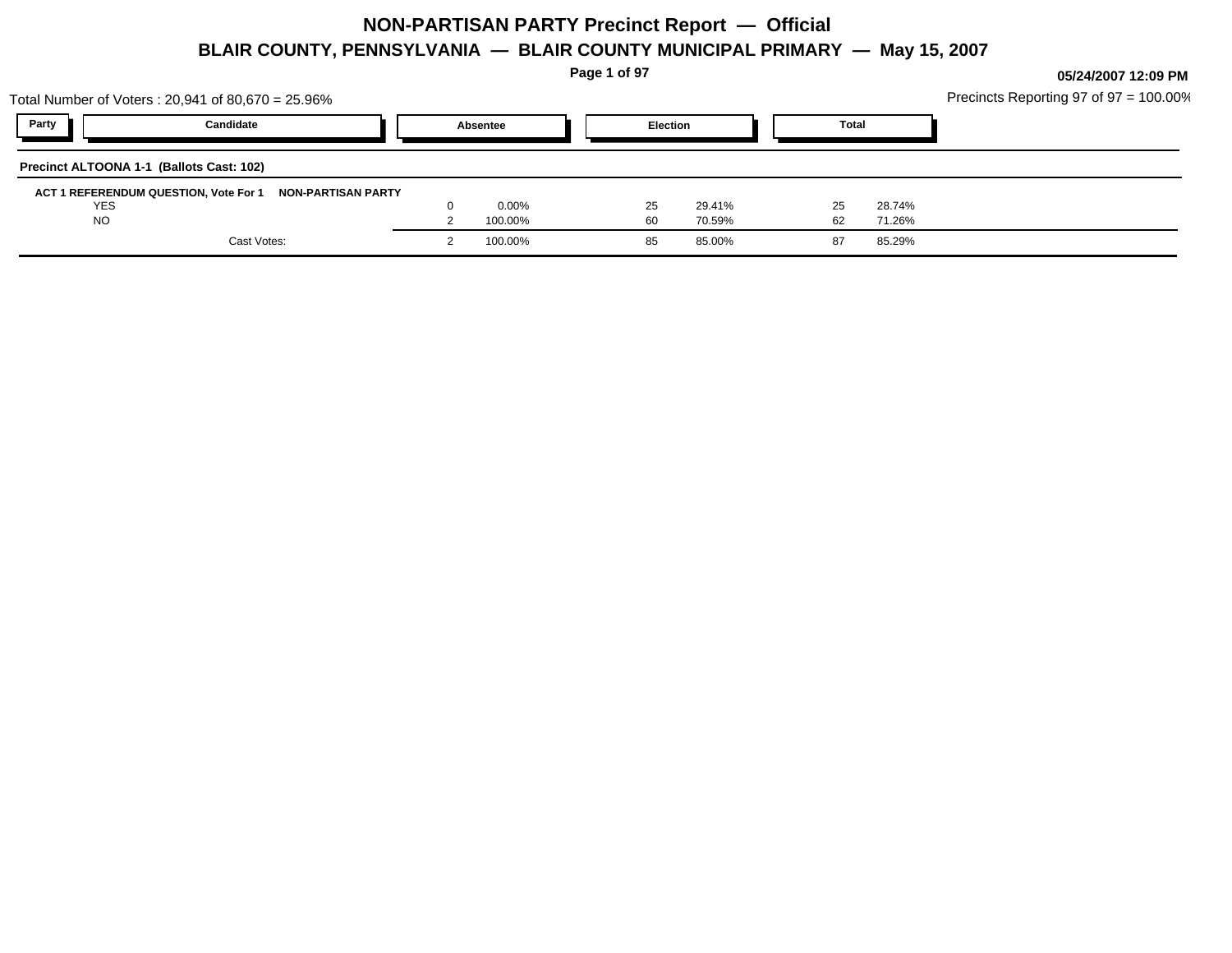# NON-PARTISAN PARTY Precinct Report — Official

## BLAIR COUNTY, PENNSYLVANIA — BLAIR COUNTY MUNICIPAL PRIMARY — May 15, 2007

05/24/2007 12:09 PM

Total Number of Voters : 20,941 of 80,670 = 25.96%

Precincts Reporting 97 of 97 = 100.00%

**Precinct ALTOONA 1-1 (Ballots Cast: 102)**

**ACT 1 REFERENDUM QUESTION, Vote For 1 — NON-PARTISAN PARTY**

| Party | Candidate | Absentee | | Election | | Total | |
|---|---|---|---|---|---|---|---|
| | YES | 0 | 0.00% | 25 | 29.41% | 25 | 28.74% |
| | NO | 2 | 100.00% | 60 | 70.59% | 62 | 71.26% |
| | Cast Votes: | 2 | 100.00% | 85 | 85.00% | 87 | 85.29% |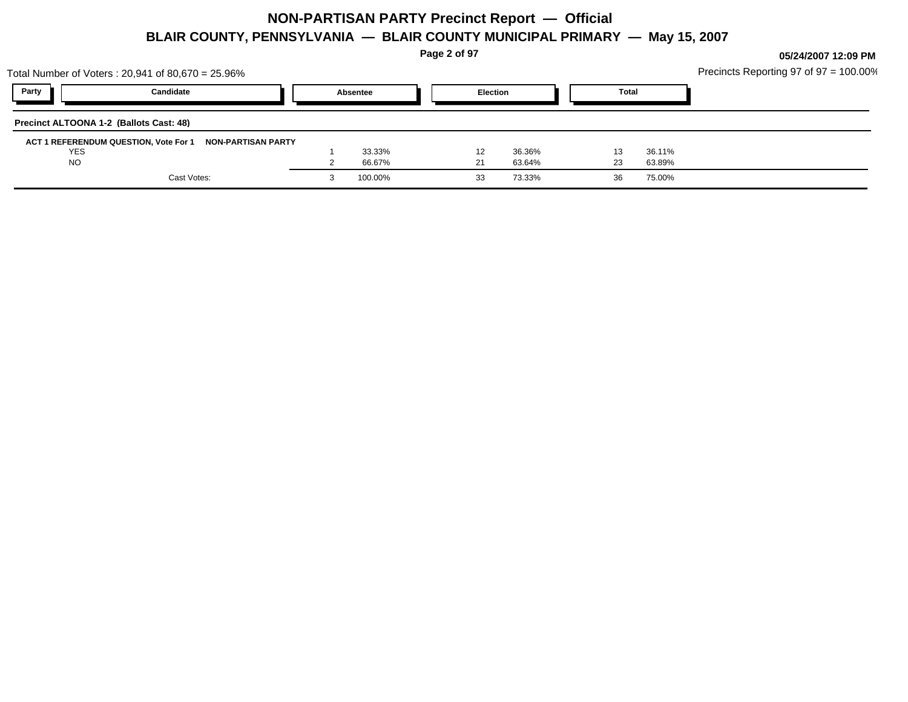# NON-PARTISAN PARTY Precinct Report — Official

## BLAIR COUNTY, PENNSYLVANIA — BLAIR COUNTY MUNICIPAL PRIMARY — May 15, 2007

05/24/2007 12:09 PM

Total Number of Voters : 20,941 of 80,670 = 25.96%

Precincts Reporting 97 of 97 = 100.00%

### Precinct ALTOONA 1-2 (Ballots Cast: 48)

**ACT 1 REFERENDUM QUESTION, Vote For 1 NON-PARTISAN PARTY**

| Party | Candidate | Absentee | | Election | | Total | |
|---|---|---|---|---|---|---|---|
| | YES | 1 | 33.33% | 12 | 36.36% | 13 | 36.11% |
| | NO | 2 | 66.67% | 21 | 63.64% | 23 | 63.89% |
| | Cast Votes: | 3 | 100.00% | 33 | 73.33% | 36 | 75.00% |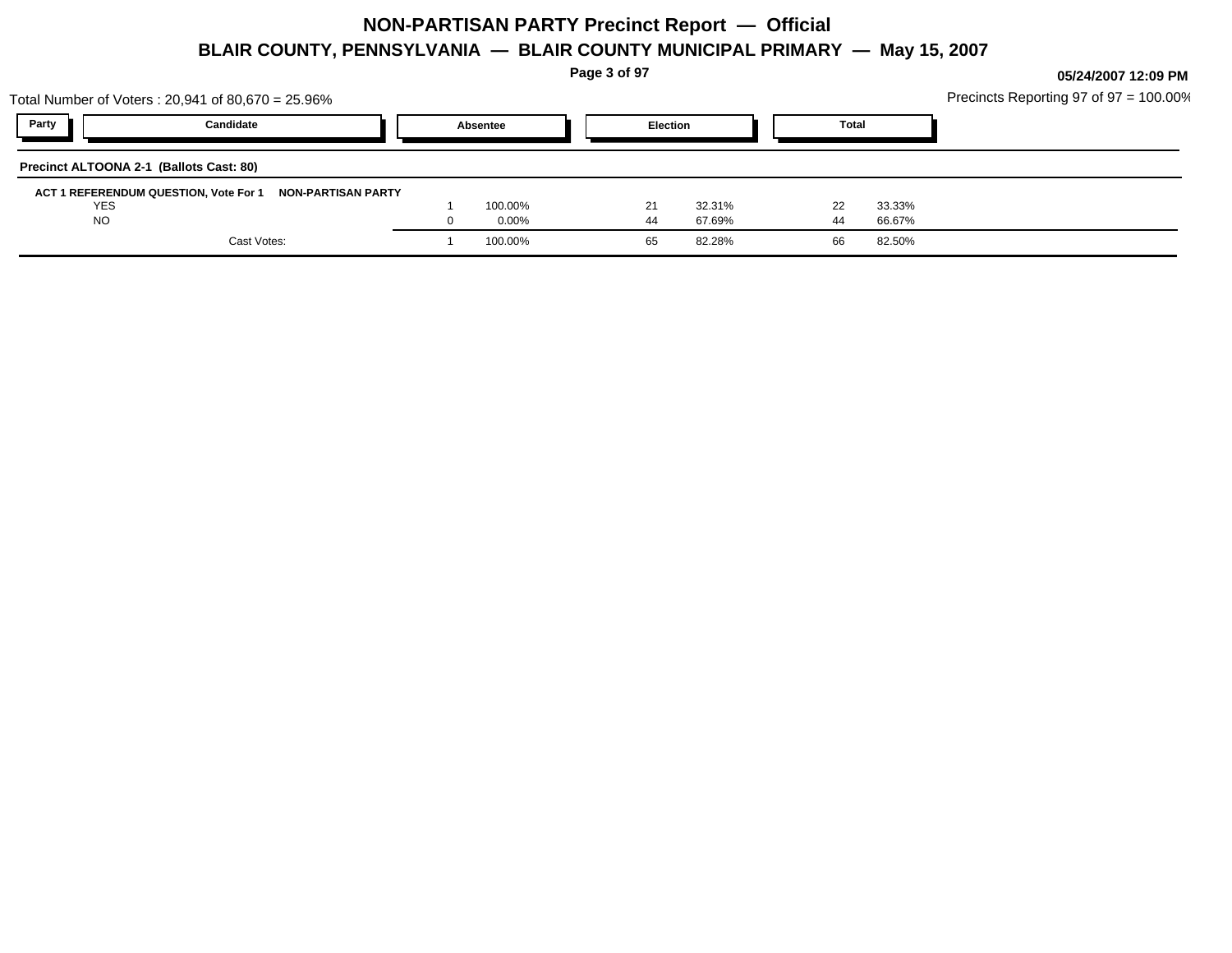# NON-PARTISAN PARTY Precinct Report — Official

## BLAIR COUNTY, PENNSYLVANIA — BLAIR COUNTY MUNICIPAL PRIMARY — May 15, 2007

05/24/2007 12:09 PM

Total Number of Voters : 20,941 of 80,670 = 25.96%

Precincts Reporting 97 of 97 = 100.00%

**Precinct ALTOONA 2-1 (Ballots Cast: 80)**

**ACT 1 REFERENDUM QUESTION, Vote For 1 NON-PARTISAN PARTY**

| Party | Candidate | Absentee | | Election | | Total | |
|---|---|---|---|---|---|---|---|
| | YES | 1 | 100.00% | 21 | 32.31% | 22 | 33.33% |
| | NO | 0 | 0.00% | 44 | 67.69% | 44 | 66.67% |
| | Cast Votes: | 1 | 100.00% | 65 | 82.28% | 66 | 82.50% |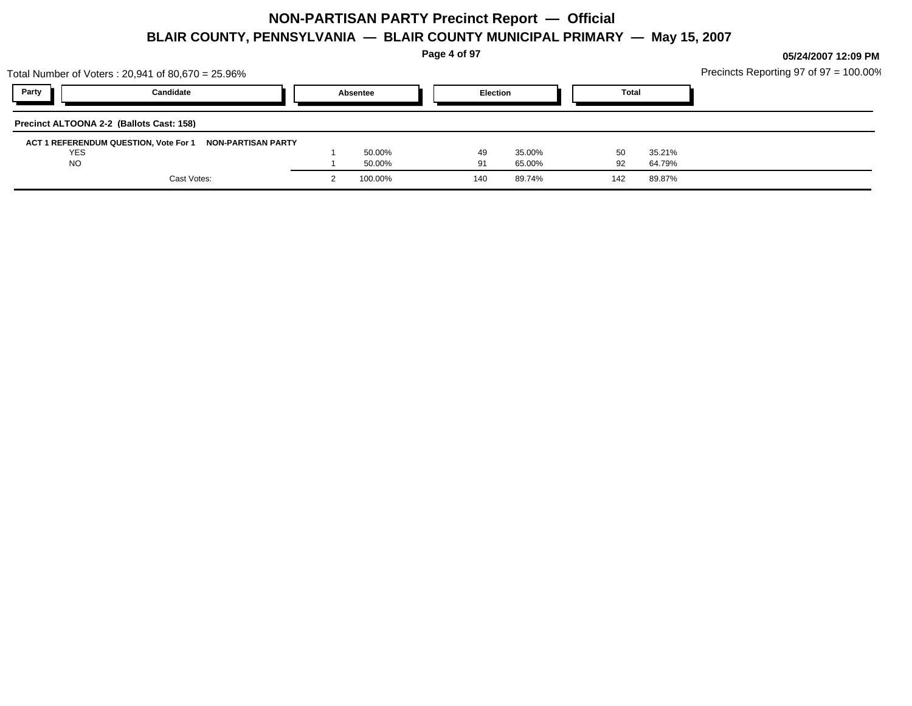# NON-PARTISAN PARTY Precinct Report — Official

## BLAIR COUNTY, PENNSYLVANIA — BLAIR COUNTY MUNICIPAL PRIMARY — May 15, 2007

05/24/2007 12:09 PM

Total Number of Voters : 20,941 of 80,670 = 25.96%

Precincts Reporting 97 of 97 = 100.00%

**Precinct ALTOONA 2-2 (Ballots Cast: 158)**

**ACT 1 REFERENDUM QUESTION, Vote For 1 — NON-PARTISAN PARTY**

| Party | Candidate | Absentee | | Election | | Total | |
|---|---|---|---|---|---|---|---|
| | YES | 1 | 50.00% | 49 | 35.00% | 50 | 35.21% |
| | NO | 1 | 50.00% | 91 | 65.00% | 92 | 64.79% |
| | Cast Votes: | 2 | 100.00% | 140 | 89.74% | 142 | 89.87% |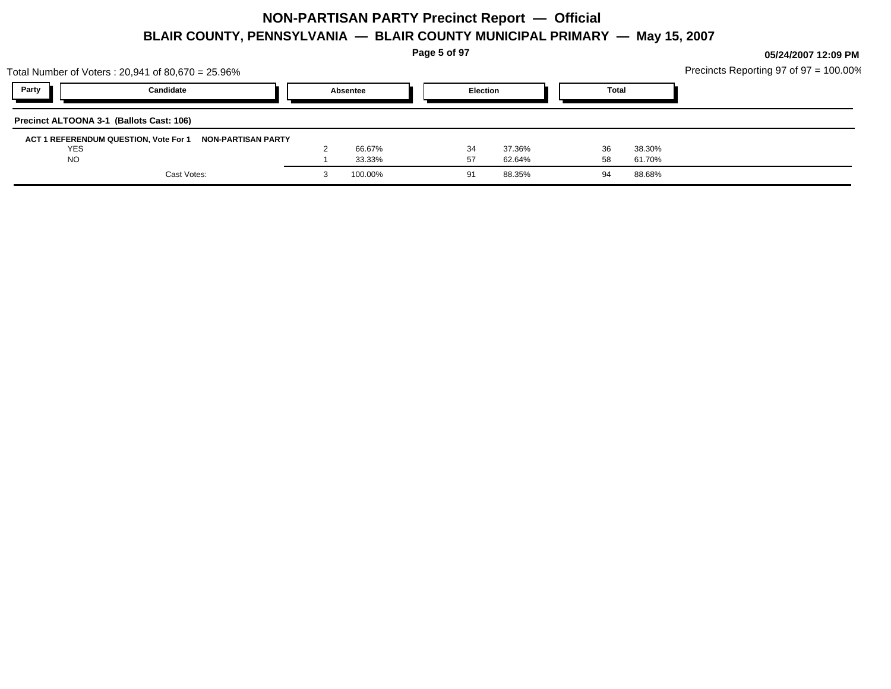# NON-PARTISAN PARTY Precinct Report — Official

## BLAIR COUNTY, PENNSYLVANIA — BLAIR COUNTY MUNICIPAL PRIMARY — May 15, 2007

05/24/2007 12:09 PM

Total Number of Voters : 20,941 of 80,670 = 25.96%

Precincts Reporting 97 of 97 = 100.00%

**Precinct ALTOONA 3-1 (Ballots Cast: 106)**

**ACT 1 REFERENDUM QUESTION, Vote For 1 NON-PARTISAN PARTY**

| Party | Candidate | Absentee | | Election | | Total | |
|---|---|---|---|---|---|---|---|
| | YES | 2 | 66.67% | 34 | 37.36% | 36 | 38.30% |
| | NO | 1 | 33.33% | 57 | 62.64% | 58 | 61.70% |
| | Cast Votes: | 3 | 100.00% | 91 | 88.35% | 94 | 88.68% |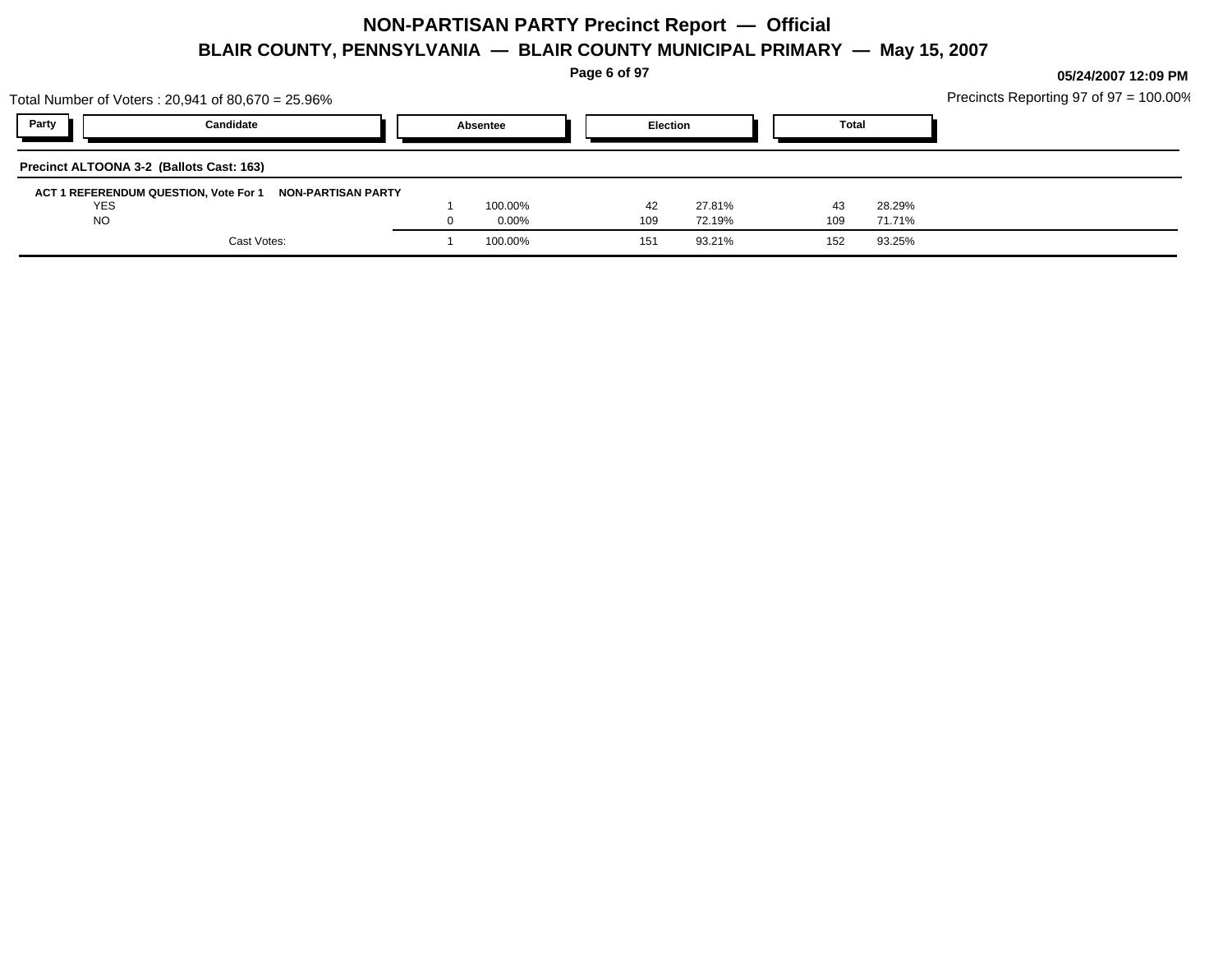# NON-PARTISAN PARTY Precinct Report — Official

## BLAIR COUNTY, PENNSYLVANIA — BLAIR COUNTY MUNICIPAL PRIMARY — May 15, 2007

05/24/2007 12:09 PM

Total Number of Voters : 20,941 of 80,670 = 25.96%

Precincts Reporting 97 of 97 = 100.00%

**Precinct ALTOONA 3-2 (Ballots Cast: 163)**

**ACT 1 REFERENDUM QUESTION, Vote For 1 — NON-PARTISAN PARTY**

| Party | Candidate | Absentee | | Election | | Total | |
|---|---|---|---|---|---|---|---|
| | YES | 1 | 100.00% | 42 | 27.81% | 43 | 28.29% |
| | NO | 0 | 0.00% | 109 | 72.19% | 109 | 71.71% |
| | Cast Votes: | 1 | 100.00% | 151 | 93.21% | 152 | 93.25% |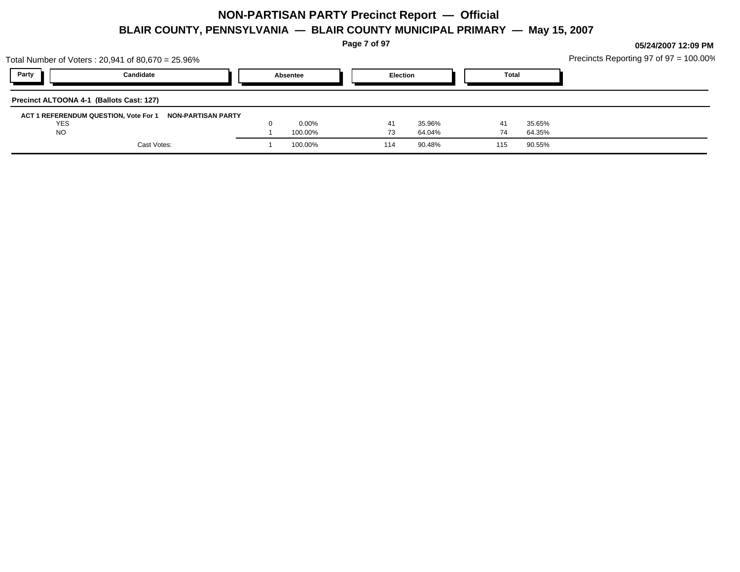# NON-PARTISAN PARTY Precinct Report — Official

## BLAIR COUNTY, PENNSYLVANIA — BLAIR COUNTY MUNICIPAL PRIMARY — May 15, 2007

05/24/2007 12:09 PM

Total Number of Voters : 20,941 of 80,670 = 25.96%

Precincts Reporting 97 of 97 = 100.00%

### Precinct ALTOONA 4-1 (Ballots Cast: 127)

| Party | Candidate | Absentee | | Election | | Total | |
|---|---|---|---|---|---|---|---|
| **ACT 1 REFERENDUM QUESTION, Vote For 1** | **NON-PARTISAN PARTY** | | | | | | |
| | YES | 0 | 0.00% | 41 | 35.96% | 41 | 35.65% |
| | NO | 1 | 100.00% | 73 | 64.04% | 74 | 64.35% |
| | Cast Votes: | 1 | 100.00% | 114 | 90.48% | 115 | 90.55% |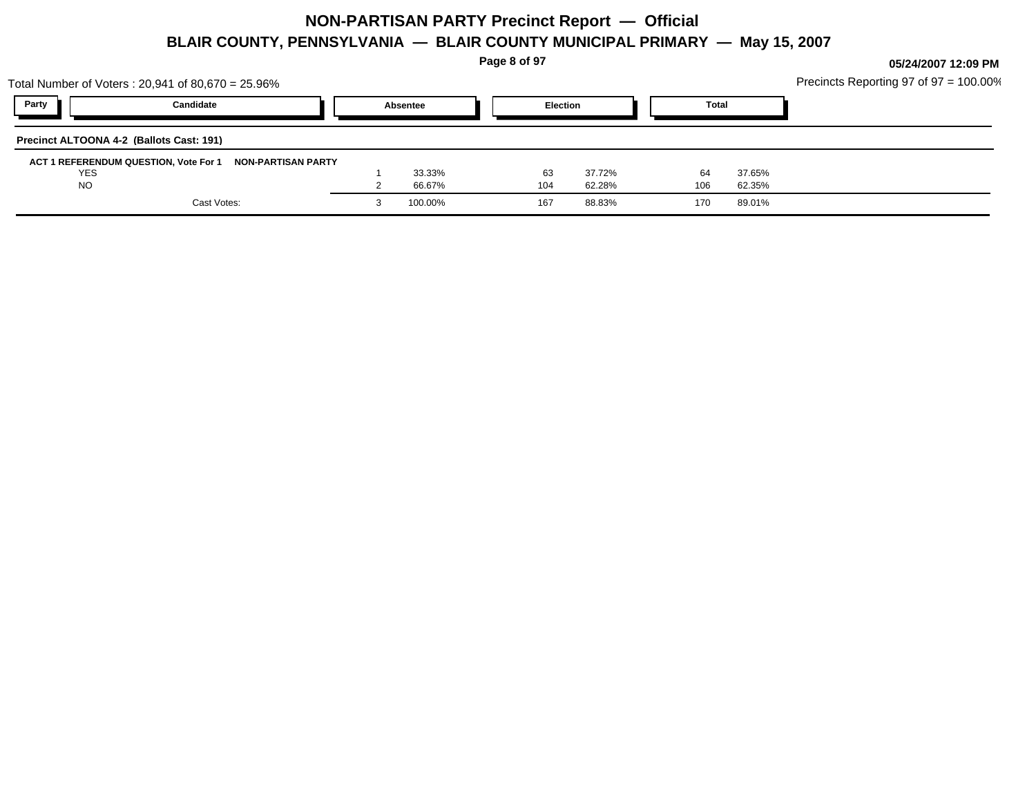# NON-PARTISAN PARTY Precinct Report — Official

## BLAIR COUNTY, PENNSYLVANIA — BLAIR COUNTY MUNICIPAL PRIMARY — May 15, 2007

05/24/2007 12:09 PM

Total Number of Voters : 20,941 of 80,670 = 25.96%

Precincts Reporting 97 of 97 = 100.00%

**Precinct ALTOONA 4-2 (Ballots Cast: 191)**

**ACT 1 REFERENDUM QUESTION, Vote For 1 — NON-PARTISAN PARTY**

| Party | Candidate | Absentee | | Election | | Total | |
|---|---|---|---|---|---|---|---|
| | YES | 1 | 33.33% | 63 | 37.72% | 64 | 37.65% |
| | NO | 2 | 66.67% | 104 | 62.28% | 106 | 62.35% |
| | Cast Votes: | 3 | 100.00% | 167 | 88.83% | 170 | 89.01% |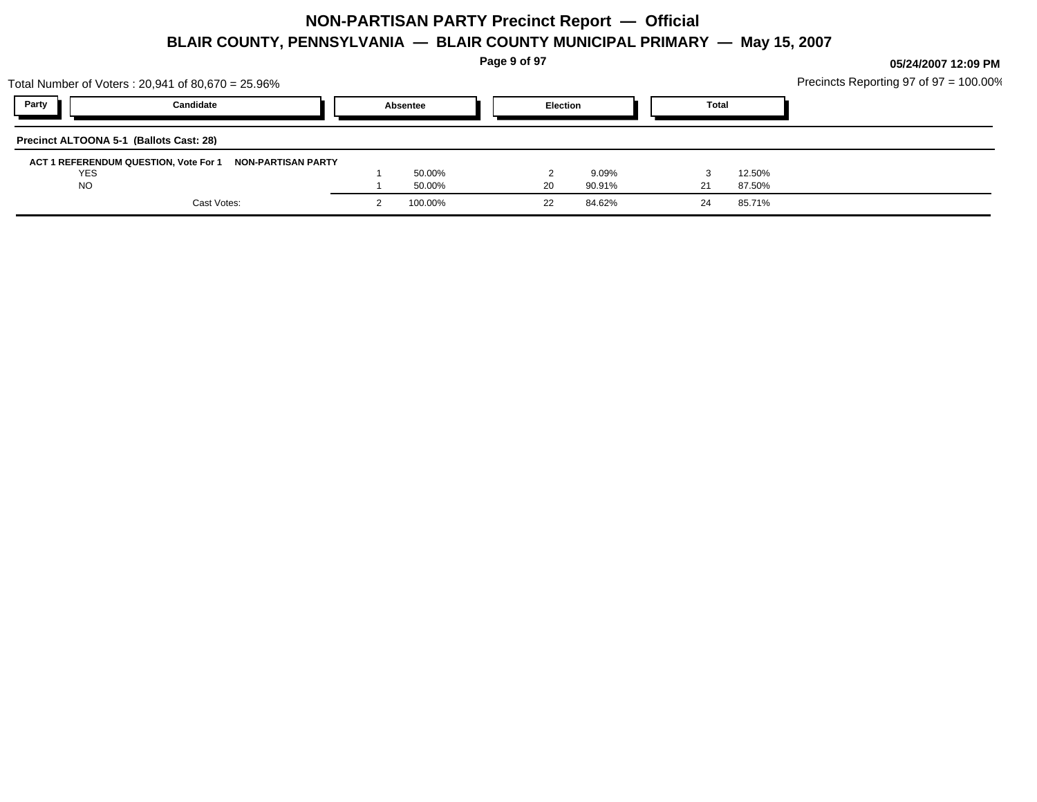# NON-PARTISAN PARTY Precinct Report — Official

## BLAIR COUNTY, PENNSYLVANIA — BLAIR COUNTY MUNICIPAL PRIMARY — May 15, 2007

**05/24/2007 12:09 PM**

Total Number of Voters : 20,941 of 80,670 = 25.96%

Precincts Reporting 97 of 97 = 100.00%

| Party | Candidate | Absentee | | Election | | Total | |
|---|---|---|---|---|---|---|---|

**Precinct ALTOONA 5-1 (Ballots Cast: 28)**

**ACT 1 REFERENDUM QUESTION, Vote For 1 NON-PARTISAN PARTY**

| Candidate | Absentee | | Election | | Total | |
|---|---|---|---|---|---|---|
| YES | 1 | 50.00% | 2 | 9.09% | 3 | 12.50% |
| NO | 1 | 50.00% | 20 | 90.91% | 21 | 87.50% |
| Cast Votes: | 2 | 100.00% | 22 | 84.62% | 24 | 85.71% |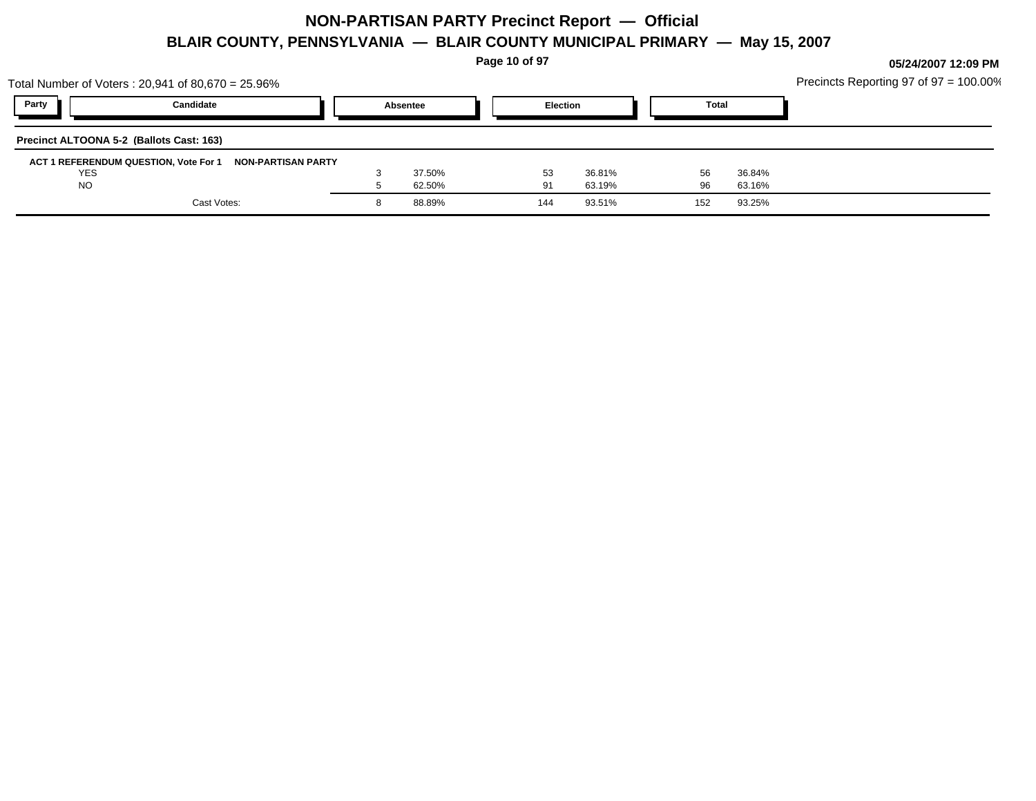# NON-PARTISAN PARTY Precinct Report — Official

## BLAIR COUNTY, PENNSYLVANIA — BLAIR COUNTY MUNICIPAL PRIMARY — May 15, 2007

05/24/2007 12:09 PM

Total Number of Voters : 20,941 of 80,670 = 25.96%

Precincts Reporting 97 of 97 = 100.00%

**Precinct ALTOONA 5-2 (Ballots Cast: 163)**

**ACT 1 REFERENDUM QUESTION, Vote For 1 — NON-PARTISAN PARTY**

| Party | Candidate | Absentee | | Election | | Total | |
|---|---|---|---|---|---|---|---|
| | YES | 3 | 37.50% | 53 | 36.81% | 56 | 36.84% |
| | NO | 5 | 62.50% | 91 | 63.19% | 96 | 63.16% |
| | Cast Votes: | 8 | 88.89% | 144 | 93.51% | 152 | 93.25% |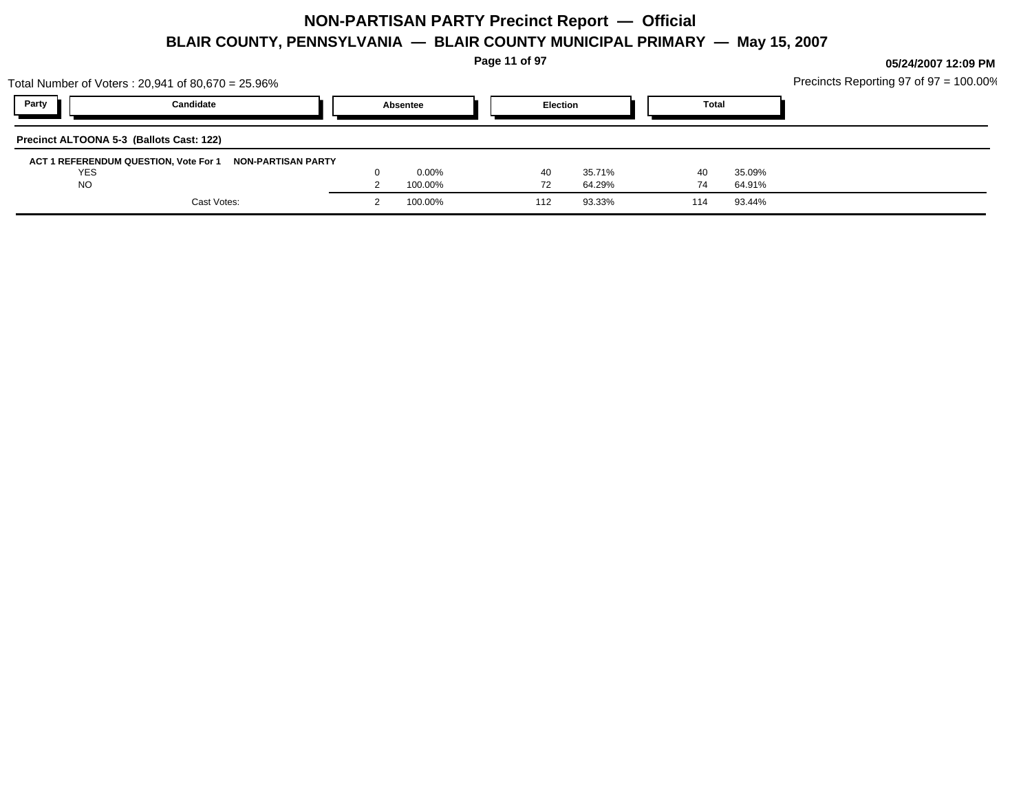# NON-PARTISAN PARTY Precinct Report — Official

## BLAIR COUNTY, PENNSYLVANIA — BLAIR COUNTY MUNICIPAL PRIMARY — May 15, 2007

05/24/2007 12:09 PM

Total Number of Voters : 20,941 of 80,670 = 25.96%

Precincts Reporting 97 of 97 = 100.00%

**Precinct ALTOONA 5-3 (Ballots Cast: 122)**

**ACT 1 REFERENDUM QUESTION, Vote For 1 NON-PARTISAN PARTY**

| Party | Candidate | Absentee | | Election | | Total | |
|---|---|---|---|---|---|---|---|
| | YES | 0 | 0.00% | 40 | 35.71% | 40 | 35.09% |
| | NO | 2 | 100.00% | 72 | 64.29% | 74 | 64.91% |
| | Cast Votes: | 2 | 100.00% | 112 | 93.33% | 114 | 93.44% |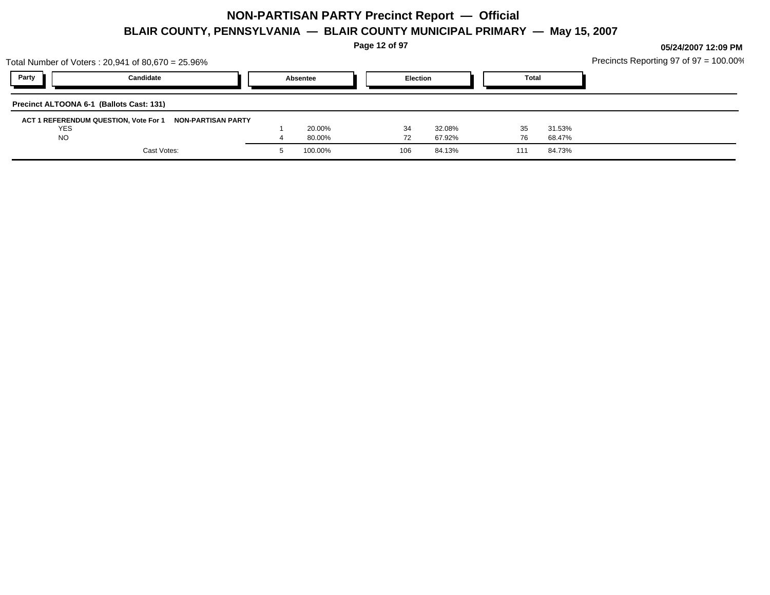# NON-PARTISAN PARTY Precinct Report — Official

## BLAIR COUNTY, PENNSYLVANIA — BLAIR COUNTY MUNICIPAL PRIMARY — May 15, 2007

05/24/2007 12:09 PM

Total Number of Voters : 20,941 of 80,670 = 25.96%

Precincts Reporting 97 of 97 = 100.00%

**Precinct ALTOONA 6-1 (Ballots Cast: 131)**

**ACT 1 REFERENDUM QUESTION, Vote For 1 NON-PARTISAN PARTY**

| Party | Candidate | Absentee | | Election | | Total | |
|---|---|---|---|---|---|---|---|
| | YES | 1 | 20.00% | 34 | 32.08% | 35 | 31.53% |
| | NO | 4 | 80.00% | 72 | 67.92% | 76 | 68.47% |
| | Cast Votes: | 5 | 100.00% | 106 | 84.13% | 111 | 84.73% |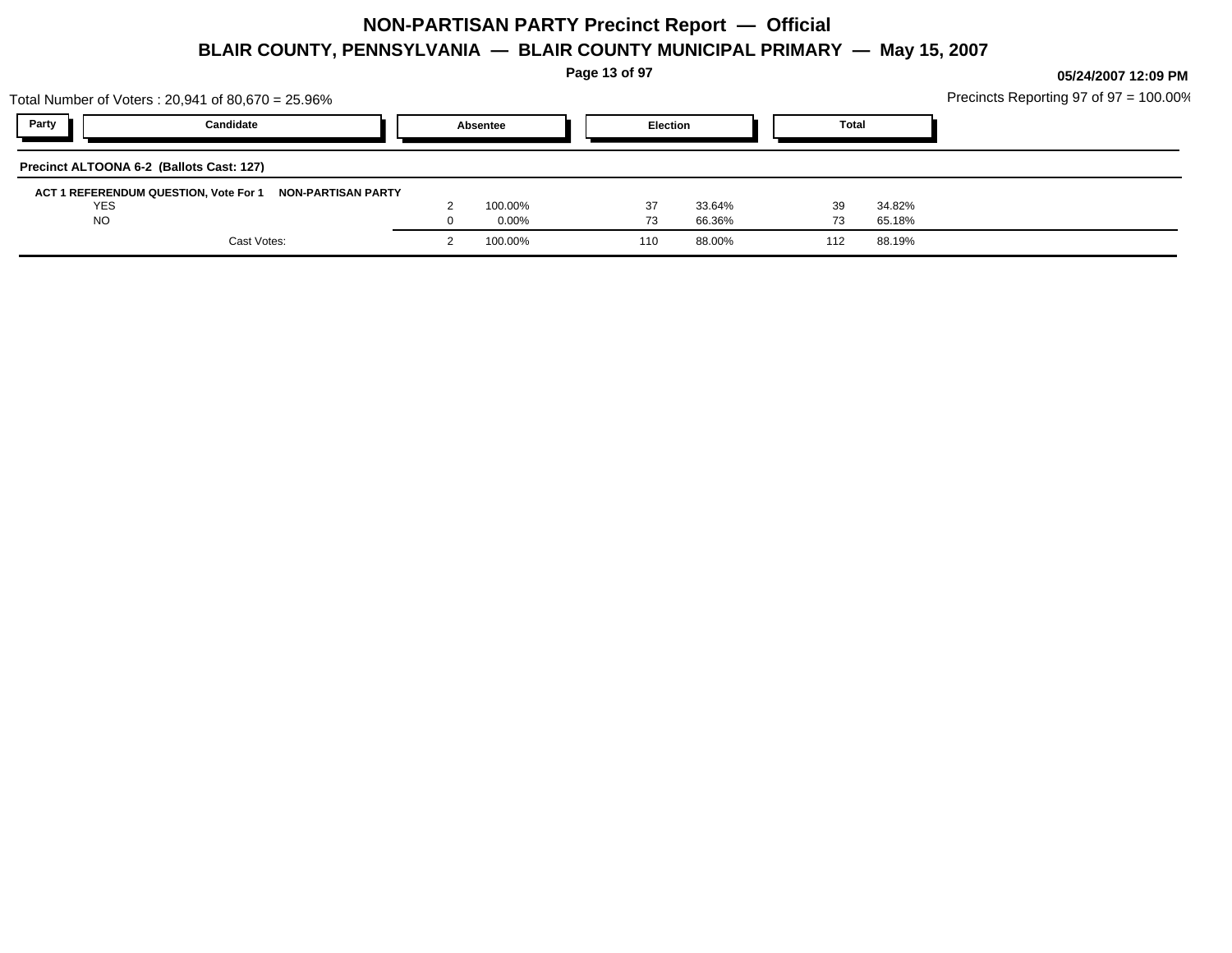# NON-PARTISAN PARTY Precinct Report — Official

## BLAIR COUNTY, PENNSYLVANIA — BLAIR COUNTY MUNICIPAL PRIMARY — May 15, 2007

**05/24/2007 12:09 PM**

Total Number of Voters : 20,941 of 80,670 = 25.96%

Precincts Reporting 97 of 97 = 100.00%

**Precinct ALTOONA 6-2 (Ballots Cast: 127)**

**ACT 1 REFERENDUM QUESTION, Vote For 1 — NON-PARTISAN PARTY**

| Party | Candidate | Absentee | | Election | | Total | |
|---|---|---|---|---|---|---|---|
| | YES | 2 | 100.00% | 37 | 33.64% | 39 | 34.82% |
| | NO | 0 | 0.00% | 73 | 66.36% | 73 | 65.18% |
| | Cast Votes: | 2 | 100.00% | 110 | 88.00% | 112 | 88.19% |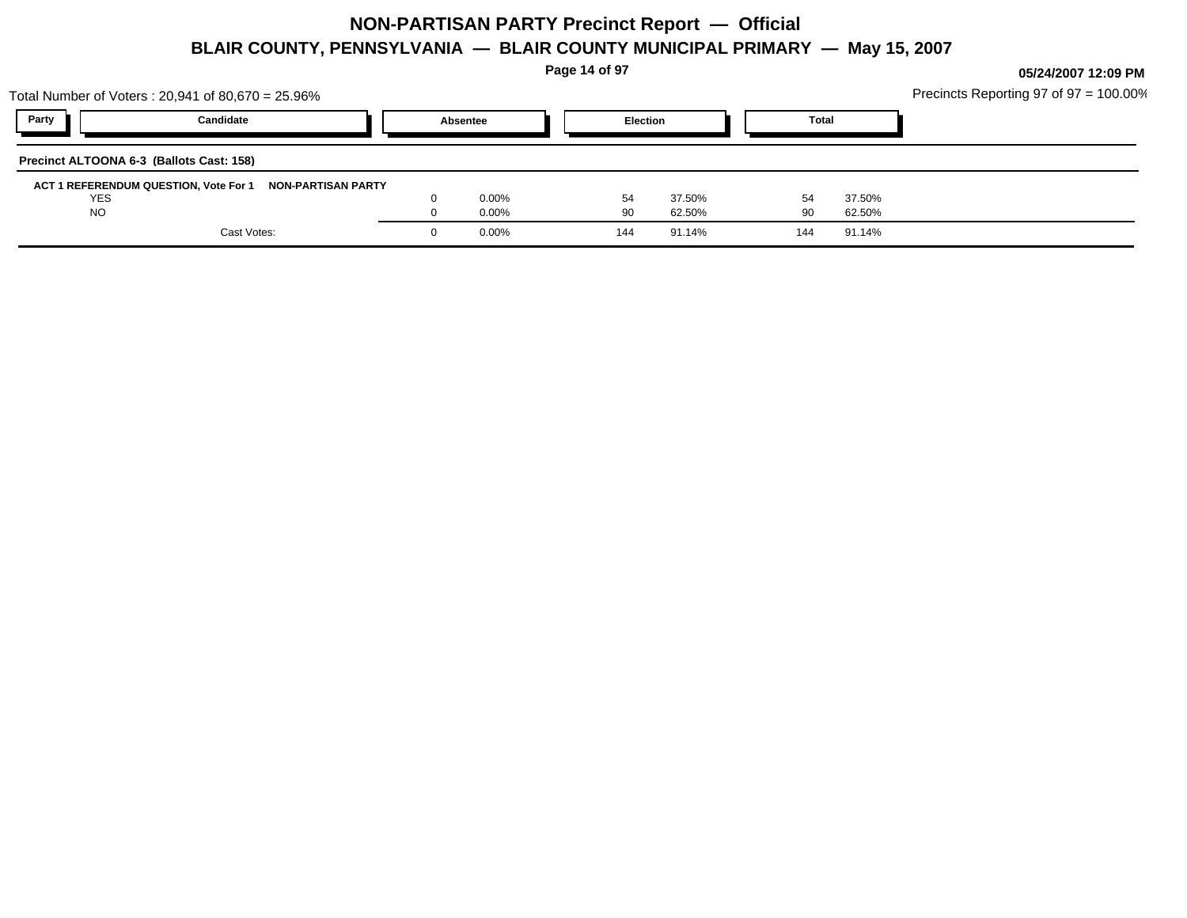# NON-PARTISAN PARTY Precinct Report — Official

## BLAIR COUNTY, PENNSYLVANIA — BLAIR COUNTY MUNICIPAL PRIMARY — May 15, 2007

05/24/2007 12:09 PM

Total Number of Voters : 20,941 of 80,670 = 25.96%

Precincts Reporting 97 of 97 = 100.00%

### Precinct ALTOONA 6-3 (Ballots Cast: 158)

**ACT 1 REFERENDUM QUESTION, Vote For 1 — NON-PARTISAN PARTY**

| Party | Candidate | Absentee | | Election | | Total | |
|---|---|---|---|---|---|---|---|
| | YES | 0 | 0.00% | 54 | 37.50% | 54 | 37.50% |
| | NO | 0 | 0.00% | 90 | 62.50% | 90 | 62.50% |
| | Cast Votes: | 0 | 0.00% | 144 | 91.14% | 144 | 91.14% |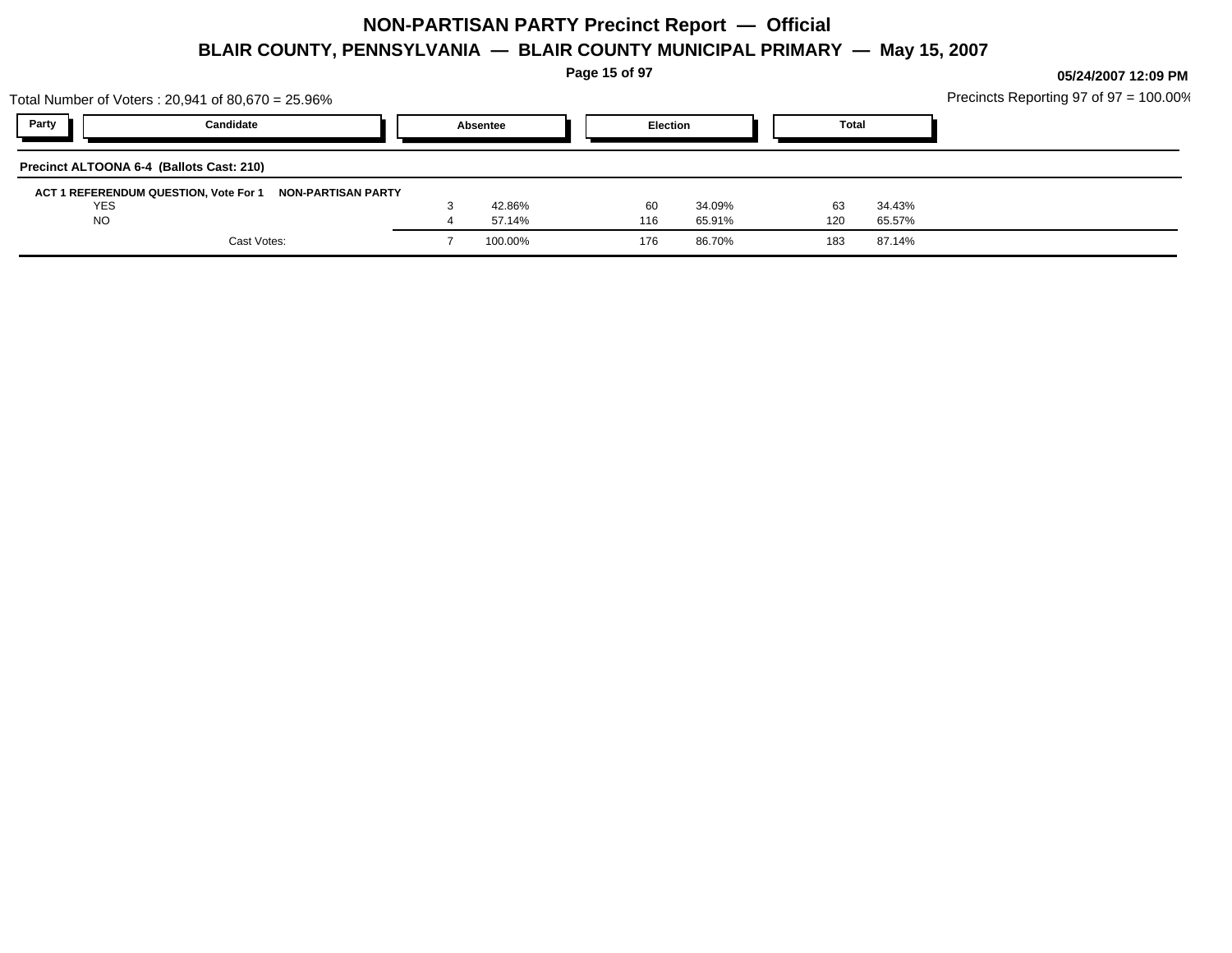# NON-PARTISAN PARTY Precinct Report — Official

## BLAIR COUNTY, PENNSYLVANIA — BLAIR COUNTY MUNICIPAL PRIMARY — May 15, 2007

05/24/2007 12:09 PM

Total Number of Voters : 20,941 of 80,670 = 25.96%

Precincts Reporting 97 of 97 = 100.00%

### Precinct ALTOONA 6-4 (Ballots Cast: 210)

**ACT 1 REFERENDUM QUESTION, Vote For 1 — NON-PARTISAN PARTY**

| Party | Candidate | Absentee | | Election | | Total | |
|---|---|---|---|---|---|---|---|
| | YES | 3 | 42.86% | 60 | 34.09% | 63 | 34.43% |
| | NO | 4 | 57.14% | 116 | 65.91% | 120 | 65.57% |
| | Cast Votes: | 7 | 100.00% | 176 | 86.70% | 183 | 87.14% |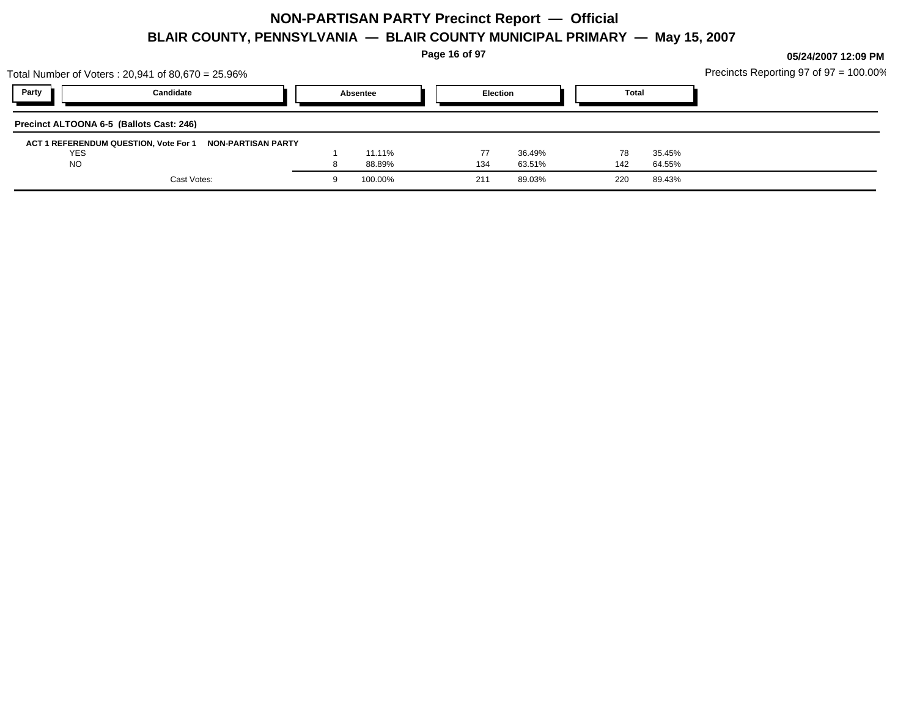# NON-PARTISAN PARTY Precinct Report — Official

## BLAIR COUNTY, PENNSYLVANIA — BLAIR COUNTY MUNICIPAL PRIMARY — May 15, 2007

05/24/2007 12:09 PM

Total Number of Voters : 20,941 of 80,670 = 25.96%

Precincts Reporting 97 of 97 = 100.00%

### Precinct ALTOONA 6-5 (Ballots Cast: 246)

**ACT 1 REFERENDUM QUESTION, Vote For 1 NON-PARTISAN PARTY**

| Party | Candidate | Absentee | | Election | | Total | |
|---|---|---|---|---|---|---|---|
| | YES | 1 | 11.11% | 77 | 36.49% | 78 | 35.45% |
| | NO | 8 | 88.89% | 134 | 63.51% | 142 | 64.55% |
| | Cast Votes: | 9 | 100.00% | 211 | 89.03% | 220 | 89.43% |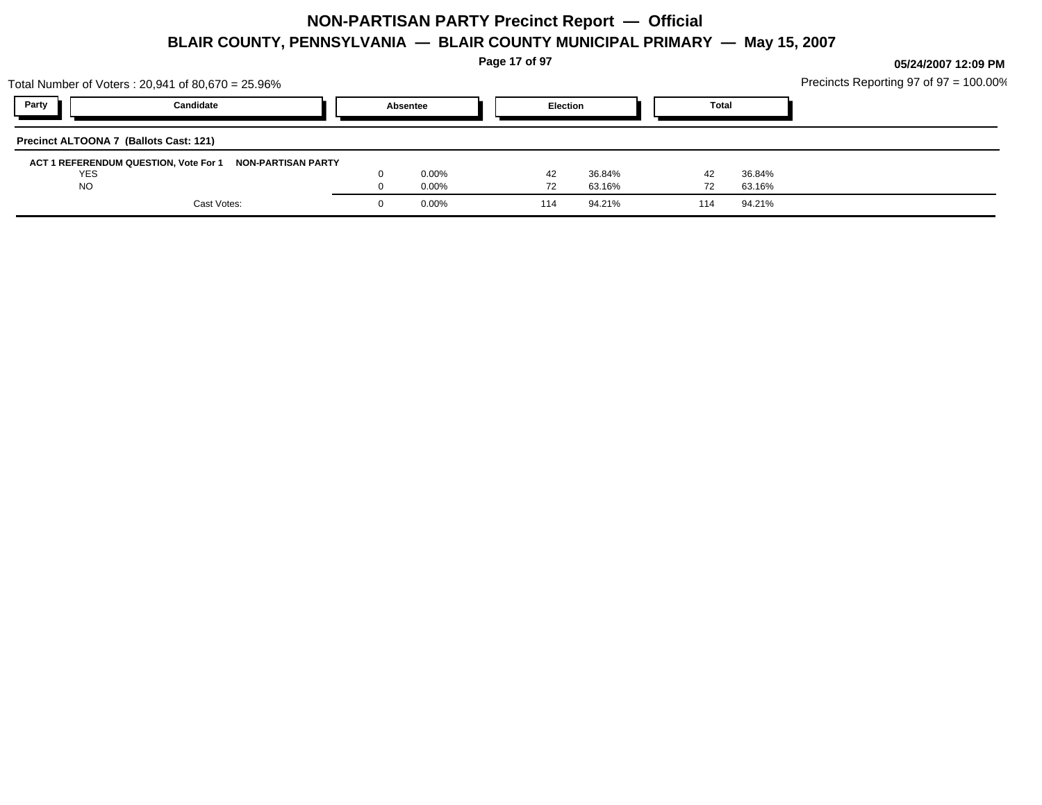# NON-PARTISAN PARTY Precinct Report — Official

## BLAIR COUNTY, PENNSYLVANIA — BLAIR COUNTY MUNICIPAL PRIMARY — May 15, 2007

05/24/2007 12:09 PM

Total Number of Voters : 20,941 of 80,670 = 25.96%

Precincts Reporting 97 of 97 = 100.00%

**Precinct ALTOONA 7 (Ballots Cast: 121)**

**ACT 1 REFERENDUM QUESTION, Vote For 1 NON-PARTISAN PARTY**

| Party | Candidate | Absentee | | Election | | Total | |
|---|---|---|---|---|---|---|---|
| | YES | 0 | 0.00% | 42 | 36.84% | 42 | 36.84% |
| | NO | 0 | 0.00% | 72 | 63.16% | 72 | 63.16% |
| | Cast Votes: | 0 | 0.00% | 114 | 94.21% | 114 | 94.21% |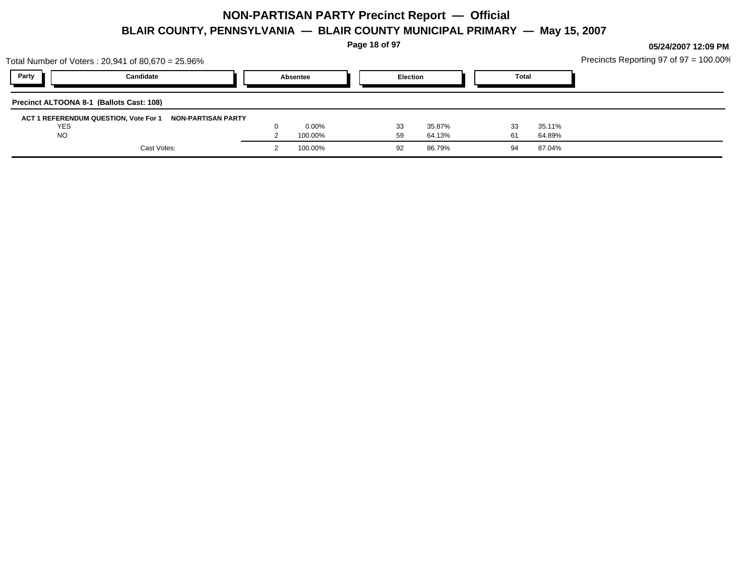# NON-PARTISAN PARTY Precinct Report — Official

## BLAIR COUNTY, PENNSYLVANIA — BLAIR COUNTY MUNICIPAL PRIMARY — May 15, 2007

05/24/2007 12:09 PM

Total Number of Voters : 20,941 of 80,670 = 25.96%

Precincts Reporting 97 of 97 = 100.00%

**Precinct ALTOONA 8-1 (Ballots Cast: 108)**

**ACT 1 REFERENDUM QUESTION, Vote For 1 — NON-PARTISAN PARTY**

| Party | Candidate | Absentee | | Election | | Total | |
|---|---|---|---|---|---|---|---|
| | YES | 0 | 0.00% | 33 | 35.87% | 33 | 35.11% |
| | NO | 2 | 100.00% | 59 | 64.13% | 61 | 64.89% |
| | Cast Votes: | 2 | 100.00% | 92 | 86.79% | 94 | 87.04% |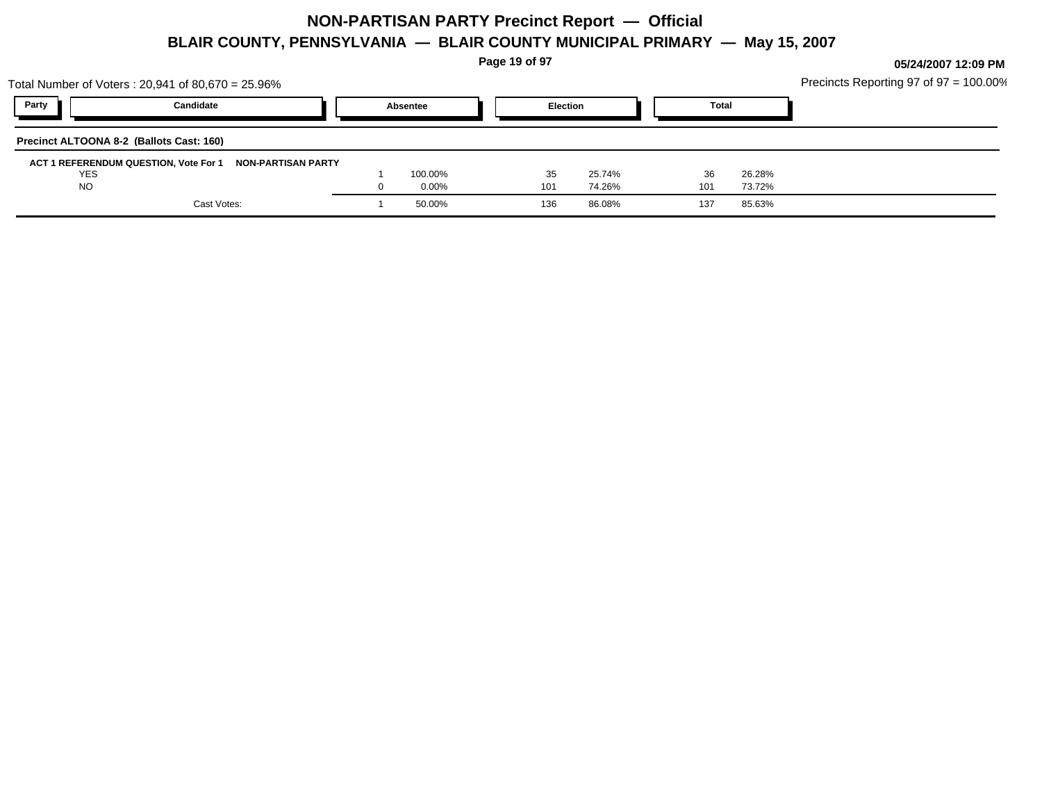# NON-PARTISAN PARTY Precinct Report — Official

## BLAIR COUNTY, PENNSYLVANIA — BLAIR COUNTY MUNICIPAL PRIMARY — May 15, 2007

05/24/2007 12:09 PM

Total Number of Voters : 20,941 of 80,670 = 25.96%

Precincts Reporting 97 of 97 = 100.00%

**Precinct ALTOONA 8-2 (Ballots Cast: 160)**

**ACT 1 REFERENDUM QUESTION, Vote For 1 — NON-PARTISAN PARTY**

| Party | Candidate | Absentee | | Election | | Total | |
|---|---|---|---|---|---|---|---|
| | YES | 1 | 100.00% | 35 | 25.74% | 36 | 26.28% |
| | NO | 0 | 0.00% | 101 | 74.26% | 101 | 73.72% |
| | Cast Votes: | 1 | 50.00% | 136 | 86.08% | 137 | 85.63% |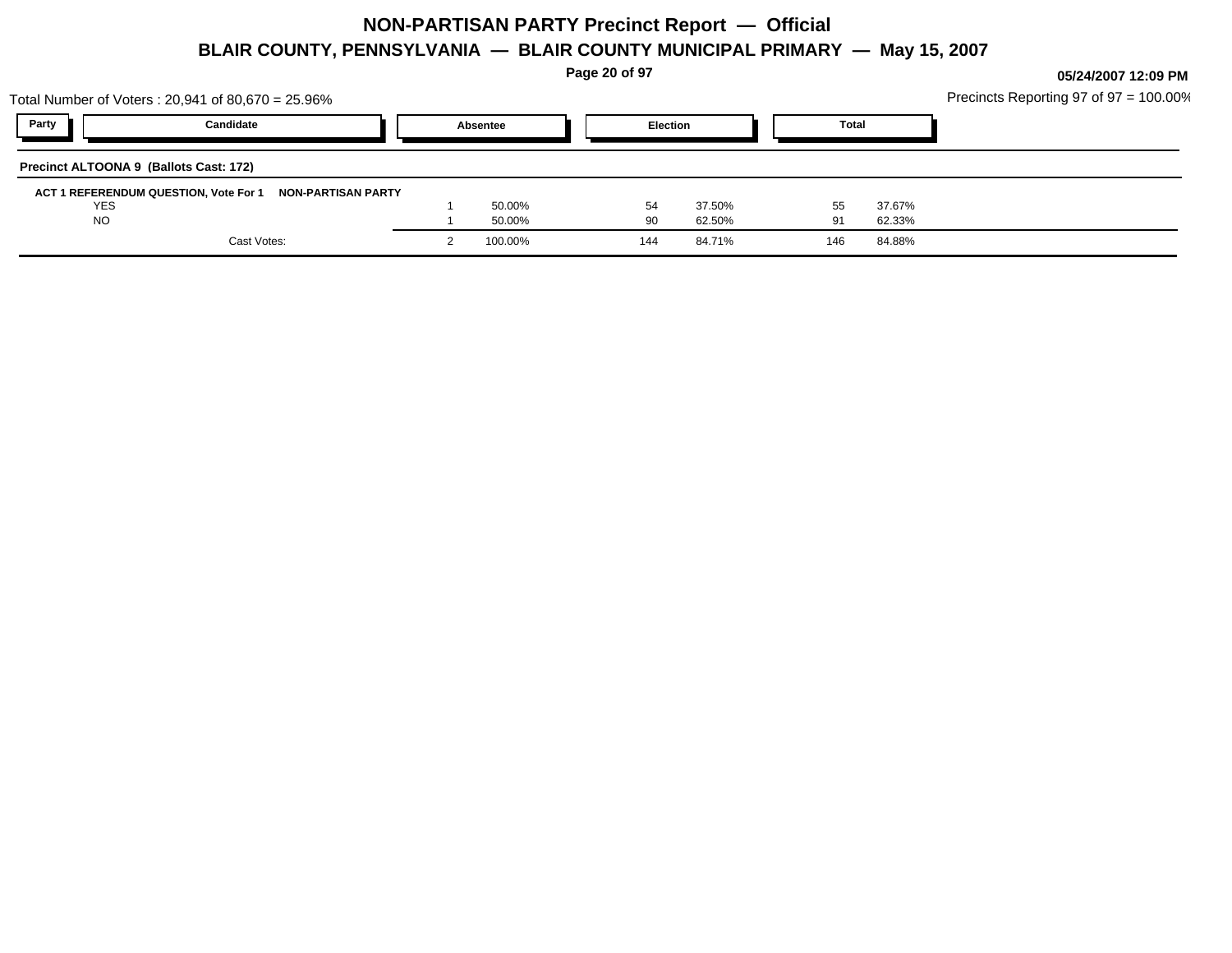# NON-PARTISAN PARTY Precinct Report — Official

## BLAIR COUNTY, PENNSYLVANIA — BLAIR COUNTY MUNICIPAL PRIMARY — May 15, 2007

05/24/2007 12:09 PM

Total Number of Voters : 20,941 of 80,670 = 25.96%

Precincts Reporting 97 of 97 = 100.00%

**Precinct ALTOONA 9 (Ballots Cast: 172)**

**ACT 1 REFERENDUM QUESTION, Vote For 1 NON-PARTISAN PARTY**

| Party | Candidate | Absentee | | Election | | Total | |
|---|---|---|---|---|---|---|---|
| | YES | 1 | 50.00% | 54 | 37.50% | 55 | 37.67% |
| | NO | 1 | 50.00% | 90 | 62.50% | 91 | 62.33% |
| | Cast Votes: | 2 | 100.00% | 144 | 84.71% | 146 | 84.88% |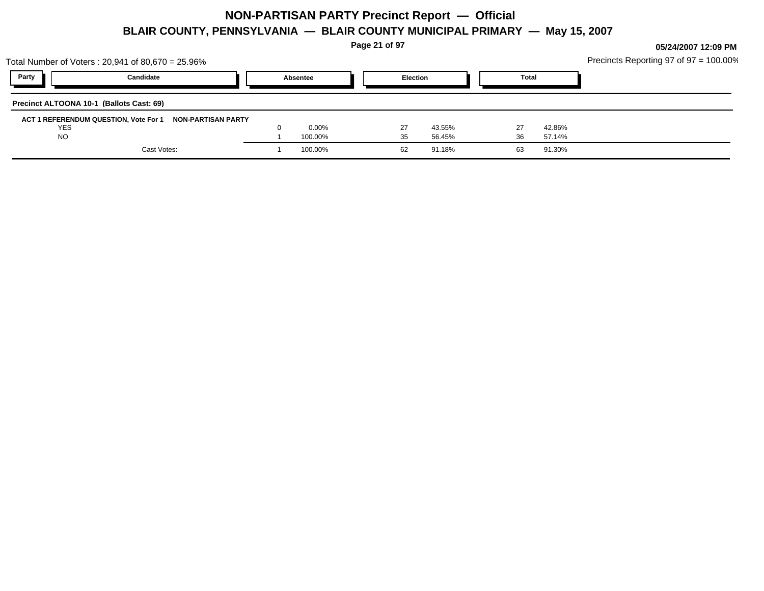# NON-PARTISAN PARTY Precinct Report — Official

## BLAIR COUNTY, PENNSYLVANIA — BLAIR COUNTY MUNICIPAL PRIMARY — May 15, 2007

05/24/2007 12:09 PM

Total Number of Voters : 20,941 of 80,670 = 25.96%

Precincts Reporting 97 of 97 = 100.00%

| Party | Candidate | Absentee | | Election | | Total | |
|---|---|---|---|---|---|---|---|
| **Precinct ALTOONA 10-1 (Ballots Cast: 69)** | | | | | | | |
| **ACT 1 REFERENDUM QUESTION, Vote For 1** | **NON-PARTISAN PARTY** | | | | | | |
| | YES | 0 | 0.00% | 27 | 43.55% | 27 | 42.86% |
| | NO | 1 | 100.00% | 35 | 56.45% | 36 | 57.14% |
| | Cast Votes: | 1 | 100.00% | 62 | 91.18% | 63 | 91.30% |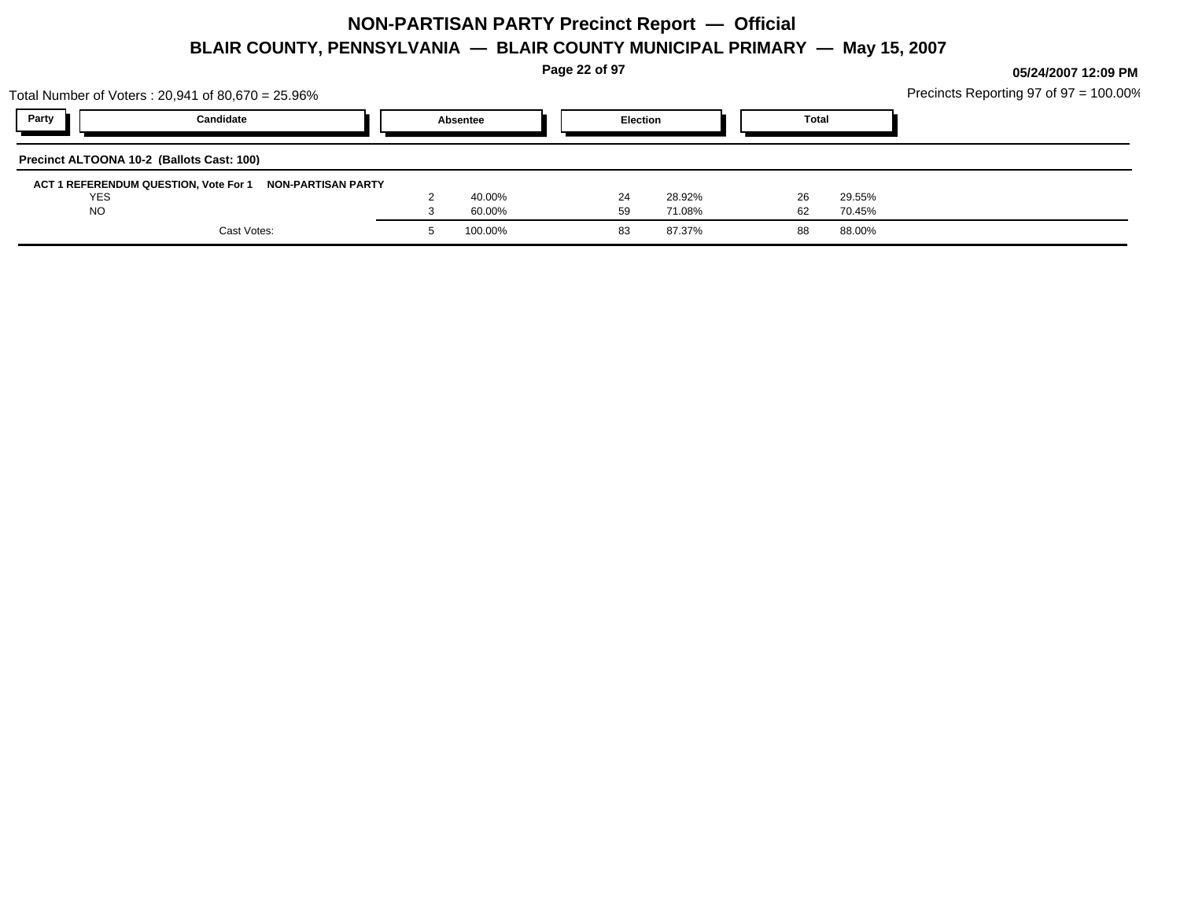# NON-PARTISAN PARTY Precinct Report — Official

## BLAIR COUNTY, PENNSYLVANIA — BLAIR COUNTY MUNICIPAL PRIMARY — May 15, 2007

05/24/2007 12:09 PM

Total Number of Voters : 20,941 of 80,670 = 25.96%

Precincts Reporting 97 of 97 = 100.00%

**Precinct ALTOONA 10-2 (Ballots Cast: 100)**

| Party | Candidate | Absentee | | Election | | Total | |
|---|---|---|---|---|---|---|---|
| **ACT 1 REFERENDUM QUESTION, Vote For 1** | **NON-PARTISAN PARTY** | | | | | | |
| | YES | 2 | 40.00% | 24 | 28.92% | 26 | 29.55% |
| | NO | 3 | 60.00% | 59 | 71.08% | 62 | 70.45% |
| | Cast Votes: | 5 | 100.00% | 83 | 87.37% | 88 | 88.00% |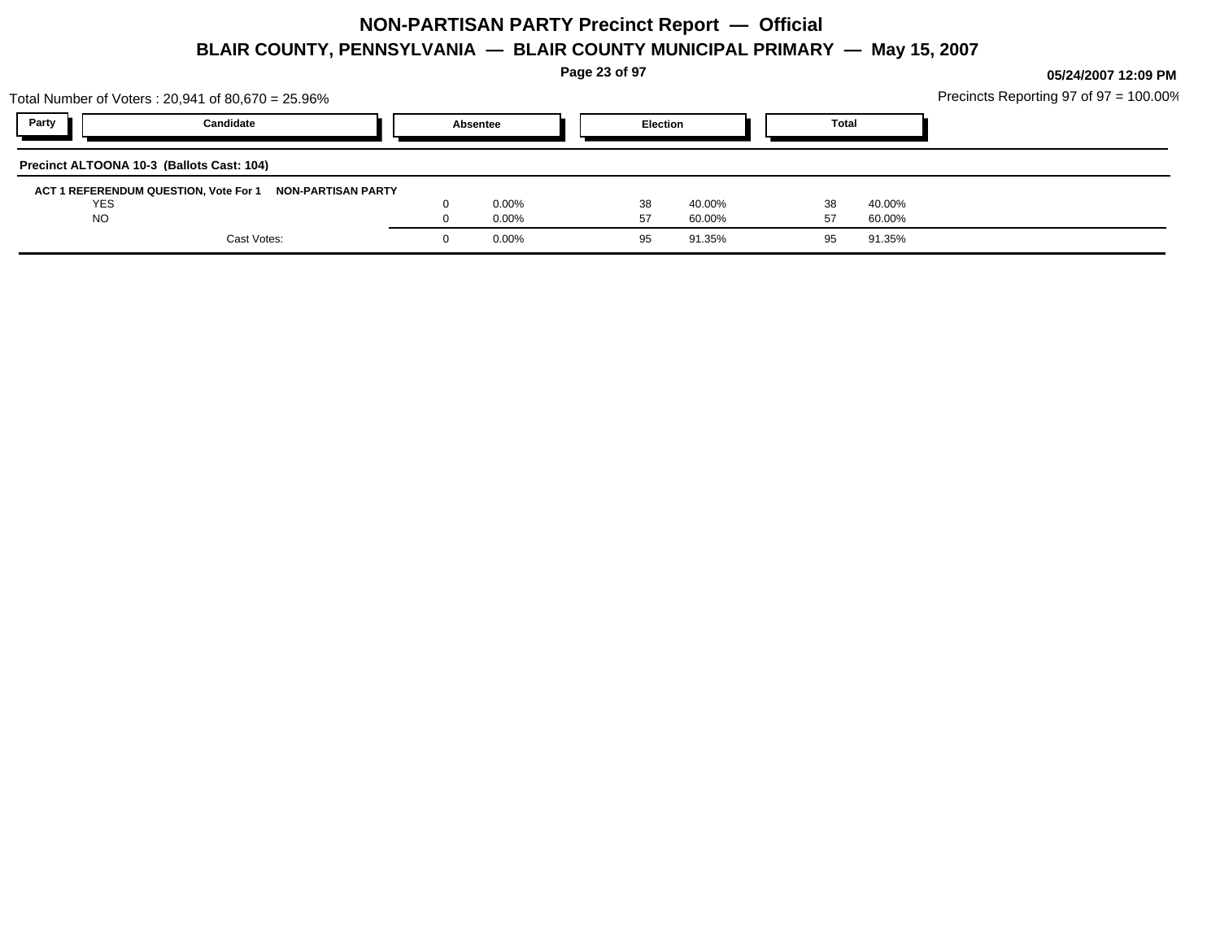# NON-PARTISAN PARTY Precinct Report — Official

## BLAIR COUNTY, PENNSYLVANIA — BLAIR COUNTY MUNICIPAL PRIMARY — May 15, 2007

**05/24/2007 12:09 PM**

Total Number of Voters : 20,941 of 80,670 = 25.96%

Precincts Reporting 97 of 97 = 100.00%

| Party | Candidate | Absentee | | Election | | Total | |
|---|---|---|---|---|---|---|---|
| **Precinct ALTOONA 10-3 (Ballots Cast: 104)** | | | | | | | |
| **ACT 1 REFERENDUM QUESTION, Vote For 1** | **NON-PARTISAN PARTY** | | | | | | |
| | YES | 0 | 0.00% | 38 | 40.00% | 38 | 40.00% |
| | NO | 0 | 0.00% | 57 | 60.00% | 57 | 60.00% |
| | Cast Votes: | 0 | 0.00% | 95 | 91.35% | 95 | 91.35% |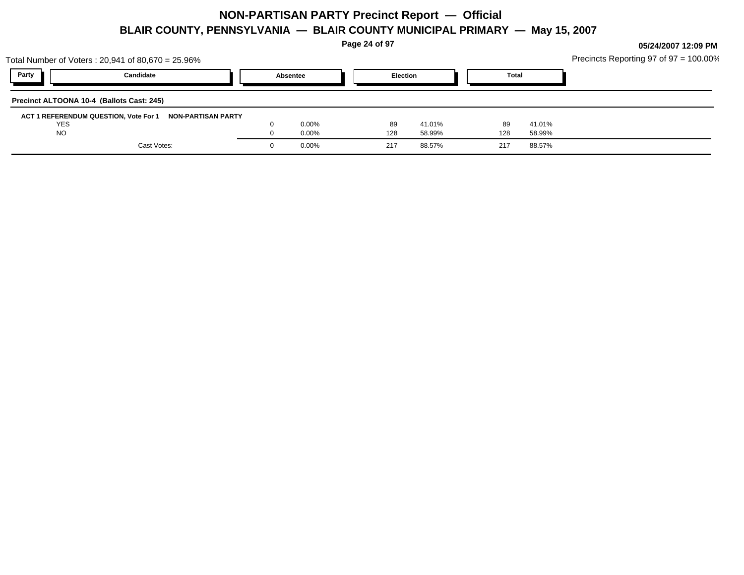# NON-PARTISAN PARTY Precinct Report — Official

## BLAIR COUNTY, PENNSYLVANIA — BLAIR COUNTY MUNICIPAL PRIMARY — May 15, 2007

05/24/2007 12:09 PM

Total Number of Voters : 20,941 of 80,670 = 25.96%

Precincts Reporting 97 of 97 = 100.00%

**Precinct ALTOONA 10-4 (Ballots Cast: 245)**

**ACT 1 REFERENDUM QUESTION, Vote For 1 — NON-PARTISAN PARTY**

| Party | Candidate | Absentee | | Election | | Total | |
|---|---|---|---|---|---|---|---|
| | YES | 0 | 0.00% | 89 | 41.01% | 89 | 41.01% |
| | NO | 0 | 0.00% | 128 | 58.99% | 128 | 58.99% |
| | Cast Votes: | 0 | 0.00% | 217 | 88.57% | 217 | 88.57% |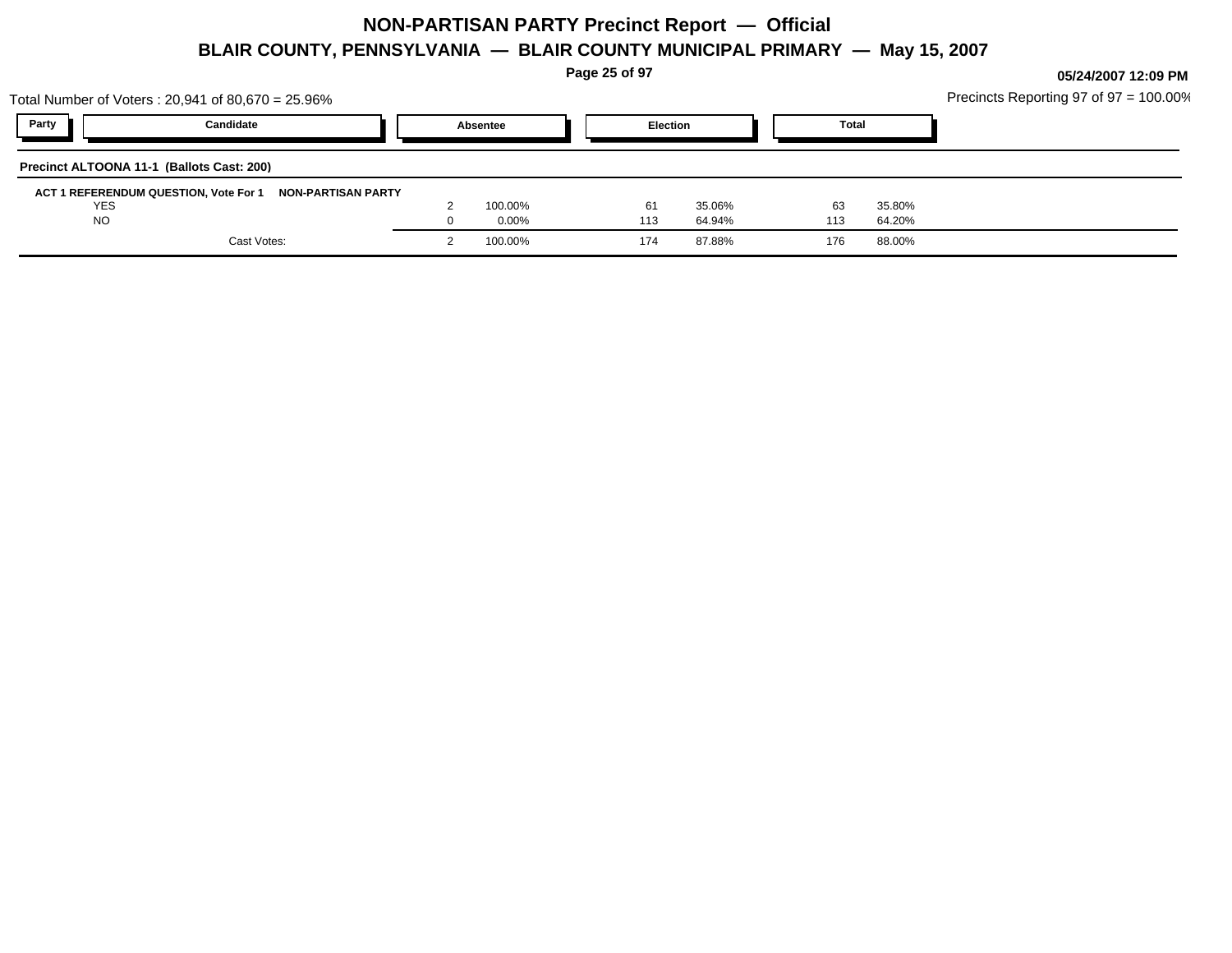# NON-PARTISAN PARTY Precinct Report — Official

## BLAIR COUNTY, PENNSYLVANIA — BLAIR COUNTY MUNICIPAL PRIMARY — May 15, 2007

**05/24/2007 12:09 PM**

Total Number of Voters : 20,941 of 80,670 = 25.96%

Precincts Reporting 97 of 97 = 100.00%

**Precinct ALTOONA 11-1 (Ballots Cast: 200)**

**ACT 1 REFERENDUM QUESTION, Vote For 1 NON-PARTISAN PARTY**

| Party | Candidate | Absentee | | Election | | Total | |
|---|---|---|---|---|---|---|---|
| | YES | 2 | 100.00% | 61 | 35.06% | 63 | 35.80% |
| | NO | 0 | 0.00% | 113 | 64.94% | 113 | 64.20% |
| | Cast Votes: | 2 | 100.00% | 174 | 87.88% | 176 | 88.00% |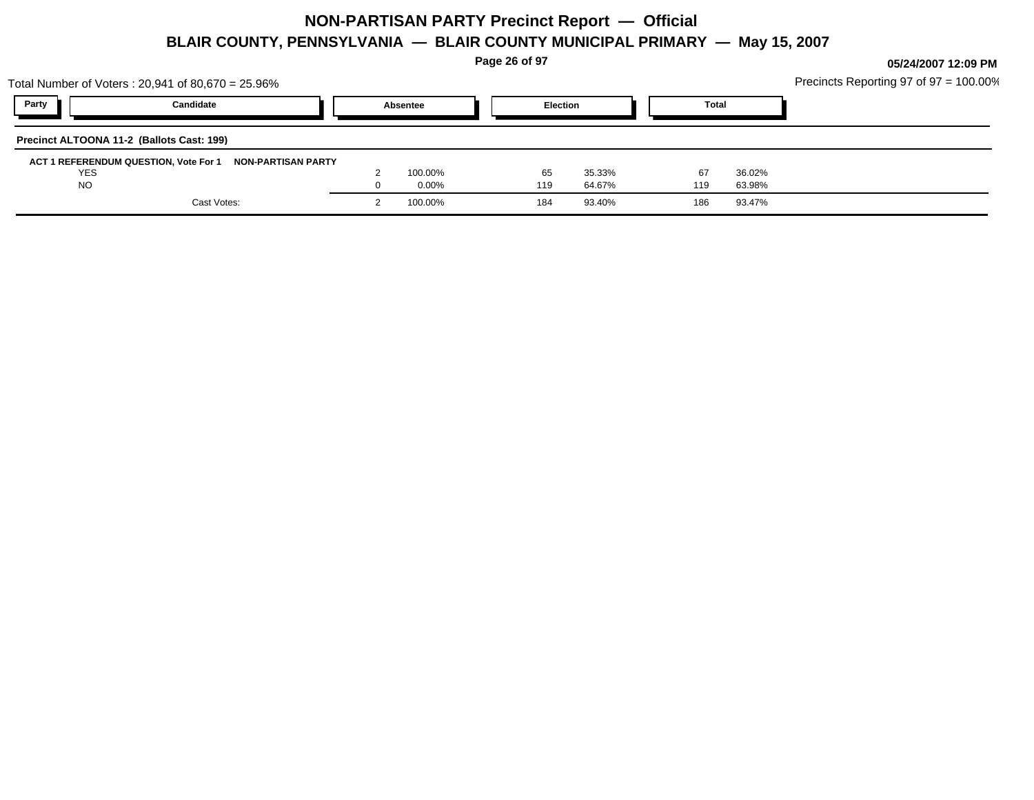# NON-PARTISAN PARTY Precinct Report — Official

## BLAIR COUNTY, PENNSYLVANIA — BLAIR COUNTY MUNICIPAL PRIMARY — May 15, 2007

05/24/2007 12:09 PM

Total Number of Voters : 20,941 of 80,670 = 25.96%

Precincts Reporting 97 of 97 = 100.00%

**Precinct ALTOONA 11-2 (Ballots Cast: 199)**

**ACT 1 REFERENDUM QUESTION, Vote For 1 — NON-PARTISAN PARTY**

| Party | Candidate | Absentee | | Election | | Total | |
|---|---|---|---|---|---|---|---|
| | YES | 2 | 100.00% | 65 | 35.33% | 67 | 36.02% |
| | NO | 0 | 0.00% | 119 | 64.67% | 119 | 63.98% |
| | Cast Votes: | 2 | 100.00% | 184 | 93.40% | 186 | 93.47% |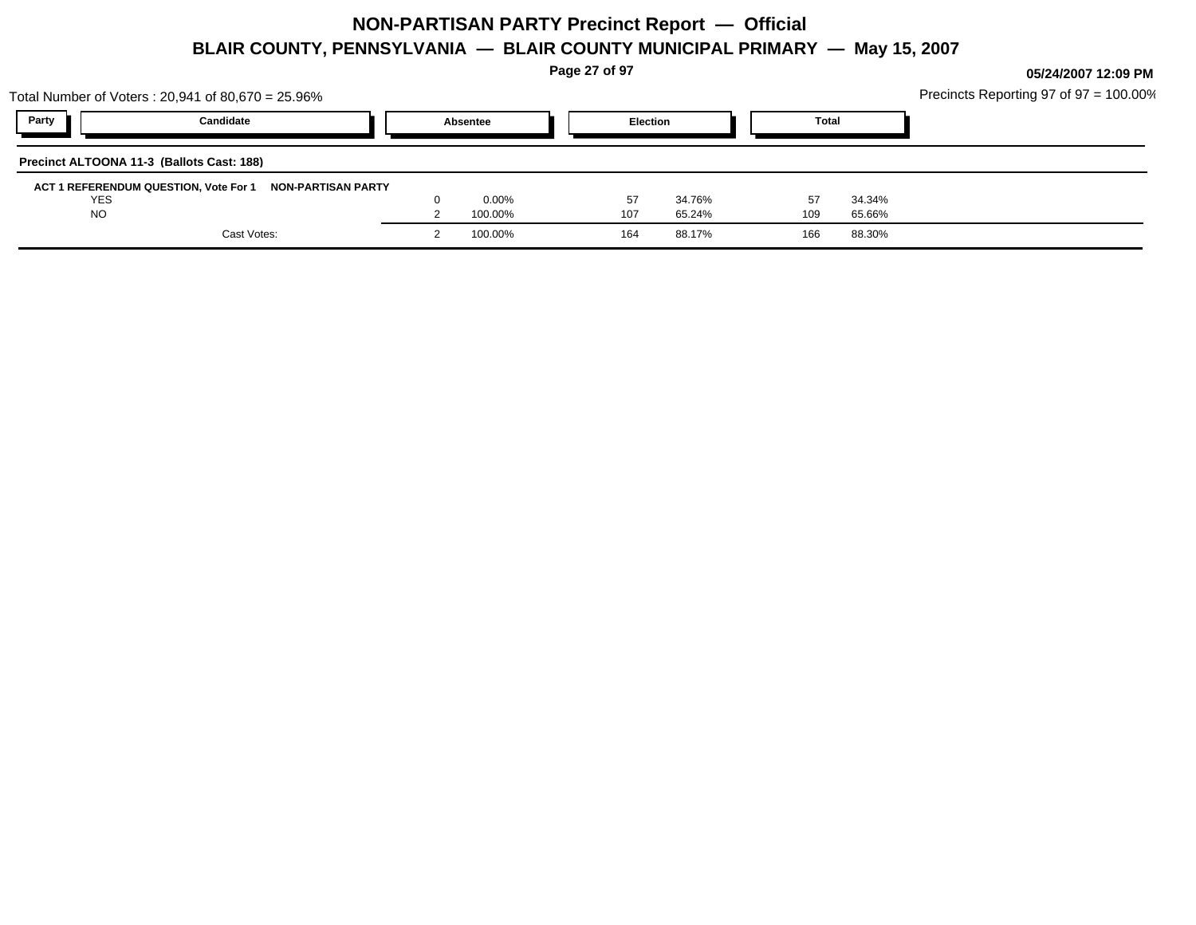# NON-PARTISAN PARTY Precinct Report — Official

## BLAIR COUNTY, PENNSYLVANIA — BLAIR COUNTY MUNICIPAL PRIMARY — May 15, 2007

05/24/2007 12:09 PM

Total Number of Voters : 20,941 of 80,670 = 25.96%

Precincts Reporting 97 of 97 = 100.00%

| Party | Candidate | Absentee | | Election | | Total | |
|---|---|---|---|---|---|---|---|
| **Precinct ALTOONA 11-3 (Ballots Cast: 188)** | | | | | | | |
| **ACT 1 REFERENDUM QUESTION, Vote For 1** | **NON-PARTISAN PARTY** | | | | | | |
| | YES | 0 | 0.00% | 57 | 34.76% | 57 | 34.34% |
| | NO | 2 | 100.00% | 107 | 65.24% | 109 | 65.66% |
| | Cast Votes: | 2 | 100.00% | 164 | 88.17% | 166 | 88.30% |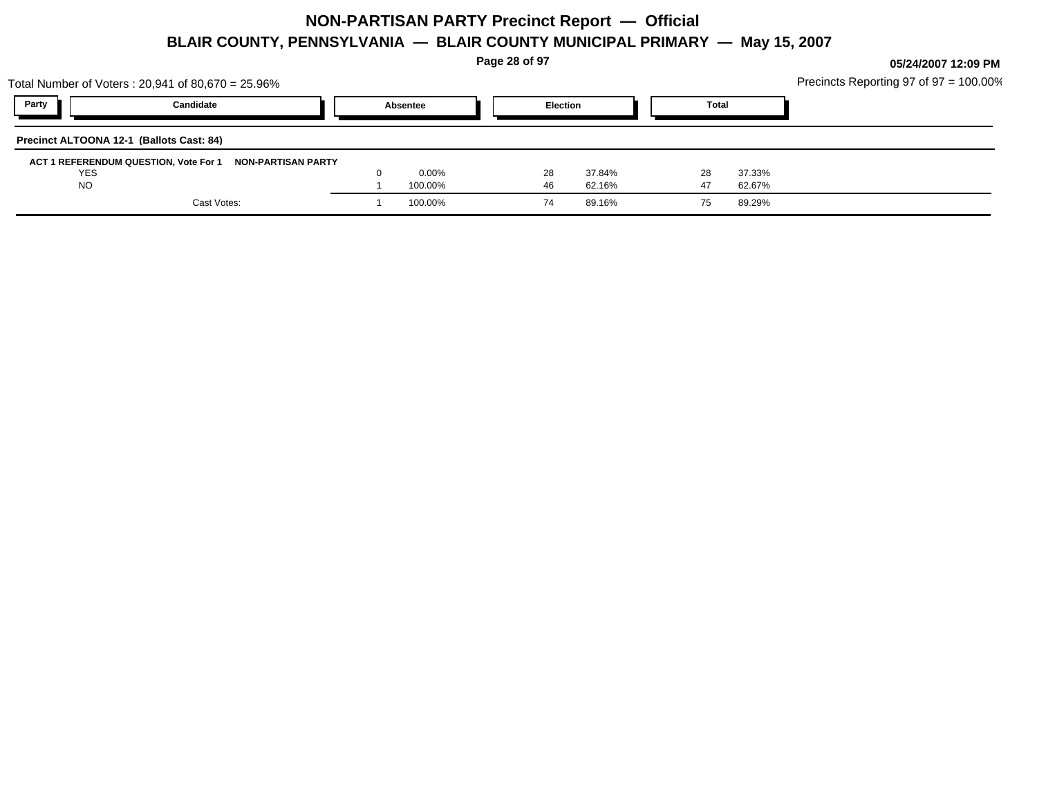# NON-PARTISAN PARTY Precinct Report — Official

## BLAIR COUNTY, PENNSYLVANIA — BLAIR COUNTY MUNICIPAL PRIMARY — May 15, 2007

05/24/2007 12:09 PM

Total Number of Voters : 20,941 of 80,670 = 25.96%

Precincts Reporting 97 of 97 = 100.00%

**Precinct ALTOONA 12-1 (Ballots Cast: 84)**

**ACT 1 REFERENDUM QUESTION, Vote For 1 — NON-PARTISAN PARTY**

| Party | Candidate | Absentee | | Election | | Total | |
|---|---|---|---|---|---|---|---|
| | YES | 0 | 0.00% | 28 | 37.84% | 28 | 37.33% |
| | NO | 1 | 100.00% | 46 | 62.16% | 47 | 62.67% |
| | Cast Votes: | 1 | 100.00% | 74 | 89.16% | 75 | 89.29% |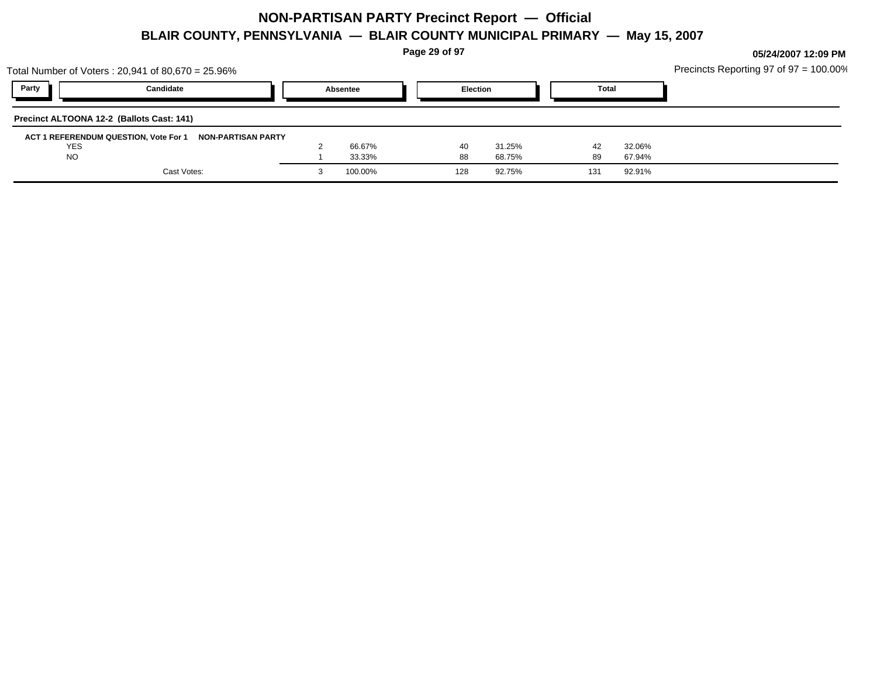# NON-PARTISAN PARTY Precinct Report — Official

## BLAIR COUNTY, PENNSYLVANIA — BLAIR COUNTY MUNICIPAL PRIMARY — May 15, 2007

05/24/2007 12:09 PM

Total Number of Voters : 20,941 of 80,670 = 25.96%

Precincts Reporting 97 of 97 = 100.00%

| Party | Candidate | Absentee | | Election | | Total | |
|---|---|---|---|---|---|---|---|

**Precinct ALTOONA 12-2 (Ballots Cast: 141)**

**ACT 1 REFERENDUM QUESTION, Vote For 1 NON-PARTISAN PARTY**

| Candidate | Absentee | | Election | | Total | |
|---|---|---|---|---|---|---|
| YES | 2 | 66.67% | 40 | 31.25% | 42 | 32.06% |
| NO | 1 | 33.33% | 88 | 68.75% | 89 | 67.94% |
| Cast Votes: | 3 | 100.00% | 128 | 92.75% | 131 | 92.91% |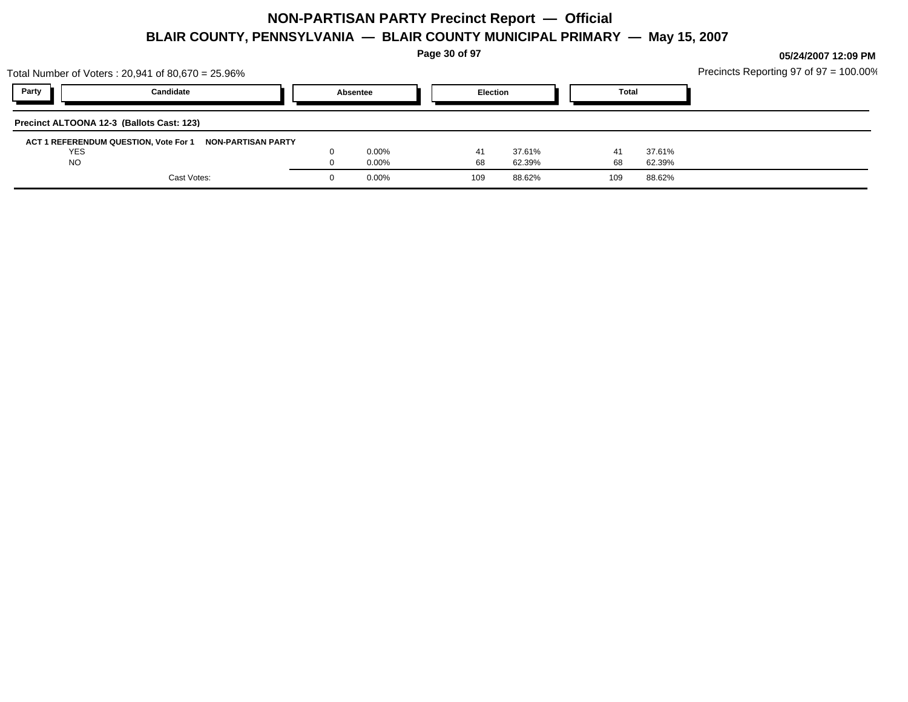# NON-PARTISAN PARTY Precinct Report — Official

## BLAIR COUNTY, PENNSYLVANIA — BLAIR COUNTY MUNICIPAL PRIMARY — May 15, 2007

05/24/2007 12:09 PM

Total Number of Voters : 20,941 of 80,670 = 25.96%

Precincts Reporting 97 of 97 = 100.00%

| Party | Candidate | Absentee | | Election | | Total | |
|---|---|---|---|---|---|---|---|
| **Precinct ALTOONA 12-3 (Ballots Cast: 123)** | | | | | | | |
| **ACT 1 REFERENDUM QUESTION, Vote For 1** | **NON-PARTISAN PARTY** | | | | | | |
| | YES | 0 | 0.00% | 41 | 37.61% | 41 | 37.61% |
| | NO | 0 | 0.00% | 68 | 62.39% | 68 | 62.39% |
| | Cast Votes: | 0 | 0.00% | 109 | 88.62% | 109 | 88.62% |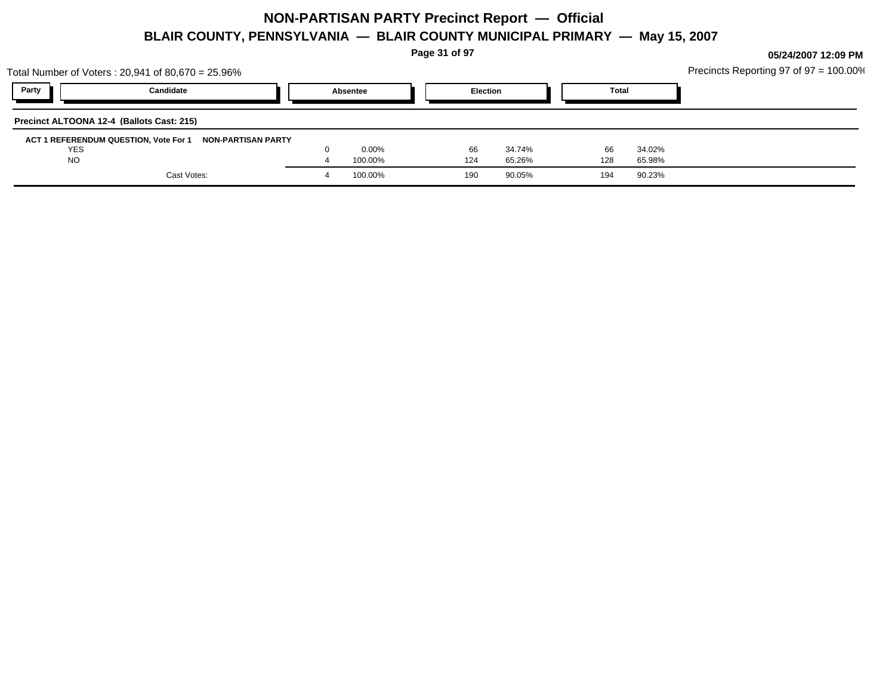# NON-PARTISAN PARTY Precinct Report — Official

## BLAIR COUNTY, PENNSYLVANIA — BLAIR COUNTY MUNICIPAL PRIMARY — May 15, 2007

05/24/2007 12:09 PM

Total Number of Voters : 20,941 of 80,670 = 25.96%

Precincts Reporting 97 of 97 = 100.00%

**Precinct ALTOONA 12-4 (Ballots Cast: 215)**

| Party | Candidate | Absentee | | Election | | Total | |
|---|---|---|---|---|---|---|---|
| **ACT 1 REFERENDUM QUESTION, Vote For 1** | **NON-PARTISAN PARTY** | | | | | | |
| | YES | 0 | 0.00% | 66 | 34.74% | 66 | 34.02% |
| | NO | 4 | 100.00% | 124 | 65.26% | 128 | 65.98% |
| | Cast Votes: | 4 | 100.00% | 190 | 90.05% | 194 | 90.23% |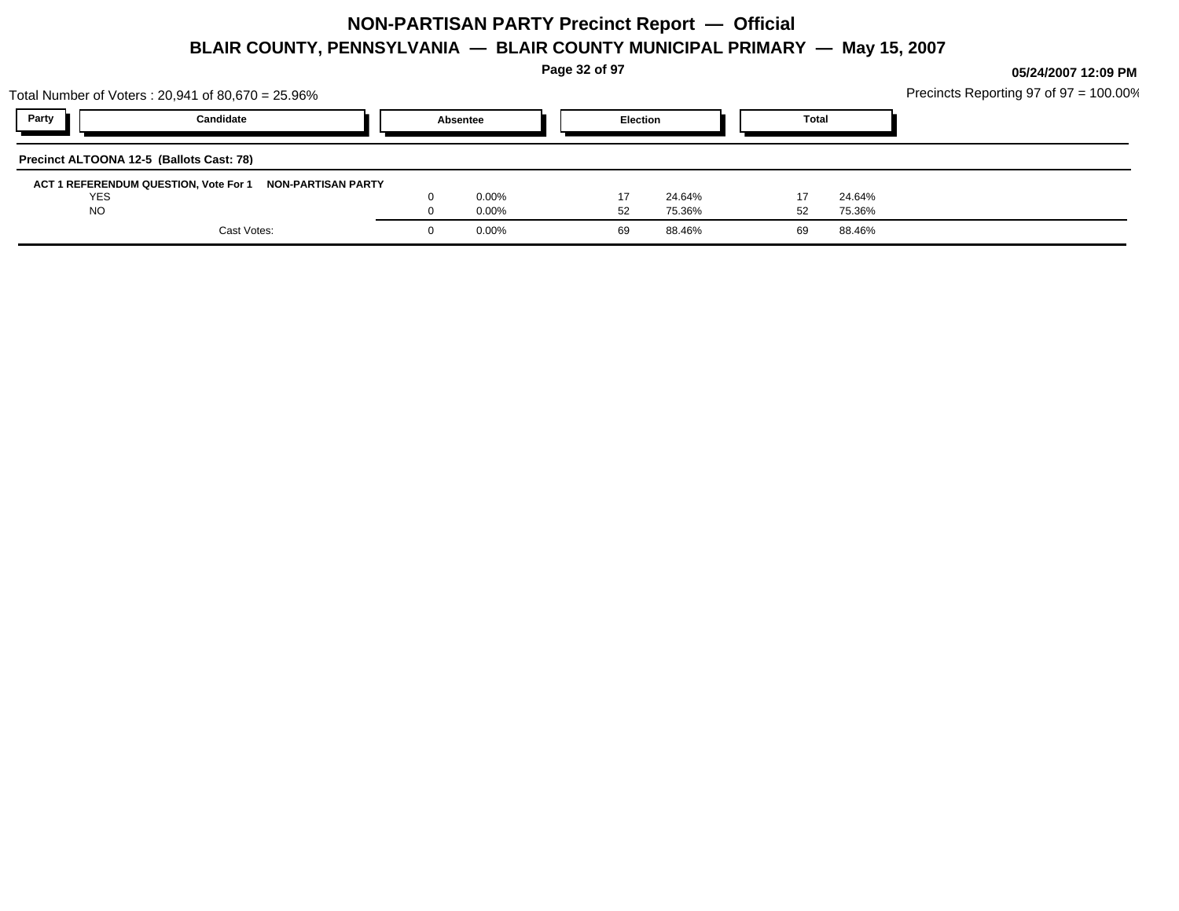# NON-PARTISAN PARTY Precinct Report — Official

## BLAIR COUNTY, PENNSYLVANIA — BLAIR COUNTY MUNICIPAL PRIMARY — May 15, 2007

**05/24/2007 12:09 PM**

Total Number of Voters : 20,941 of 80,670 = 25.96%

Precincts Reporting 97 of 97 = 100.00%

| Party | Candidate | Absentee | | Election | | Total | |
|---|---|---|---|---|---|---|---|
| **Precinct ALTOONA 12-5 (Ballots Cast: 78)** | | | | | | | |
| **ACT 1 REFERENDUM QUESTION, Vote For 1** | **NON-PARTISAN PARTY** | | | | | | |
| | YES | 0 | 0.00% | 17 | 24.64% | 17 | 24.64% |
| | NO | 0 | 0.00% | 52 | 75.36% | 52 | 75.36% |
| | Cast Votes: | 0 | 0.00% | 69 | 88.46% | 69 | 88.46% |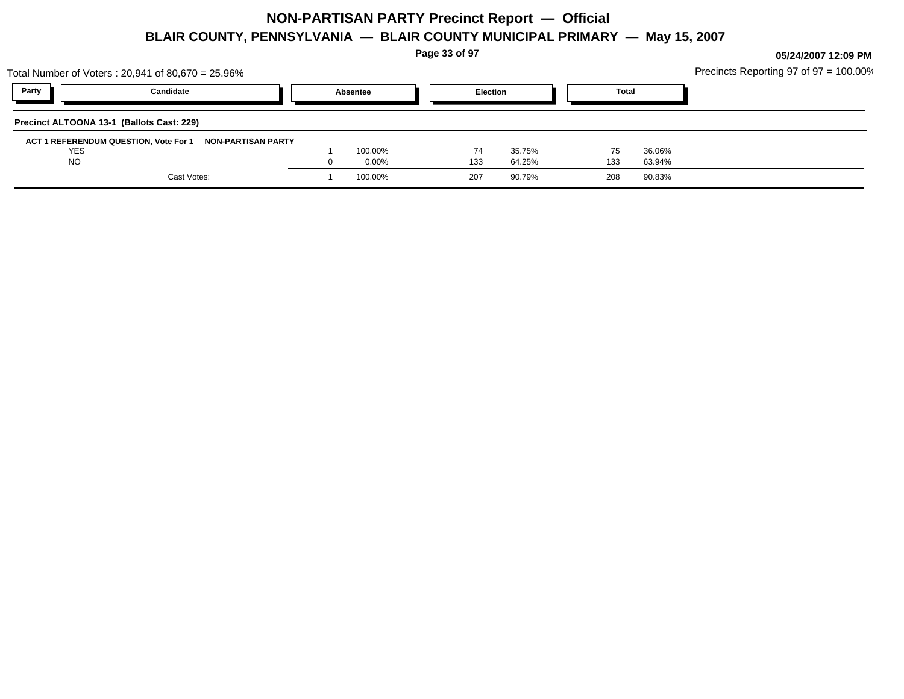# NON-PARTISAN PARTY Precinct Report — Official

## BLAIR COUNTY, PENNSYLVANIA — BLAIR COUNTY MUNICIPAL PRIMARY — May 15, 2007

05/24/2007 12:09 PM

Total Number of Voters : 20,941 of 80,670 = 25.96%

Precincts Reporting 97 of 97 = 100.00%

| Party | Candidate | Absentee | | Election | | Total | |
|---|---|---|---|---|---|---|---|
| **Precinct ALTOONA 13-1 (Ballots Cast: 229)** | | | | | | | |
| **ACT 1 REFERENDUM QUESTION, Vote For 1** | **NON-PARTISAN PARTY** | | | | | | |
| | YES | 1 | 100.00% | 74 | 35.75% | 75 | 36.06% |
| | NO | 0 | 0.00% | 133 | 64.25% | 133 | 63.94% |
| | Cast Votes: | 1 | 100.00% | 207 | 90.79% | 208 | 90.83% |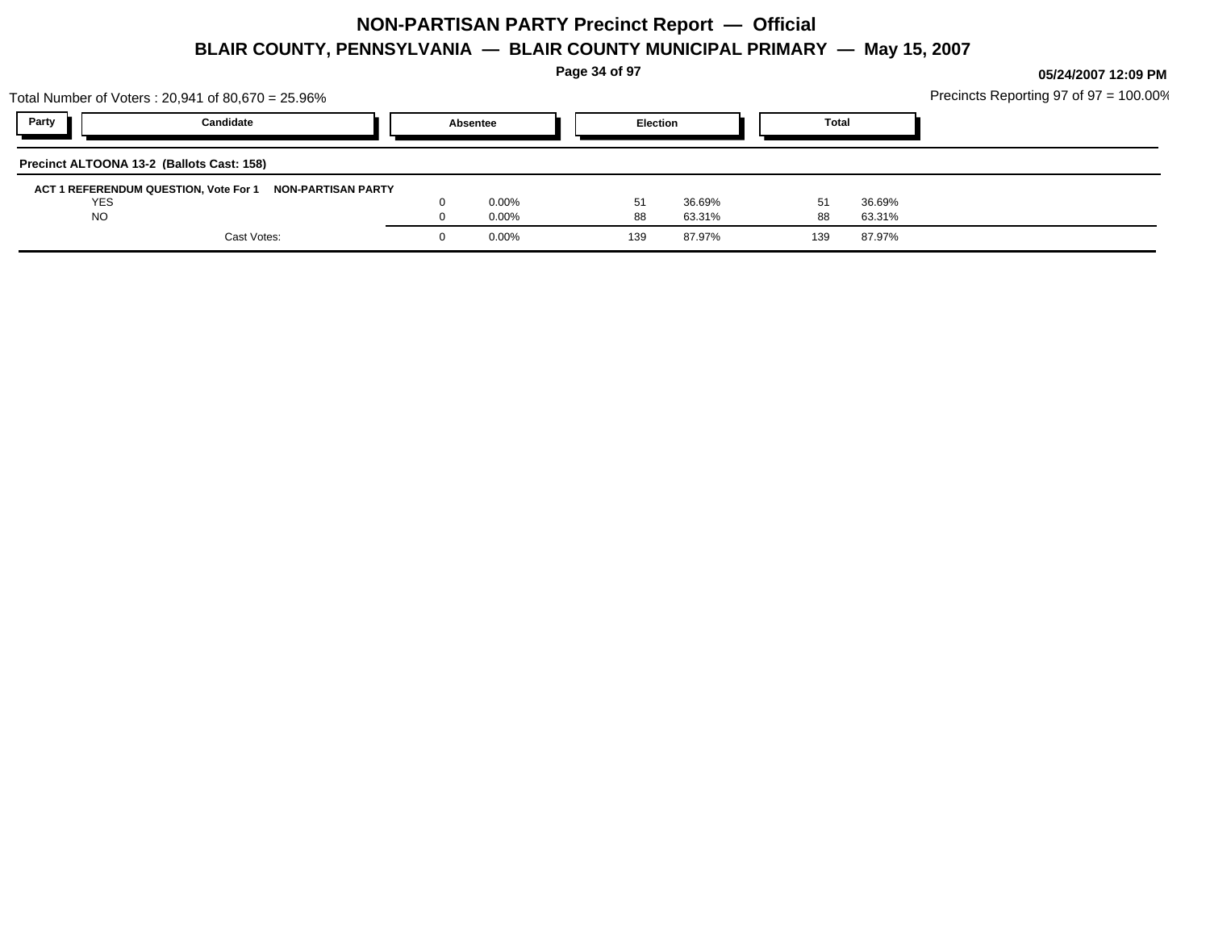# NON-PARTISAN PARTY Precinct Report — Official

## BLAIR COUNTY, PENNSYLVANIA — BLAIR COUNTY MUNICIPAL PRIMARY — May 15, 2007

05/24/2007 12:09 PM

Total Number of Voters : 20,941 of 80,670 = 25.96%

Precincts Reporting 97 of 97 = 100.00%

| Party | Candidate | Absentee | | Election | | Total | |
|---|---|---|---|---|---|---|---|
| **Precinct ALTOONA 13-2 (Ballots Cast: 158)** | | | | | | | |
| **ACT 1 REFERENDUM QUESTION, Vote For 1** | **NON-PARTISAN PARTY** | | | | | | |
| | YES | 0 | 0.00% | 51 | 36.69% | 51 | 36.69% |
| | NO | 0 | 0.00% | 88 | 63.31% | 88 | 63.31% |
| | Cast Votes: | 0 | 0.00% | 139 | 87.97% | 139 | 87.97% |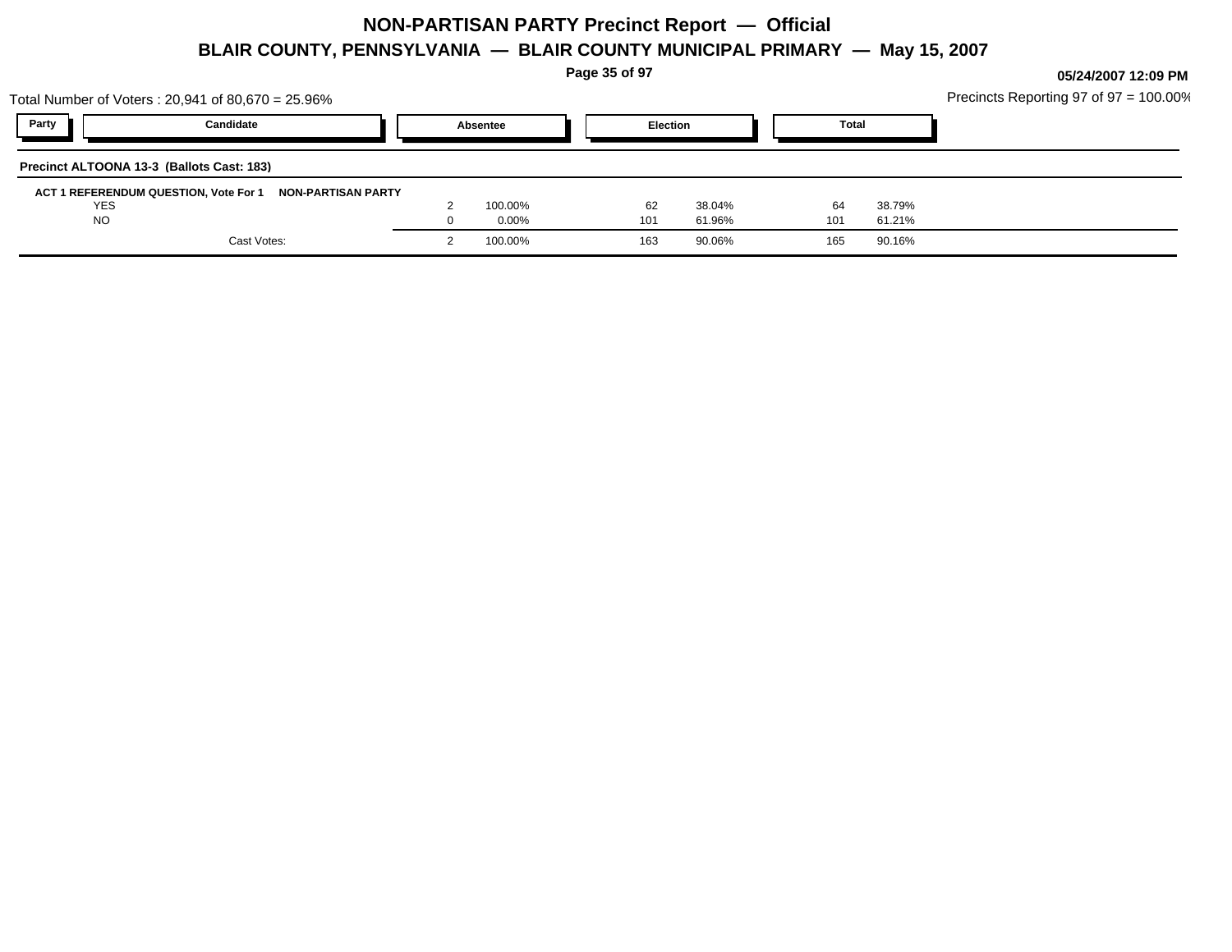# NON-PARTISAN PARTY Precinct Report — Official

## BLAIR COUNTY, PENNSYLVANIA — BLAIR COUNTY MUNICIPAL PRIMARY — May 15, 2007

05/24/2007 12:09 PM

Total Number of Voters : 20,941 of 80,670 = 25.96%

Precincts Reporting 97 of 97 = 100.00%

| Party | Candidate | Absentee | | Election | | Total | |
|---|---|---|---|---|---|---|---|
| **Precinct ALTOONA 13-3 (Ballots Cast: 183)** | | | | | | | |
| **ACT 1 REFERENDUM QUESTION, Vote For 1** | **NON-PARTISAN PARTY** | | | | | | |
| | YES | 2 | 100.00% | 62 | 38.04% | 64 | 38.79% |
| | NO | 0 | 0.00% | 101 | 61.96% | 101 | 61.21% |
| | Cast Votes: | 2 | 100.00% | 163 | 90.06% | 165 | 90.16% |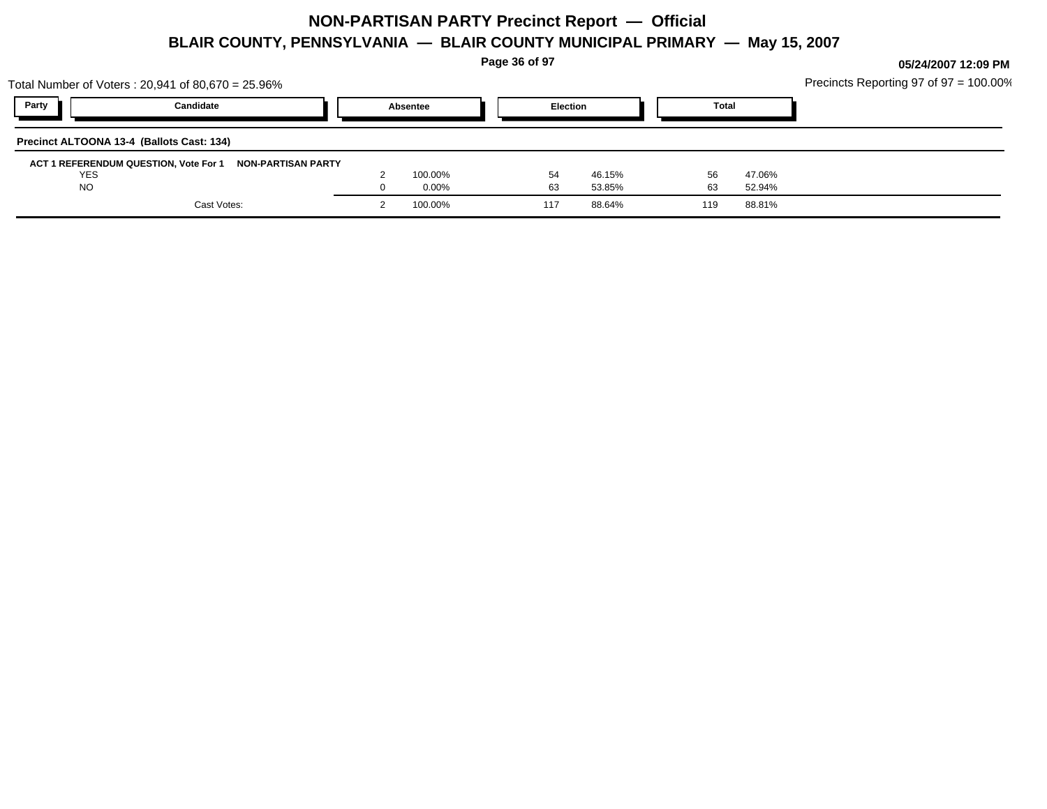# NON-PARTISAN PARTY Precinct Report — Official

## BLAIR COUNTY, PENNSYLVANIA — BLAIR COUNTY MUNICIPAL PRIMARY — May 15, 2007

05/24/2007 12:09 PM

Total Number of Voters : 20,941 of 80,670 = 25.96%

Precincts Reporting 97 of 97 = 100.00%

**Precinct ALTOONA 13-4 (Ballots Cast: 134)**

**ACT 1 REFERENDUM QUESTION, Vote For 1 NON-PARTISAN PARTY**

| Party | Candidate | Absentee | | Election | | Total | |
|---|---|---|---|---|---|---|---|
| | YES | 2 | 100.00% | 54 | 46.15% | 56 | 47.06% |
| | NO | 0 | 0.00% | 63 | 53.85% | 63 | 52.94% |
| | Cast Votes: | 2 | 100.00% | 117 | 88.64% | 119 | 88.81% |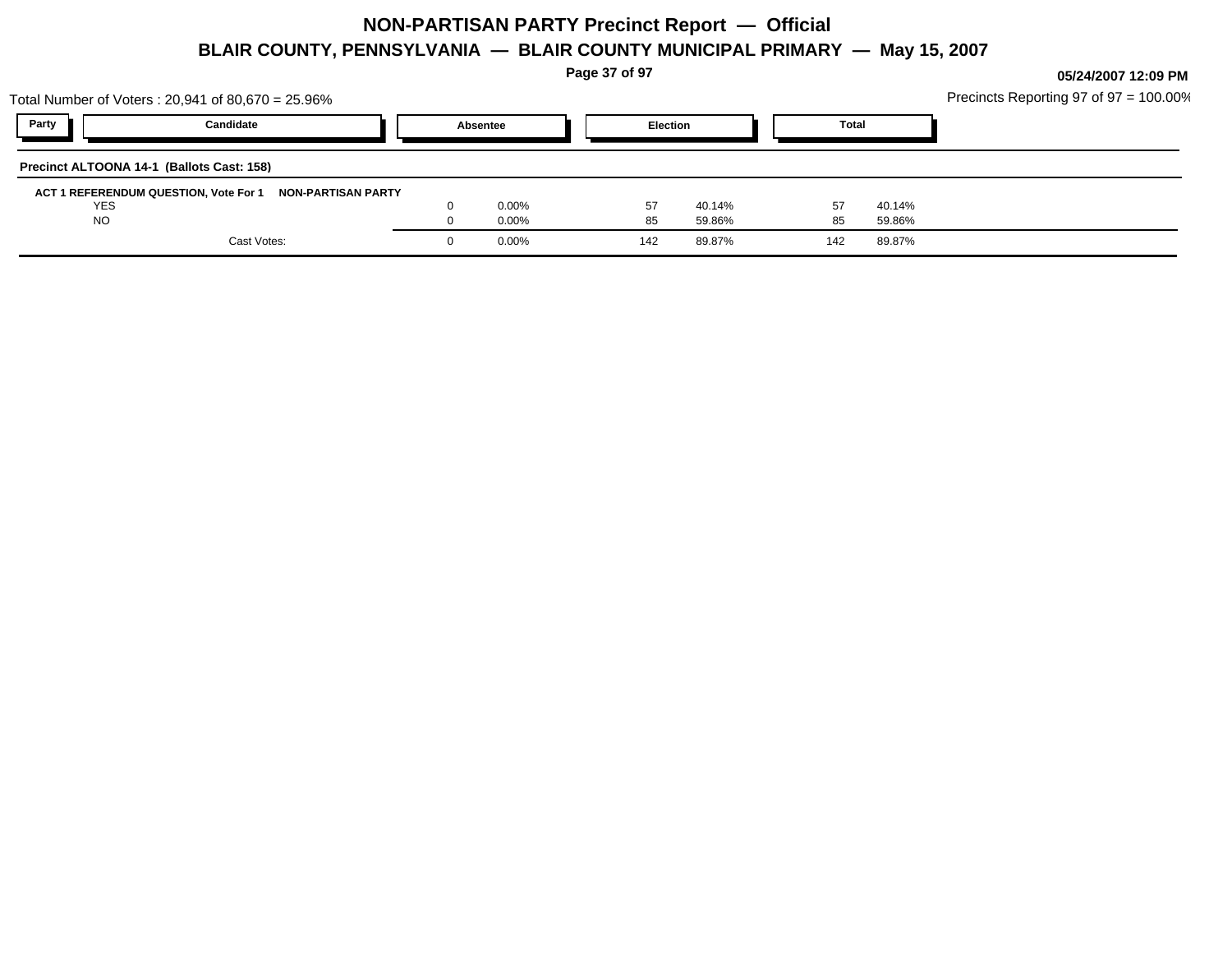# NON-PARTISAN PARTY Precinct Report — Official

## BLAIR COUNTY, PENNSYLVANIA — BLAIR COUNTY MUNICIPAL PRIMARY — May 15, 2007

05/24/2007 12:09 PM

Total Number of Voters : 20,941 of 80,670 = 25.96%

Precincts Reporting 97 of 97 = 100.00%

### Precinct ALTOONA 14-1 (Ballots Cast: 158)

**ACT 1 REFERENDUM QUESTION, Vote For 1 NON-PARTISAN PARTY**

| Party | Candidate | Absentee | | Election | | Total | |
|---|---|---|---|---|---|---|---|
| | YES | 0 | 0.00% | 57 | 40.14% | 57 | 40.14% |
| | NO | 0 | 0.00% | 85 | 59.86% | 85 | 59.86% |
| | Cast Votes: | 0 | 0.00% | 142 | 89.87% | 142 | 89.87% |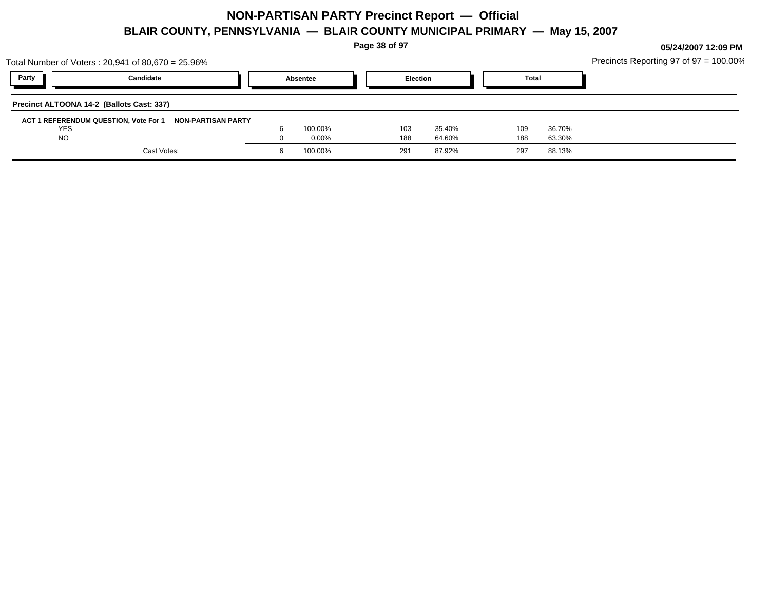# NON-PARTISAN PARTY Precinct Report — Official

## BLAIR COUNTY, PENNSYLVANIA — BLAIR COUNTY MUNICIPAL PRIMARY — May 15, 2007

05/24/2007 12:09 PM

Total Number of Voters : 20,941 of 80,670 = 25.96%

Precincts Reporting 97 of 97 = 100.00%

**Precinct ALTOONA 14-2 (Ballots Cast: 337)**

| Party | Candidate | Absentee | | Election | | Total | |
|---|---|---|---|---|---|---|---|
| **ACT 1 REFERENDUM QUESTION, Vote For 1** | **NON-PARTISAN PARTY** | | | | | | |
| | YES | 6 | 100.00% | 103 | 35.40% | 109 | 36.70% |
| | NO | 0 | 0.00% | 188 | 64.60% | 188 | 63.30% |
| | Cast Votes: | 6 | 100.00% | 291 | 87.92% | 297 | 88.13% |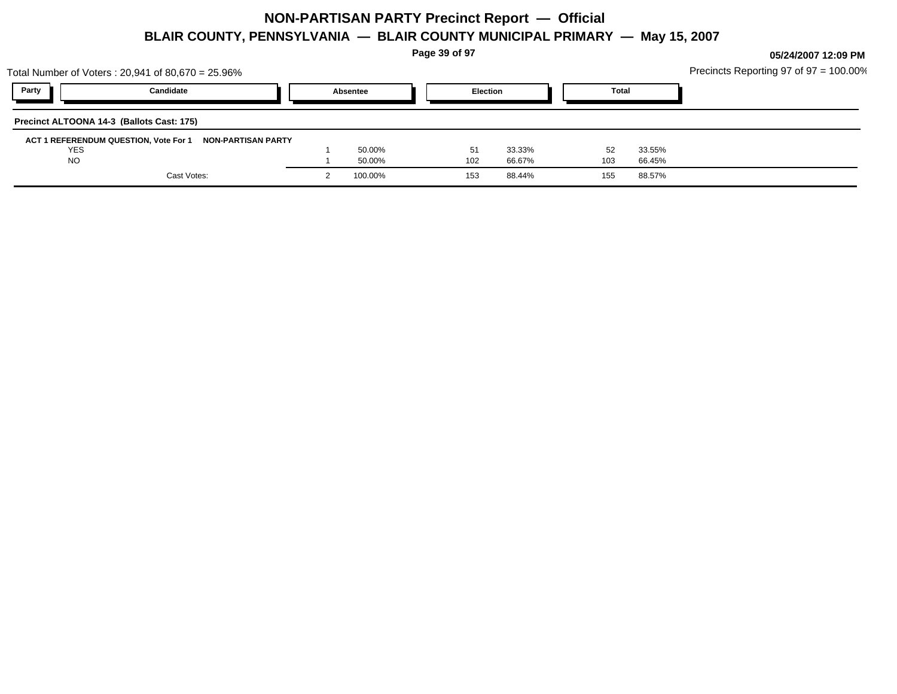# NON-PARTISAN PARTY Precinct Report — Official

## BLAIR COUNTY, PENNSYLVANIA — BLAIR COUNTY MUNICIPAL PRIMARY — May 15, 2007

05/24/2007 12:09 PM

Total Number of Voters : 20,941 of 80,670 = 25.96%

Precincts Reporting 97 of 97 = 100.00%

**Precinct ALTOONA 14-3 (Ballots Cast: 175)**

**ACT 1 REFERENDUM QUESTION, Vote For 1 NON-PARTISAN PARTY**

| Party | Candidate | Absentee | | Election | | Total | |
|---|---|---|---|---|---|---|---|
| | YES | 1 | 50.00% | 51 | 33.33% | 52 | 33.55% |
| | NO | 1 | 50.00% | 102 | 66.67% | 103 | 66.45% |
| | Cast Votes: | 2 | 100.00% | 153 | 88.44% | 155 | 88.57% |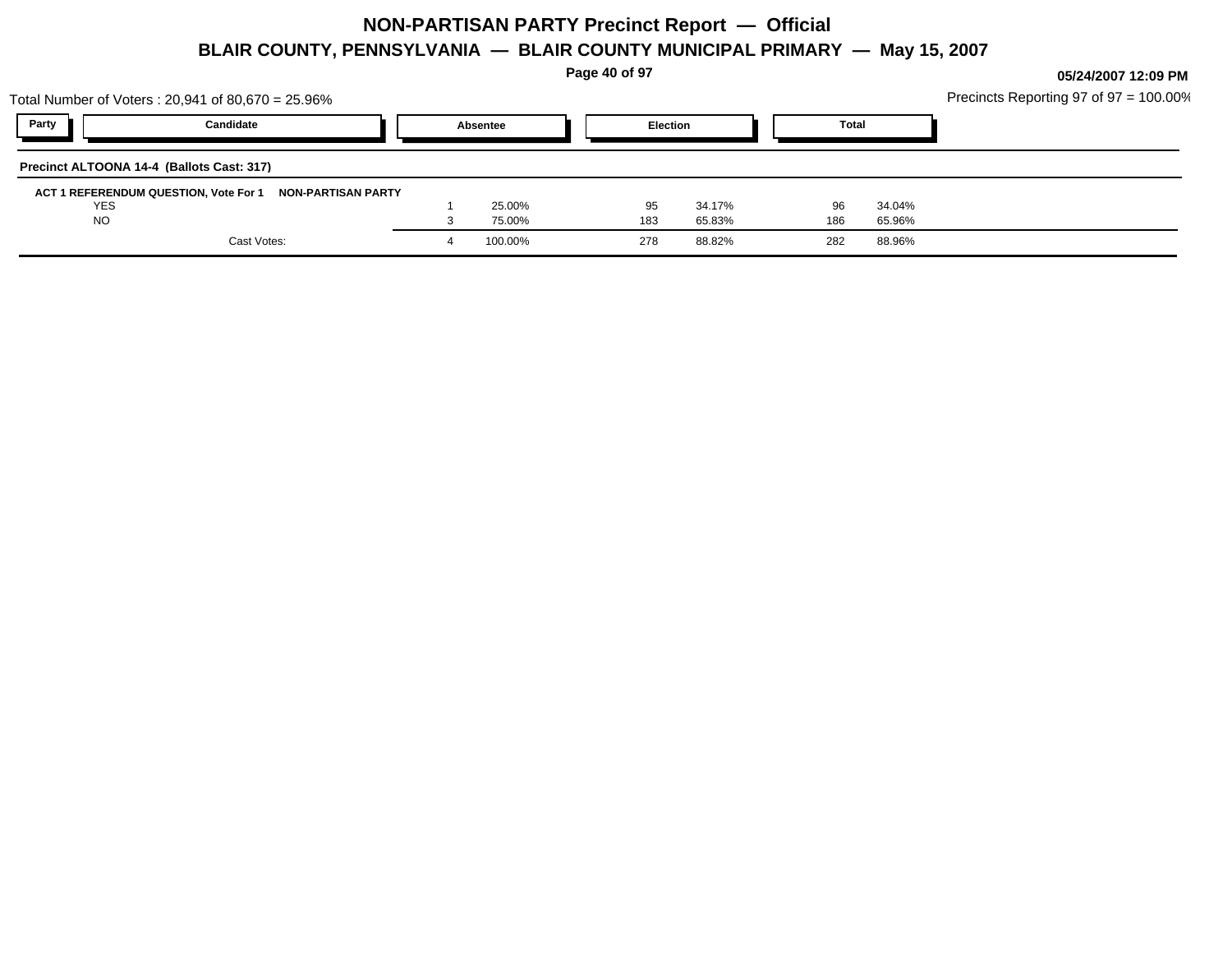# NON-PARTISAN PARTY Precinct Report — Official

## BLAIR COUNTY, PENNSYLVANIA — BLAIR COUNTY MUNICIPAL PRIMARY — May 15, 2007

05/24/2007 12:09 PM

Total Number of Voters : 20,941 of 80,670 = 25.96%

Precincts Reporting 97 of 97 = 100.00%

### Precinct ALTOONA 14-4 (Ballots Cast: 317)

**ACT 1 REFERENDUM QUESTION, Vote For 1 — NON-PARTISAN PARTY**

| Party | Candidate | Absentee | | Election | | Total | |
|---|---|---|---|---|---|---|---|
| | YES | 1 | 25.00% | 95 | 34.17% | 96 | 34.04% |
| | NO | 3 | 75.00% | 183 | 65.83% | 186 | 65.96% |
| | Cast Votes: | 4 | 100.00% | 278 | 88.82% | 282 | 88.96% |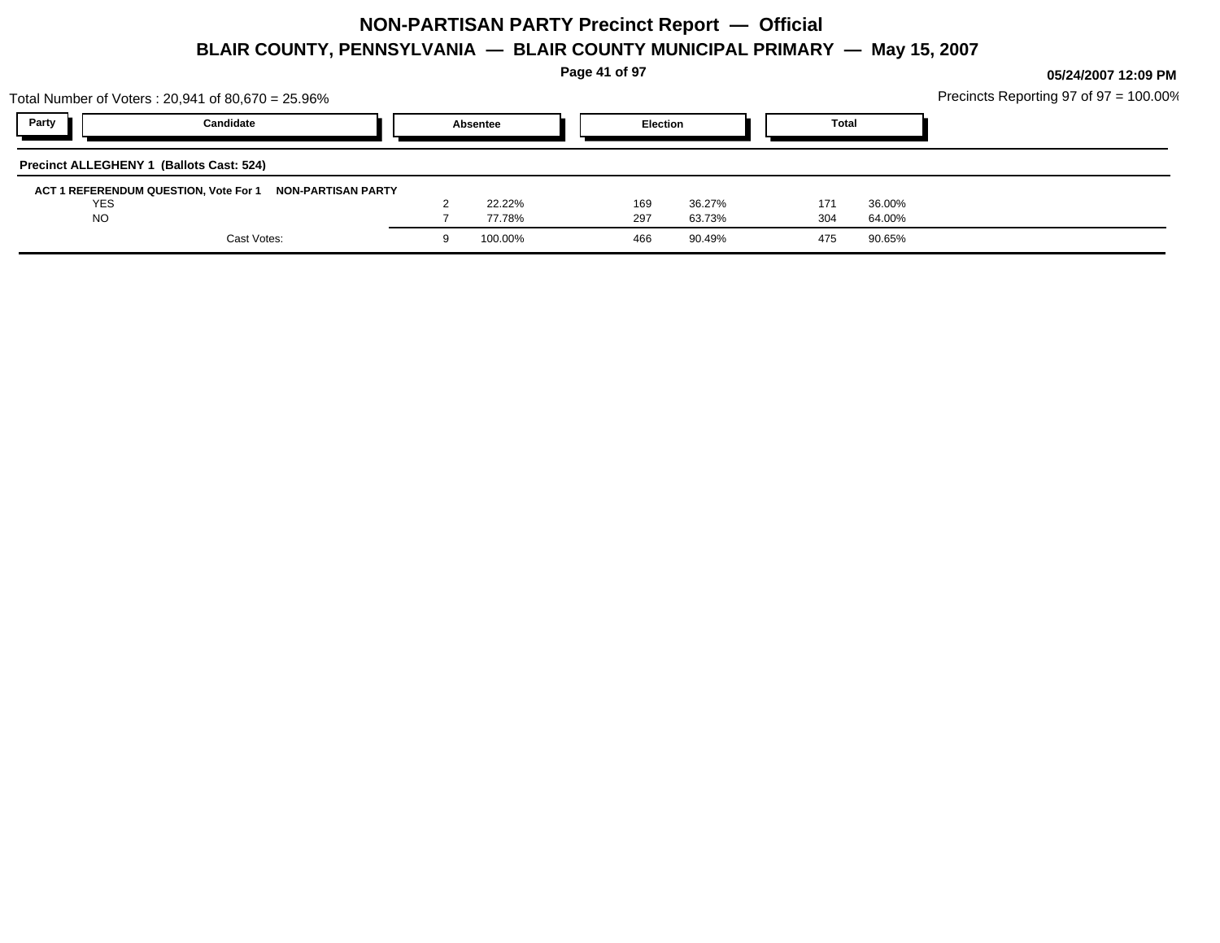# NON-PARTISAN PARTY Precinct Report — Official

## BLAIR COUNTY, PENNSYLVANIA — BLAIR COUNTY MUNICIPAL PRIMARY — May 15, 2007

05/24/2007 12:09 PM

Total Number of Voters : 20,941 of 80,670 = 25.96%

Precincts Reporting 97 of 97 = 100.00%

| Party | Candidate | Absentee | | Election | | Total | |
|---|---|---|---|---|---|---|---|
| **Precinct ALLEGHENY 1 (Ballots Cast: 524)** | | | | | | | |
| **ACT 1 REFERENDUM QUESTION, Vote For 1** | **NON-PARTISAN PARTY** | | | | | | |
| | YES | 2 | 22.22% | 169 | 36.27% | 171 | 36.00% |
| | NO | 7 | 77.78% | 297 | 63.73% | 304 | 64.00% |
| | Cast Votes: | 9 | 100.00% | 466 | 90.49% | 475 | 90.65% |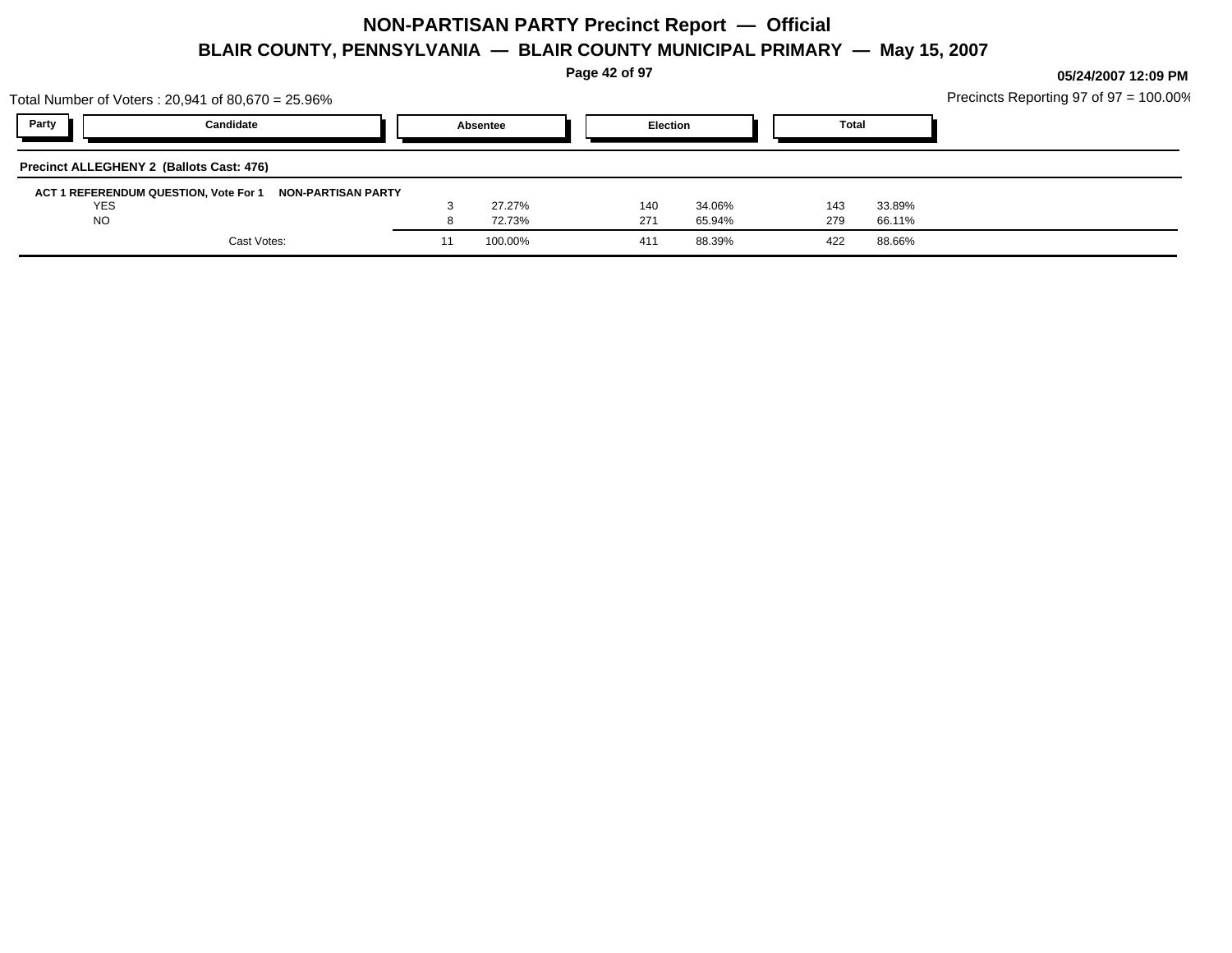# NON-PARTISAN PARTY Precinct Report — Official

## BLAIR COUNTY, PENNSYLVANIA — BLAIR COUNTY MUNICIPAL PRIMARY — May 15, 2007

**05/24/2007 12:09 PM**

Total Number of Voters : 20,941 of 80,670 = 25.96%

Precincts Reporting 97 of 97 = 100.00%

| Party | Candidate | Absentee | | Election | | Total | |
|---|---|---|---|---|---|---|---|
| **Precinct ALLEGHENY 2 (Ballots Cast: 476)** | | | | | | | |
| **ACT 1 REFERENDUM QUESTION, Vote For 1** | **NON-PARTISAN PARTY** | | | | | | |
| | YES | 3 | 27.27% | 140 | 34.06% | 143 | 33.89% |
| | NO | 8 | 72.73% | 271 | 65.94% | 279 | 66.11% |
| | Cast Votes: | 11 | 100.00% | 411 | 88.39% | 422 | 88.66% |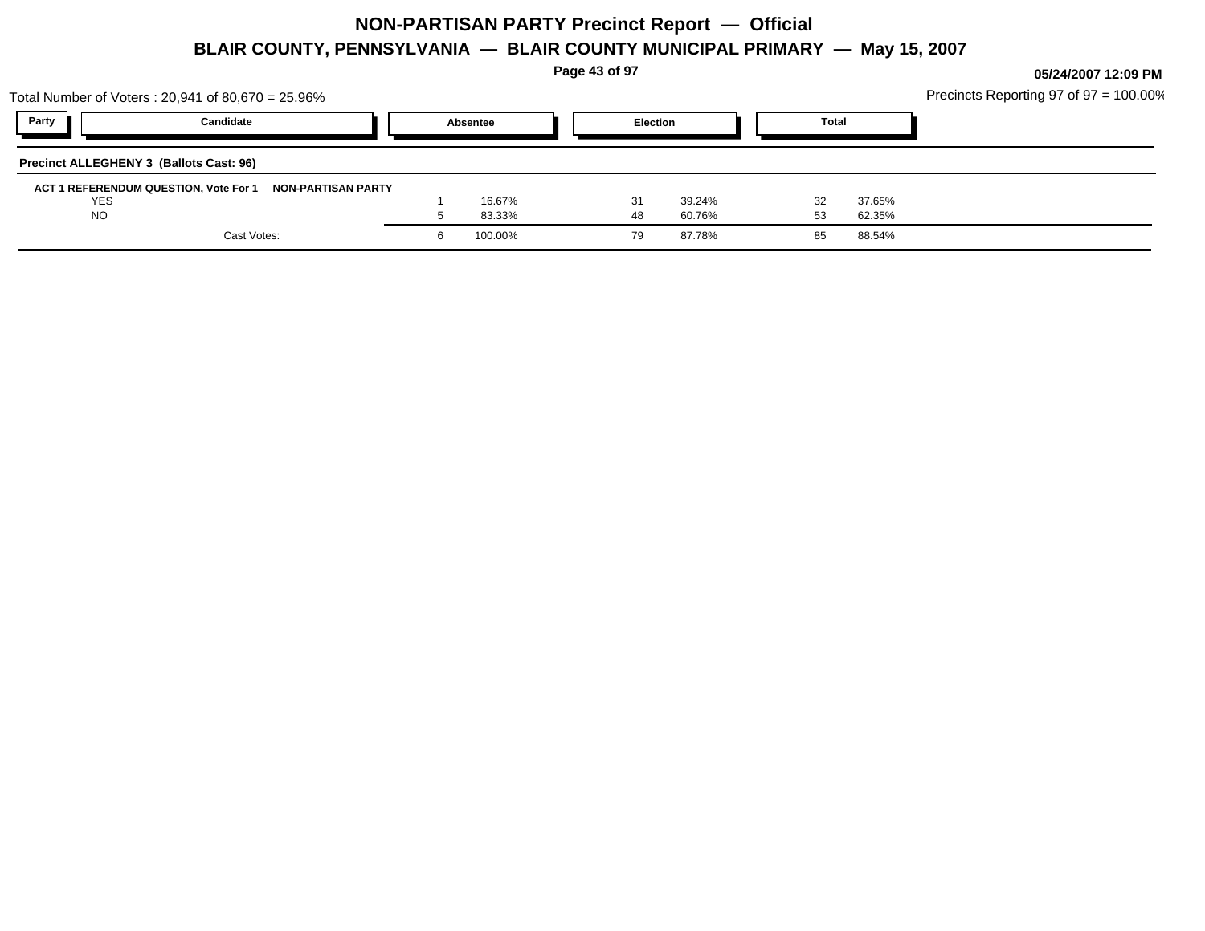# NON-PARTISAN PARTY Precinct Report — Official

## BLAIR COUNTY, PENNSYLVANIA — BLAIR COUNTY MUNICIPAL PRIMARY — May 15, 2007

05/24/2007 12:09 PM

Total Number of Voters : 20,941 of 80,670 = 25.96%

Precincts Reporting 97 of 97 = 100.00%

**Precinct ALLEGHENY 3 (Ballots Cast: 96)**

**ACT 1 REFERENDUM QUESTION, Vote For 1 NON-PARTISAN PARTY**

| Party | Candidate | Absentee | | Election | | Total | |
|---|---|---|---|---|---|---|---|
| | YES | 1 | 16.67% | 31 | 39.24% | 32 | 37.65% |
| | NO | 5 | 83.33% | 48 | 60.76% | 53 | 62.35% |
| | Cast Votes: | 6 | 100.00% | 79 | 87.78% | 85 | 88.54% |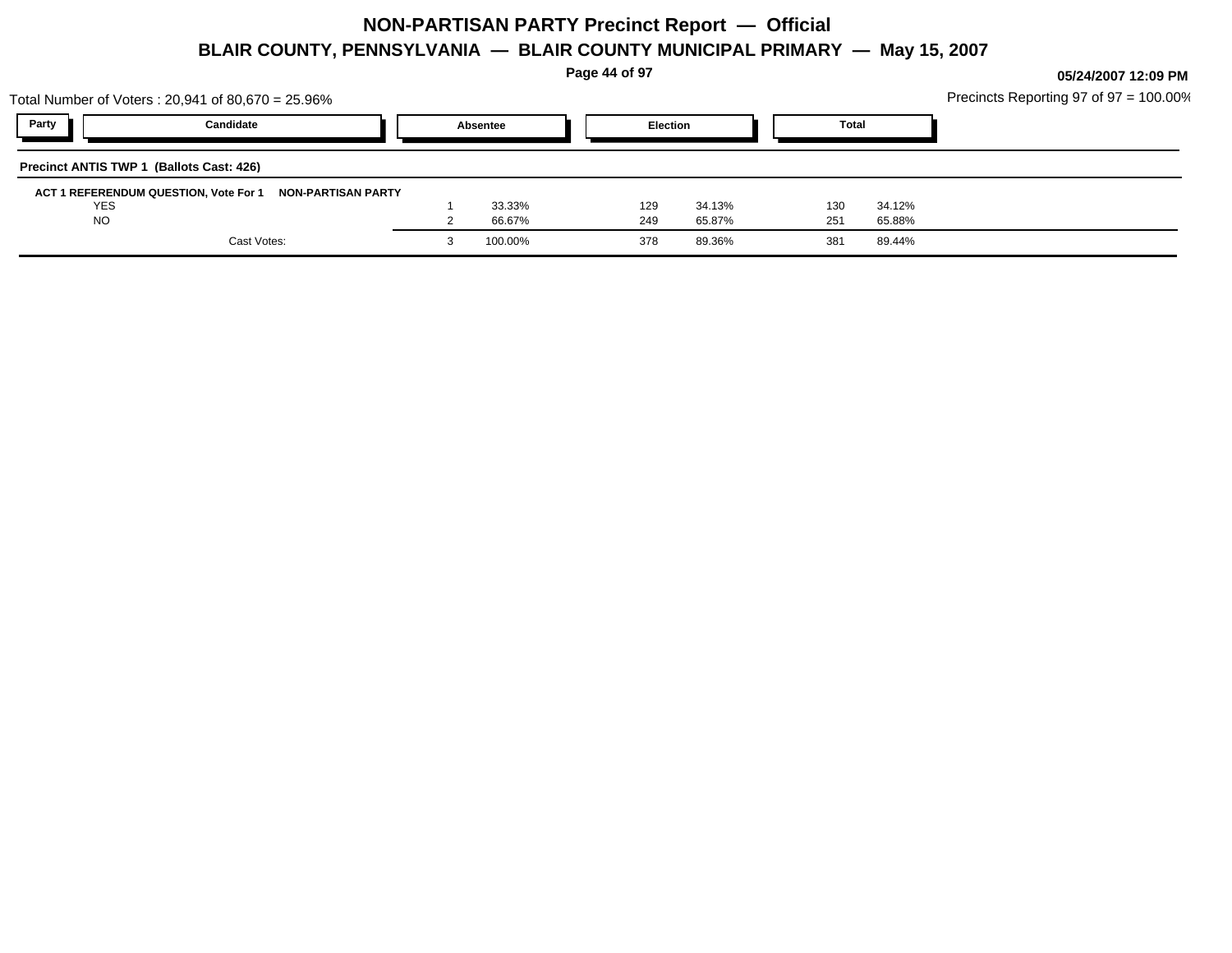# NON-PARTISAN PARTY Precinct Report — Official

## BLAIR COUNTY, PENNSYLVANIA — BLAIR COUNTY MUNICIPAL PRIMARY — May 15, 2007

05/24/2007 12:09 PM

Total Number of Voters : 20,941 of 80,670 = 25.96%

Precincts Reporting 97 of 97 = 100.00%

**Precinct ANTIS TWP 1 (Ballots Cast: 426)**

**ACT 1 REFERENDUM QUESTION, Vote For 1 NON-PARTISAN PARTY**

| Party | Candidate | Absentee | | Election | | Total | |
|---|---|---|---|---|---|---|---|
| | YES | 1 | 33.33% | 129 | 34.13% | 130 | 34.12% |
| | NO | 2 | 66.67% | 249 | 65.87% | 251 | 65.88% |
| | Cast Votes: | 3 | 100.00% | 378 | 89.36% | 381 | 89.44% |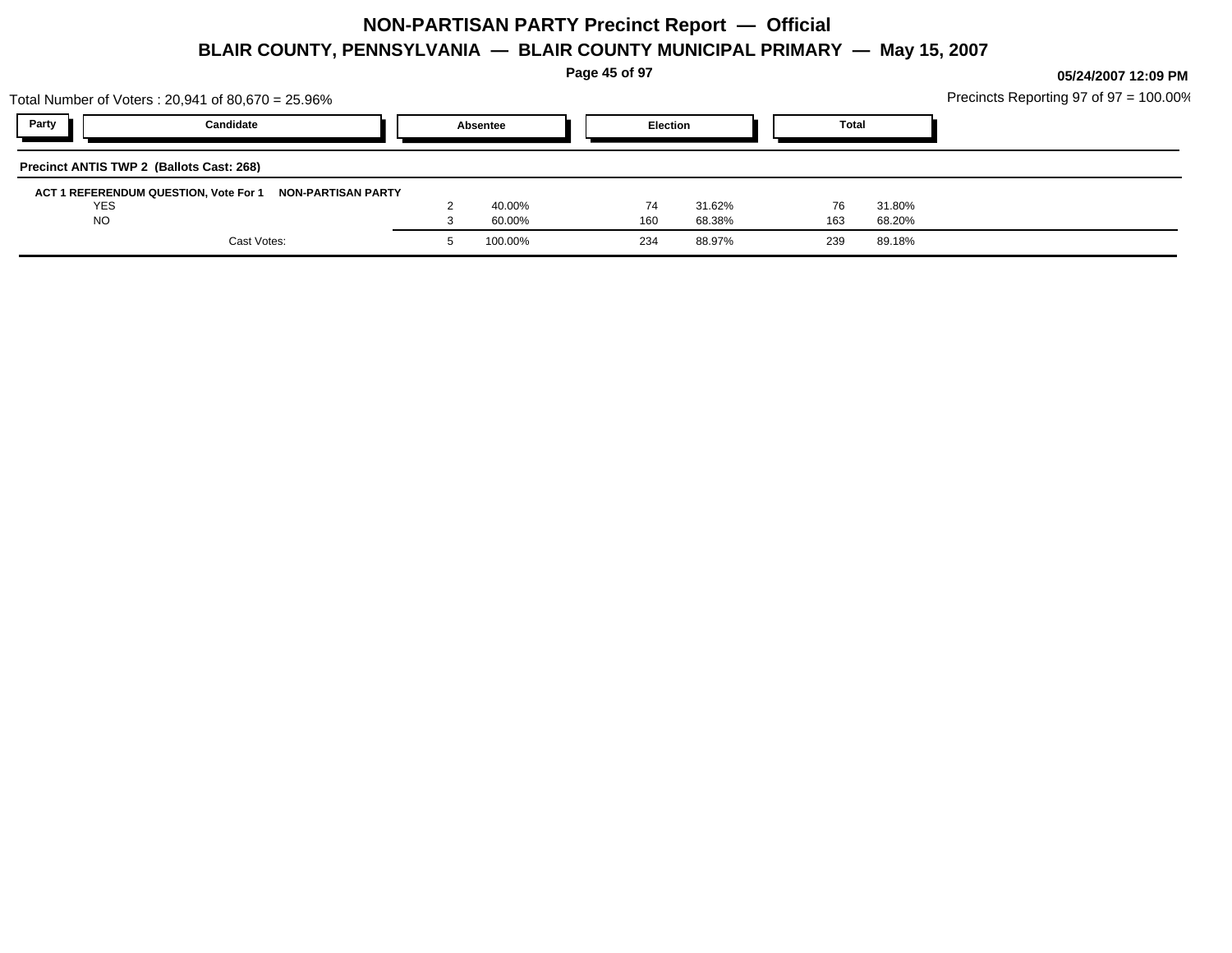# NON-PARTISAN PARTY Precinct Report — Official

## BLAIR COUNTY, PENNSYLVANIA — BLAIR COUNTY MUNICIPAL PRIMARY — May 15, 2007

05/24/2007 12:09 PM

Total Number of Voters : 20,941 of 80,670 = 25.96%

Precincts Reporting 97 of 97 = 100.00%

**Precinct ANTIS TWP 2 (Ballots Cast: 268)**

**ACT 1 REFERENDUM QUESTION, Vote For 1 NON-PARTISAN PARTY**

| Party | Candidate | Absentee | | Election | | Total | |
|---|---|---|---|---|---|---|---|
| | YES | 2 | 40.00% | 74 | 31.62% | 76 | 31.80% |
| | NO | 3 | 60.00% | 160 | 68.38% | 163 | 68.20% |
| | Cast Votes: | 5 | 100.00% | 234 | 88.97% | 239 | 89.18% |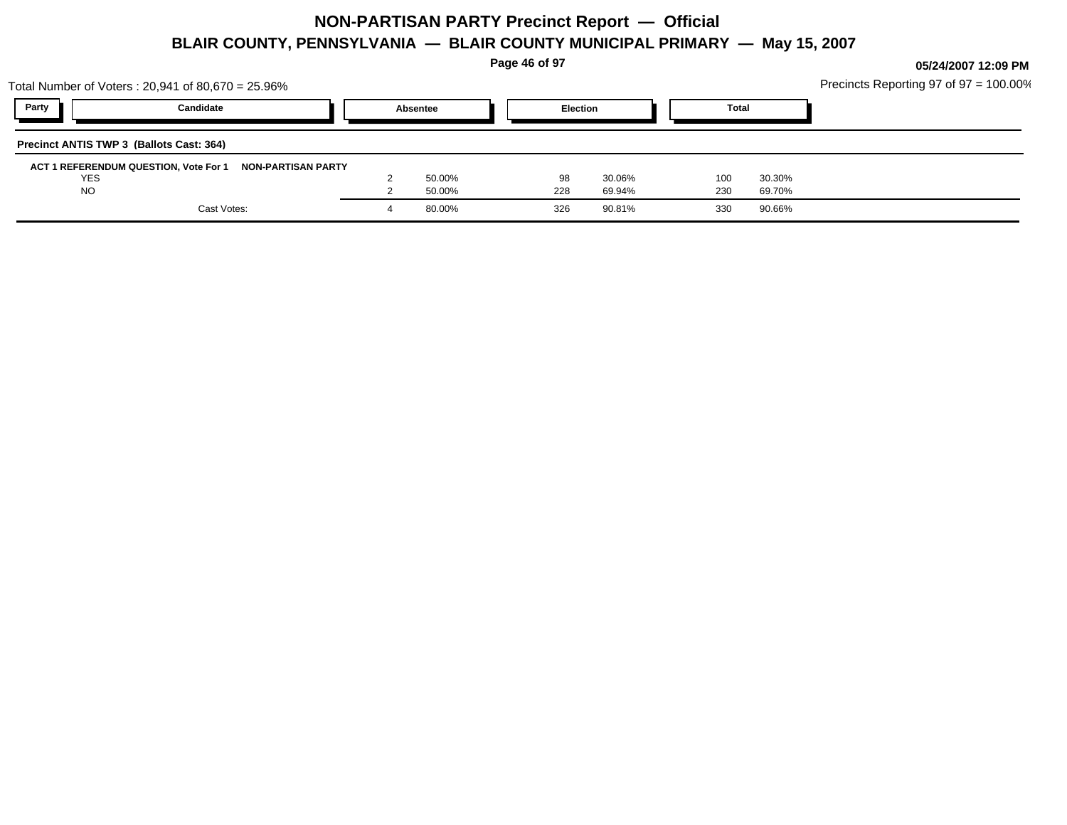# NON-PARTISAN PARTY Precinct Report — Official

## BLAIR COUNTY, PENNSYLVANIA — BLAIR COUNTY MUNICIPAL PRIMARY — May 15, 2007

05/24/2007 12:09 PM

Total Number of Voters : 20,941 of 80,670 = 25.96%

Precincts Reporting 97 of 97 = 100.00%

| Party | Candidate | Absentee | | Election | | Total | |
|---|---|---|---|---|---|---|---|
| **Precinct ANTIS TWP 3 (Ballots Cast: 364)** | | | | | | | |
| **ACT 1 REFERENDUM QUESTION, Vote For 1** | **NON-PARTISAN PARTY** | | | | | | |
| | YES | 2 | 50.00% | 98 | 30.06% | 100 | 30.30% |
| | NO | 2 | 50.00% | 228 | 69.94% | 230 | 69.70% |
| | Cast Votes: | 4 | 80.00% | 326 | 90.81% | 330 | 90.66% |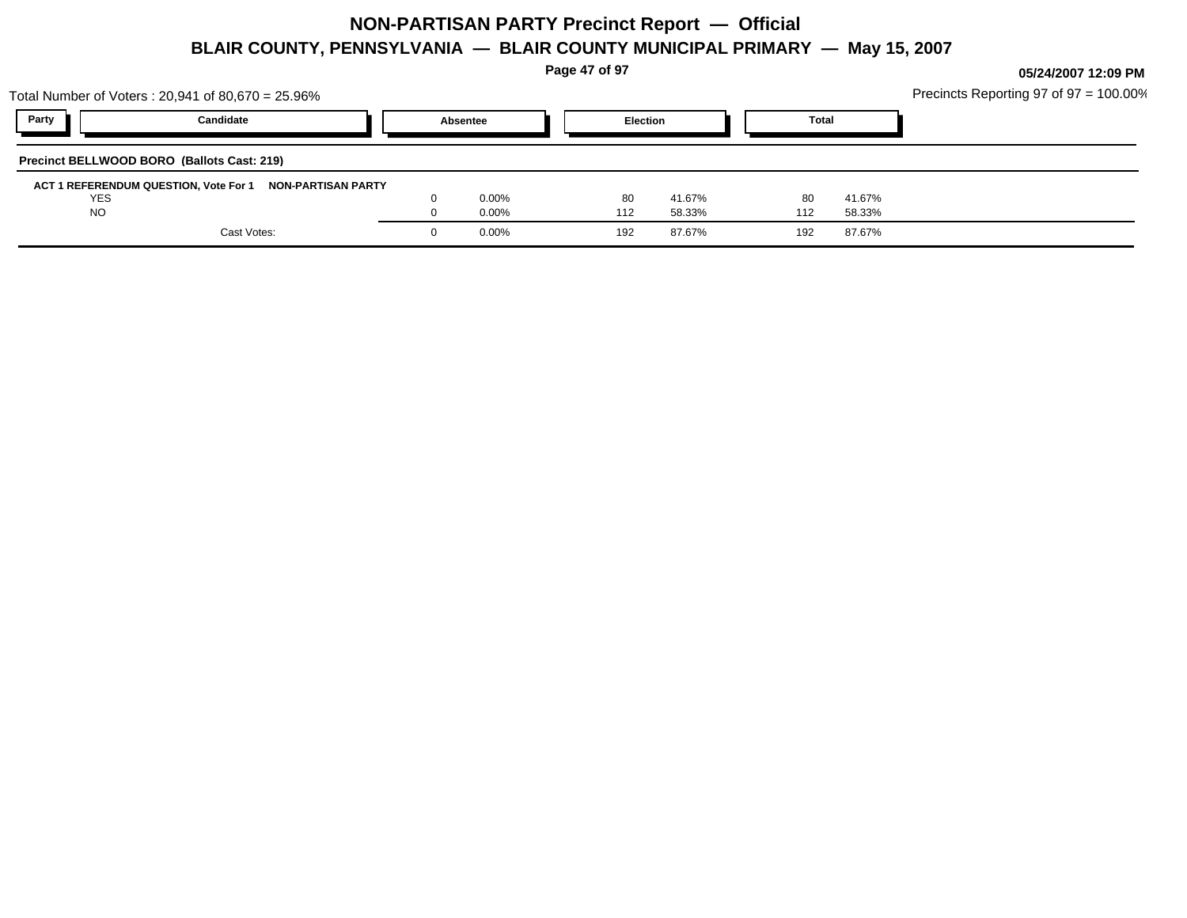# NON-PARTISAN PARTY Precinct Report — Official

## BLAIR COUNTY, PENNSYLVANIA — BLAIR COUNTY MUNICIPAL PRIMARY — May 15, 2007

05/24/2007 12:09 PM

Total Number of Voters : 20,941 of 80,670 = 25.96%

Precincts Reporting 97 of 97 = 100.00%

### Precinct BELLWOOD BORO (Ballots Cast: 219)

**ACT 1 REFERENDUM QUESTION, Vote For 1 — NON-PARTISAN PARTY**

| Party | Candidate | Absentee | | Election | | Total | |
|---|---|---|---|---|---|---|---|
| | YES | 0 | 0.00% | 80 | 41.67% | 80 | 41.67% |
| | NO | 0 | 0.00% | 112 | 58.33% | 112 | 58.33% |
| | Cast Votes: | 0 | 0.00% | 192 | 87.67% | 192 | 87.67% |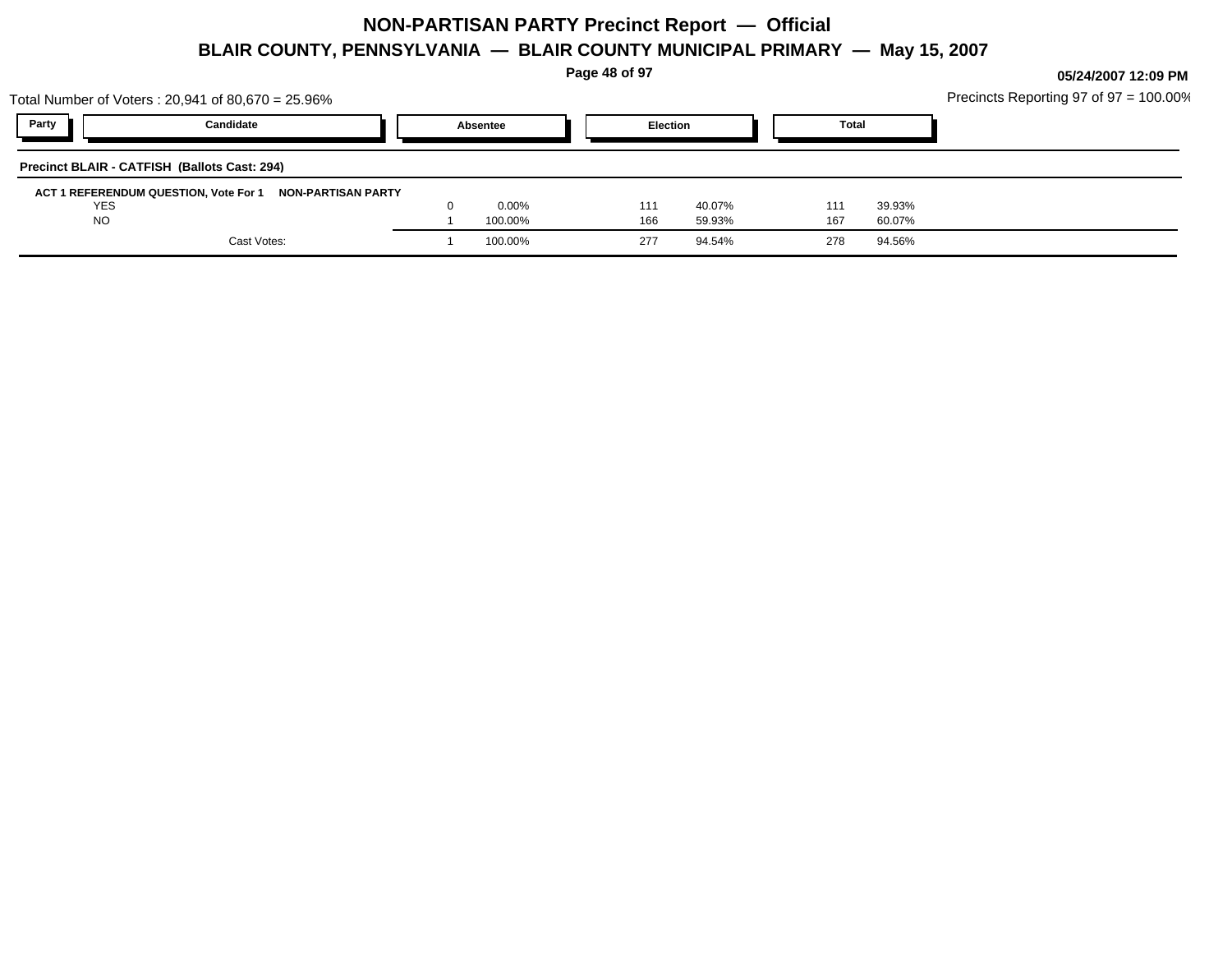# NON-PARTISAN PARTY Precinct Report — Official

## BLAIR COUNTY, PENNSYLVANIA — BLAIR COUNTY MUNICIPAL PRIMARY — May 15, 2007

05/24/2007 12:09 PM

Total Number of Voters : 20,941 of 80,670 = 25.96%

Precincts Reporting 97 of 97 = 100.00%

### Precinct BLAIR - CATFISH (Ballots Cast: 294)

| Party | Candidate | Absentee | | Election | | Total | |
|---|---|---|---|---|---|---|---|
| | **ACT 1 REFERENDUM QUESTION, Vote For 1 NON-PARTISAN PARTY** | | | | | | |
| | YES | 0 | 0.00% | 111 | 40.07% | 111 | 39.93% |
| | NO | 1 | 100.00% | 166 | 59.93% | 167 | 60.07% |
| | Cast Votes: | 1 | 100.00% | 277 | 94.54% | 278 | 94.56% |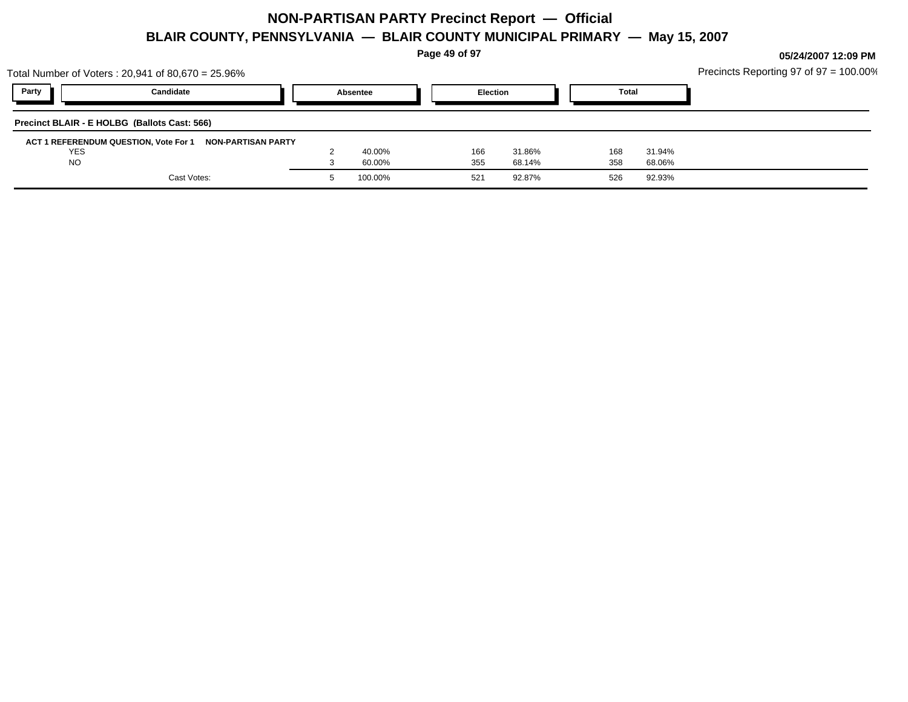# NON-PARTISAN PARTY Precinct Report — Official

## BLAIR COUNTY, PENNSYLVANIA — BLAIR COUNTY MUNICIPAL PRIMARY — May 15, 2007

05/24/2007 12:09 PM

Total Number of Voters : 20,941 of 80,670 = 25.96%

Precincts Reporting 97 of 97 = 100.00%

### Precinct BLAIR - E HOLBG (Ballots Cast: 566)

**ACT 1 REFERENDUM QUESTION, Vote For 1 NON-PARTISAN PARTY**

| Party | Candidate | Absentee | | Election | | Total | |
|---|---|---|---|---|---|---|---|
| | YES | 2 | 40.00% | 166 | 31.86% | 168 | 31.94% |
| | NO | 3 | 60.00% | 355 | 68.14% | 358 | 68.06% |
| | Cast Votes: | 5 | 100.00% | 521 | 92.87% | 526 | 92.93% |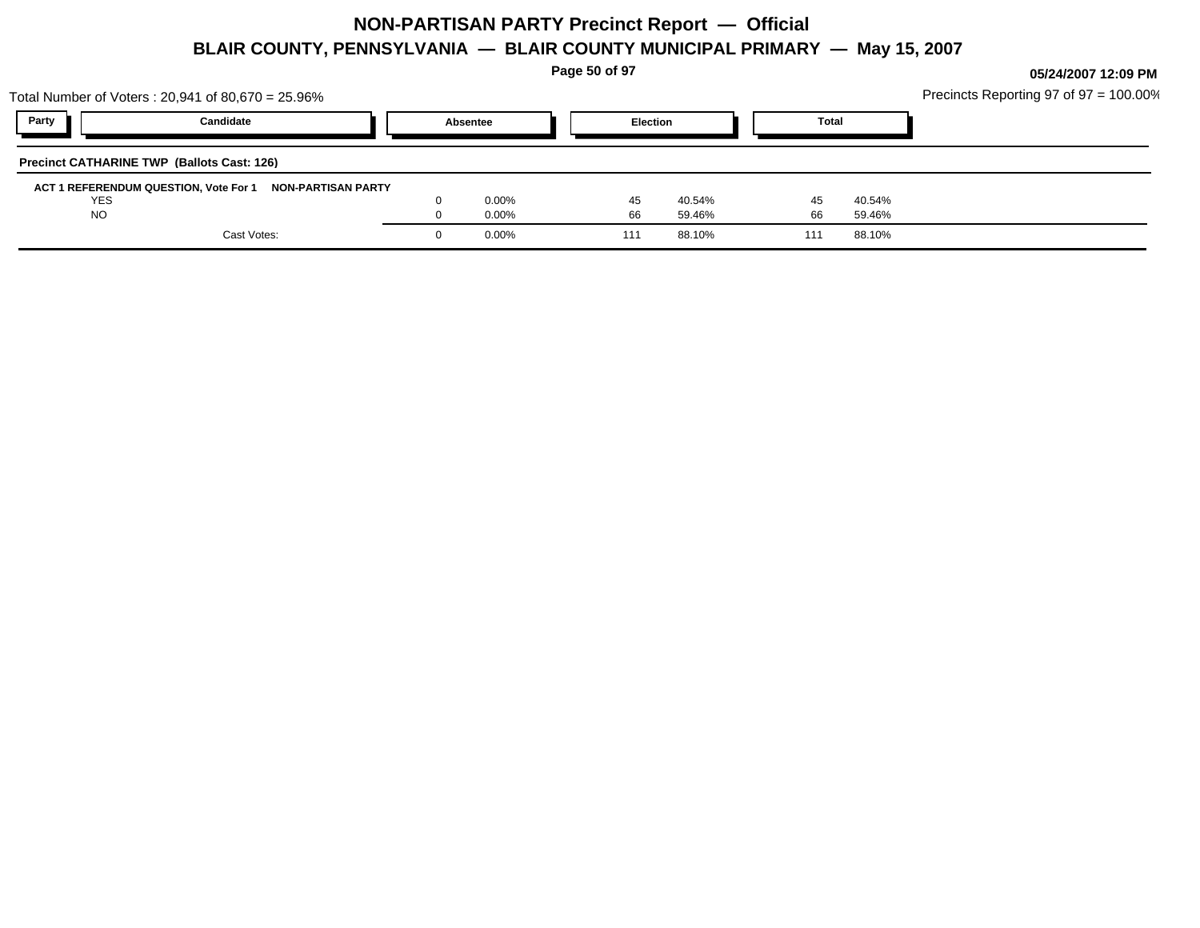# NON-PARTISAN PARTY Precinct Report — Official

## BLAIR COUNTY, PENNSYLVANIA — BLAIR COUNTY MUNICIPAL PRIMARY — May 15, 2007

05/24/2007 12:09 PM

Total Number of Voters : 20,941 of 80,670 = 25.96%

Precincts Reporting 97 of 97 = 100.00%

| Party | Candidate | Absentee | | Election | | Total | |
|---|---|---|---|---|---|---|---|
| **Precinct CATHARINE TWP (Ballots Cast: 126)** | | | | | | | |
| **ACT 1 REFERENDUM QUESTION, Vote For 1** | **NON-PARTISAN PARTY** | | | | | | |
| | YES | 0 | 0.00% | 45 | 40.54% | 45 | 40.54% |
| | NO | 0 | 0.00% | 66 | 59.46% | 66 | 59.46% |
| | Cast Votes: | 0 | 0.00% | 111 | 88.10% | 111 | 88.10% |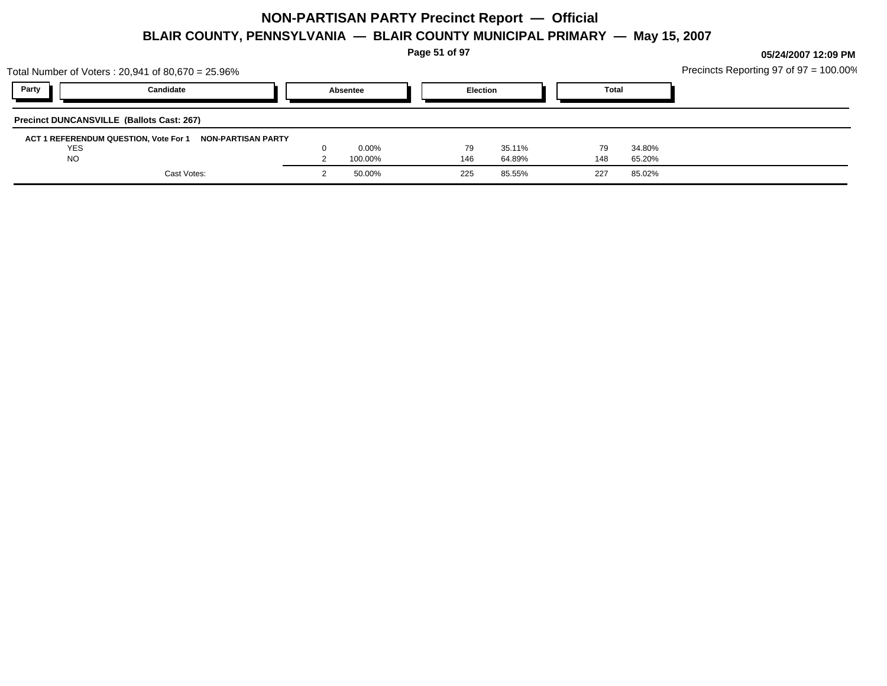# NON-PARTISAN PARTY Precinct Report — Official

## BLAIR COUNTY, PENNSYLVANIA — BLAIR COUNTY MUNICIPAL PRIMARY — May 15, 2007

05/24/2007 12:09 PM

Total Number of Voters : 20,941 of 80,670 = 25.96%

Precincts Reporting 97 of 97 = 100.00%

### Precinct DUNCANSVILLE (Ballots Cast: 267)

**ACT 1 REFERENDUM QUESTION, Vote For 1 NON-PARTISAN PARTY**

| Party | Candidate | Absentee | | Election | | Total | |
|---|---|---|---|---|---|---|---|
| | YES | 0 | 0.00% | 79 | 35.11% | 79 | 34.80% |
| | NO | 2 | 100.00% | 146 | 64.89% | 148 | 65.20% |
| | Cast Votes: | 2 | 50.00% | 225 | 85.55% | 227 | 85.02% |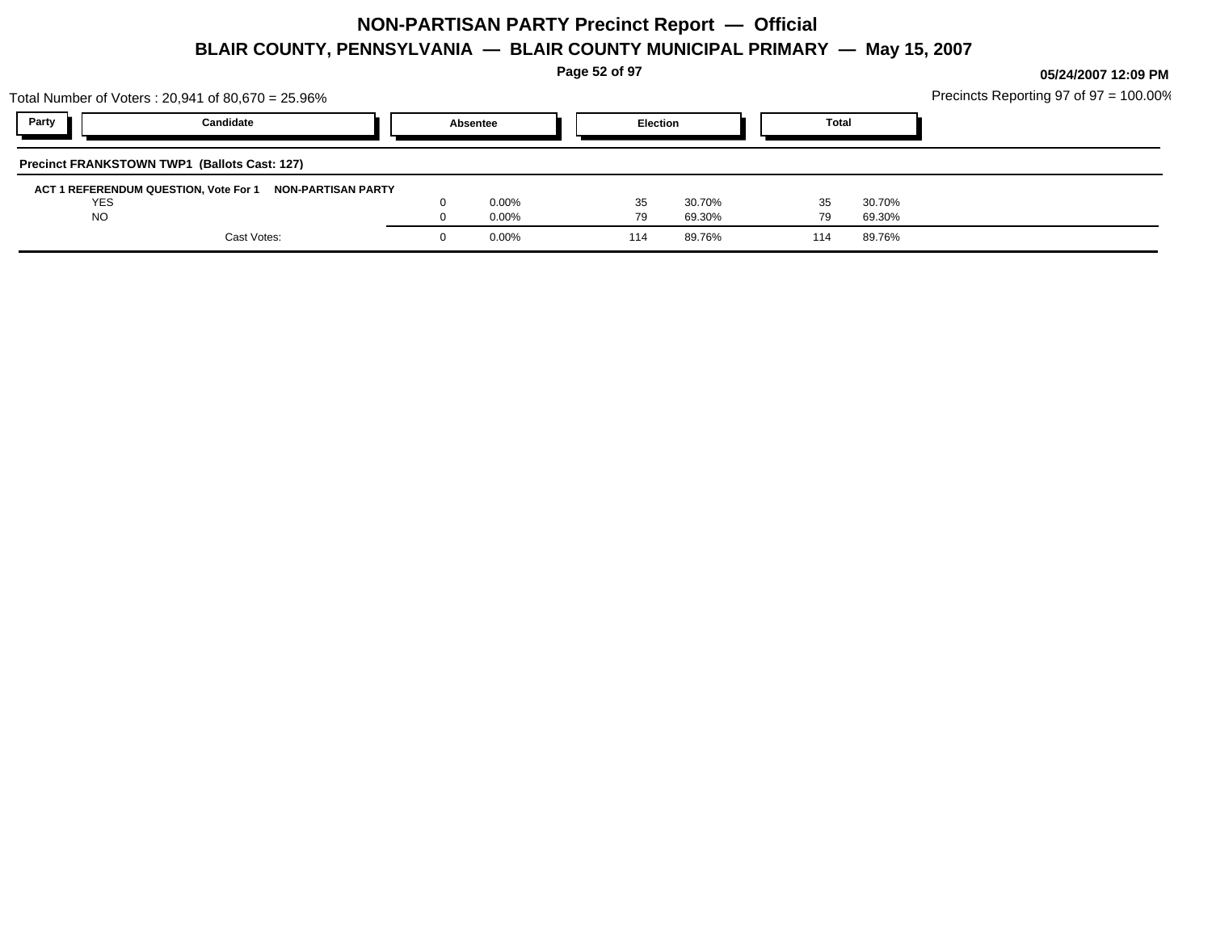# NON-PARTISAN PARTY Precinct Report — Official

## BLAIR COUNTY, PENNSYLVANIA — BLAIR COUNTY MUNICIPAL PRIMARY — May 15, 2007

05/24/2007 12:09 PM

Total Number of Voters : 20,941 of 80,670 = 25.96%

Precincts Reporting 97 of 97 = 100.00%

### Precinct FRANKSTOWN TWP1 (Ballots Cast: 127)

| Party | Candidate | Absentee | | Election | | Total | |
|---|---|---|---|---|---|---|---|
| **ACT 1 REFERENDUM QUESTION, Vote For 1** | **NON-PARTISAN PARTY** | | | | | | |
| | YES | 0 | 0.00% | 35 | 30.70% | 35 | 30.70% |
| | NO | 0 | 0.00% | 79 | 69.30% | 79 | 69.30% |
| | Cast Votes: | 0 | 0.00% | 114 | 89.76% | 114 | 89.76% |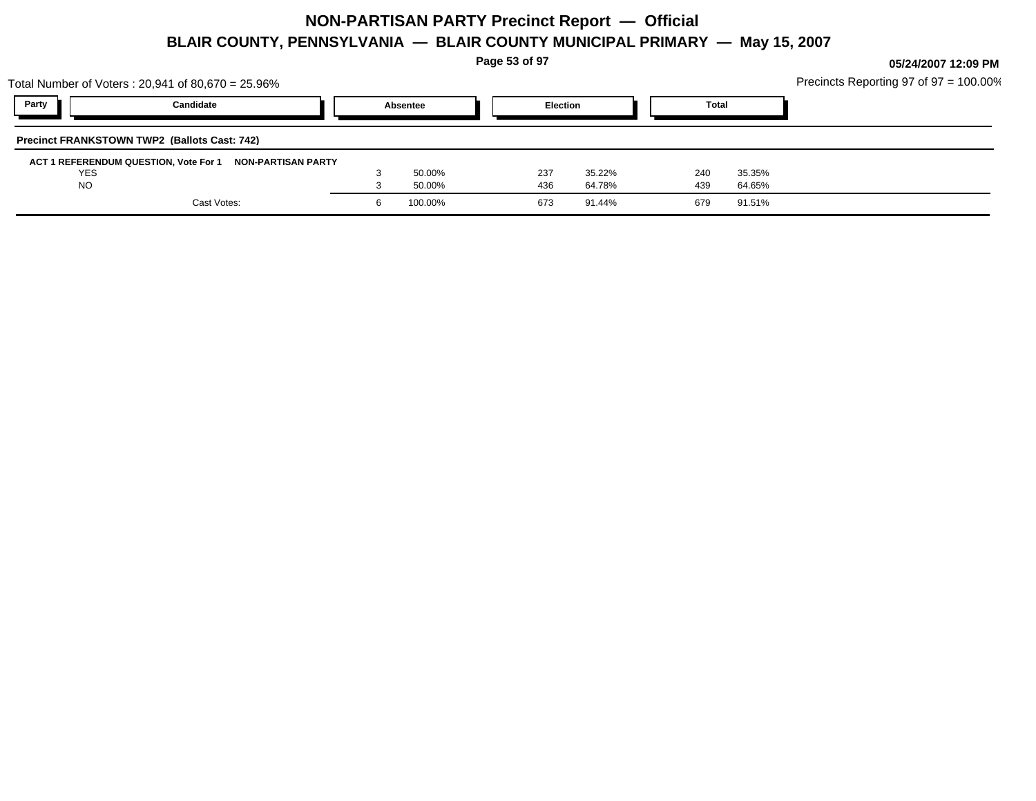# NON-PARTISAN PARTY Precinct Report — Official

## BLAIR COUNTY, PENNSYLVANIA — BLAIR COUNTY MUNICIPAL PRIMARY — May 15, 2007

05/24/2007 12:09 PM

Total Number of Voters : 20,941 of 80,670 = 25.96%

Precincts Reporting 97 of 97 = 100.00%

| Party | Candidate | Absentee | | Election | | Total | |
|---|---|---|---|---|---|---|---|

**Precinct FRANKSTOWN TWP2 (Ballots Cast: 742)**

**ACT 1 REFERENDUM QUESTION, Vote For 1 NON-PARTISAN PARTY**

| Candidate | Absentee | | Election | | Total | |
|---|---|---|---|---|---|---|
| YES | 3 | 50.00% | 237 | 35.22% | 240 | 35.35% |
| NO | 3 | 50.00% | 436 | 64.78% | 439 | 64.65% |
| Cast Votes: | 6 | 100.00% | 673 | 91.44% | 679 | 91.51% |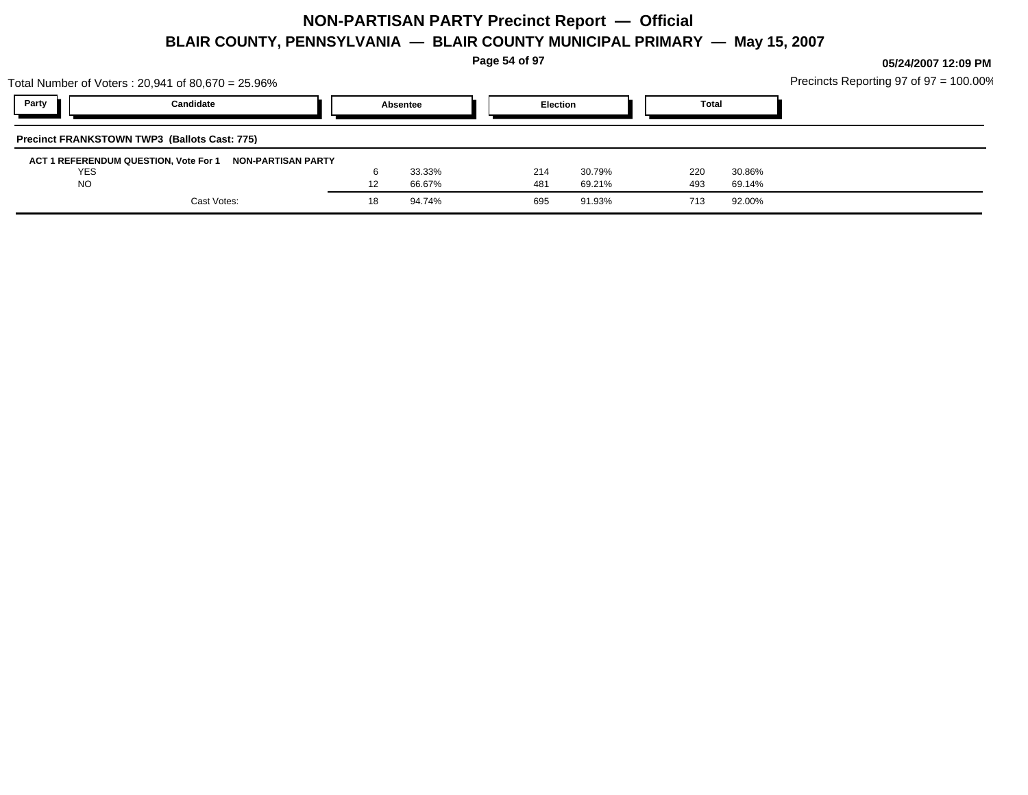# NON-PARTISAN PARTY Precinct Report — Official

## BLAIR COUNTY, PENNSYLVANIA — BLAIR COUNTY MUNICIPAL PRIMARY — May 15, 2007

05/24/2007 12:09 PM

Total Number of Voters : 20,941 of 80,670 = 25.96%

Precincts Reporting 97 of 97 = 100.00%

### Precinct FRANKSTOWN TWP3 (Ballots Cast: 775)

**ACT 1 REFERENDUM QUESTION, Vote For 1 NON-PARTISAN PARTY**

| Party | Candidate | Absentee | | Election | | Total | |
|---|---|---|---|---|---|---|---|
| | YES | 6 | 33.33% | 214 | 30.79% | 220 | 30.86% |
| | NO | 12 | 66.67% | 481 | 69.21% | 493 | 69.14% |
| | Cast Votes: | 18 | 94.74% | 695 | 91.93% | 713 | 92.00% |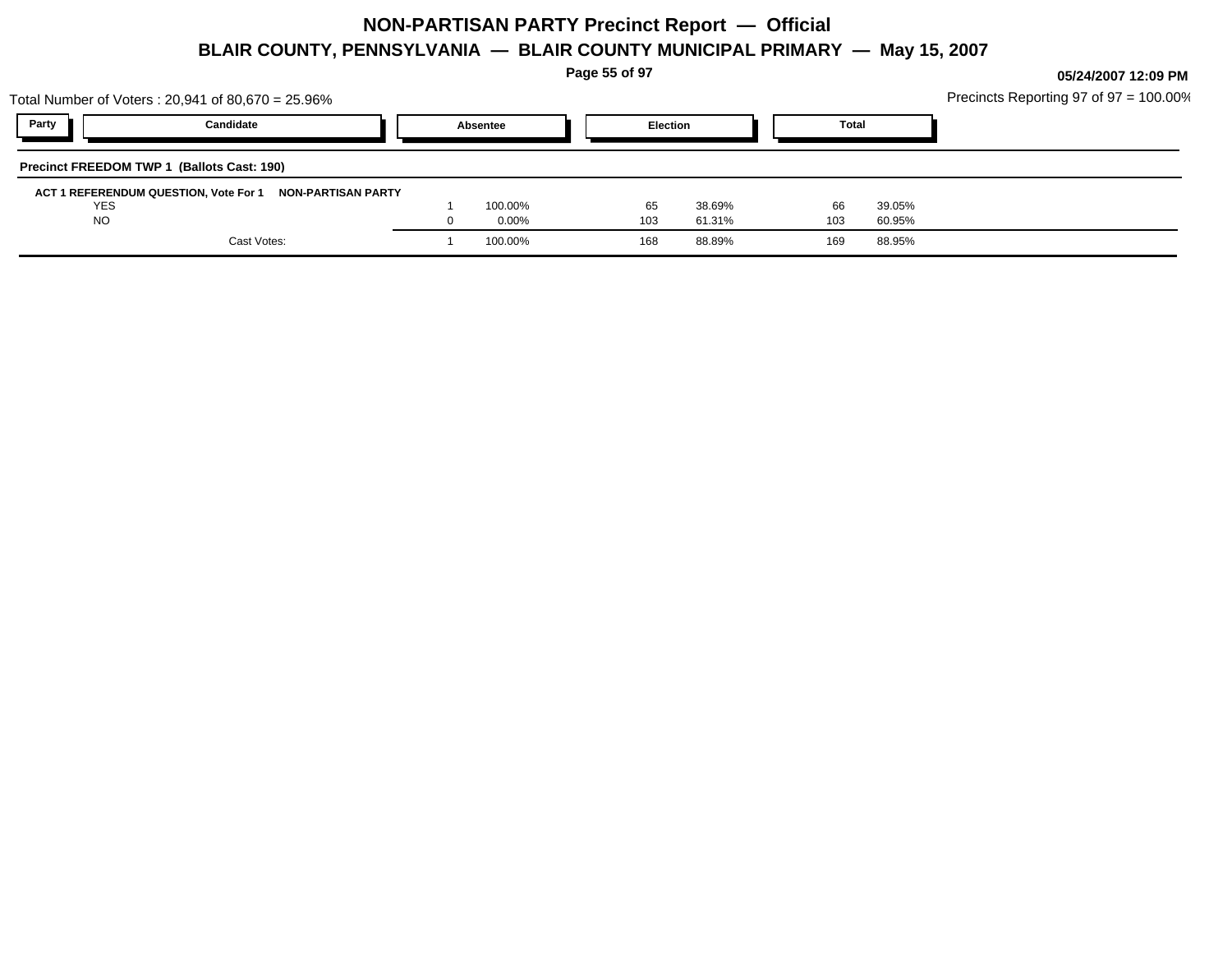# NON-PARTISAN PARTY Precinct Report — Official

## BLAIR COUNTY, PENNSYLVANIA — BLAIR COUNTY MUNICIPAL PRIMARY — May 15, 2007

05/24/2007 12:09 PM

Total Number of Voters : 20,941 of 80,670 = 25.96%

Precincts Reporting 97 of 97 = 100.00%

### Precinct FREEDOM TWP 1 (Ballots Cast: 190)

**ACT 1 REFERENDUM QUESTION, Vote For 1 — NON-PARTISAN PARTY**

| Party | Candidate | Absentee | | Election | | Total | |
|---|---|---|---|---|---|---|---|
| | YES | 1 | 100.00% | 65 | 38.69% | 66 | 39.05% |
| | NO | 0 | 0.00% | 103 | 61.31% | 103 | 60.95% |
| | Cast Votes: | 1 | 100.00% | 168 | 88.89% | 169 | 88.95% |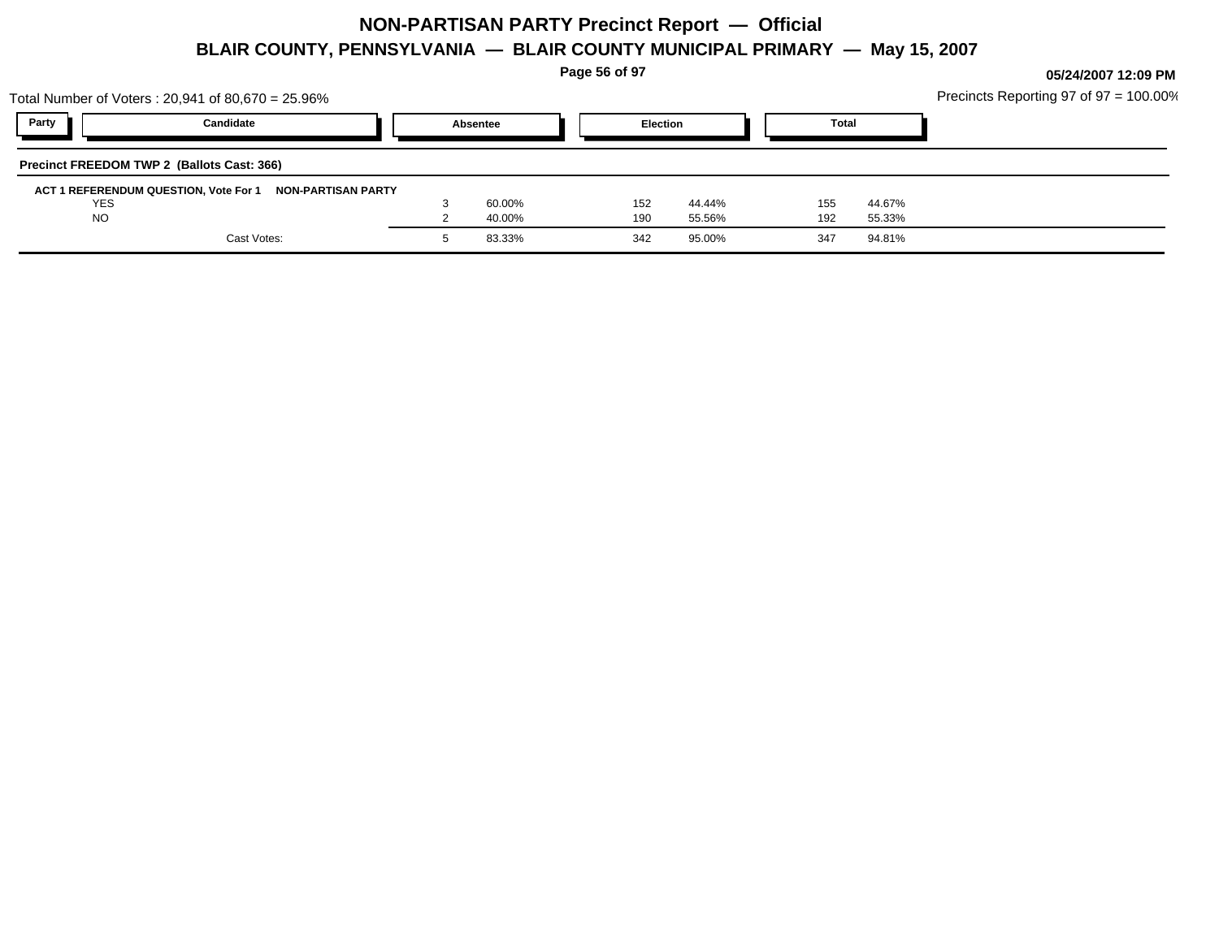# NON-PARTISAN PARTY Precinct Report — Official

## BLAIR COUNTY, PENNSYLVANIA — BLAIR COUNTY MUNICIPAL PRIMARY — May 15, 2007

05/24/2007 12:09 PM

Total Number of Voters : 20,941 of 80,670 = 25.96%

Precincts Reporting 97 of 97 = 100.00%

| Party | Candidate | Absentee | | Election | | Total | |
|---|---|---|---|---|---|---|---|

**Precinct FREEDOM TWP 2 (Ballots Cast: 366)**

**ACT 1 REFERENDUM QUESTION, Vote For 1 NON-PARTISAN PARTY**

| Candidate | Absentee | | Election | | Total | |
|---|---|---|---|---|---|---|
| YES | 3 | 60.00% | 152 | 44.44% | 155 | 44.67% |
| NO | 2 | 40.00% | 190 | 55.56% | 192 | 55.33% |
| Cast Votes: | 5 | 83.33% | 342 | 95.00% | 347 | 94.81% |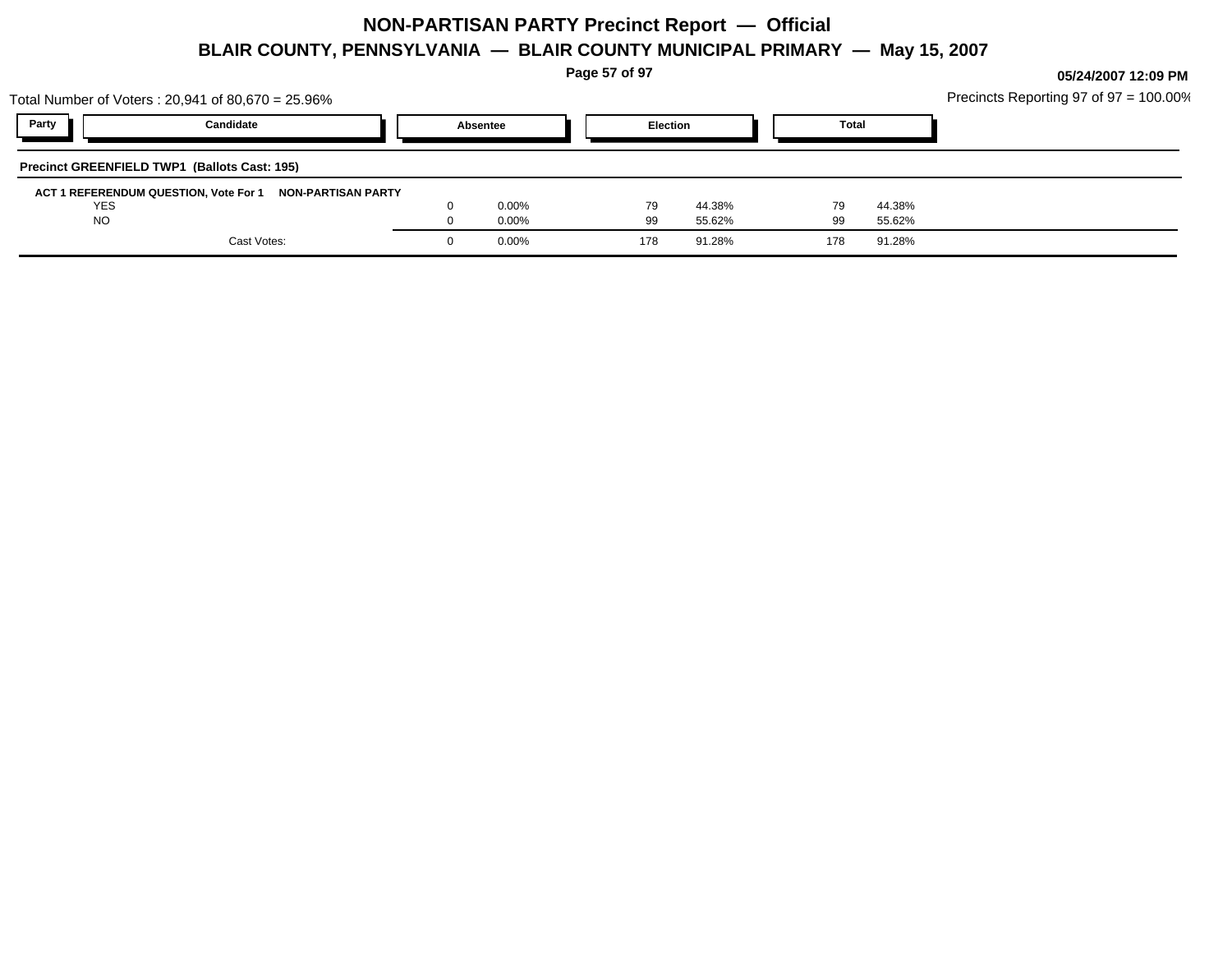# NON-PARTISAN PARTY Precinct Report — Official

## BLAIR COUNTY, PENNSYLVANIA — BLAIR COUNTY MUNICIPAL PRIMARY — May 15, 2007

05/24/2007 12:09 PM

Total Number of Voters : 20,941 of 80,670 = 25.96%

Precincts Reporting 97 of 97 = 100.00%

**Precinct GREENFIELD TWP1 (Ballots Cast: 195)**

**ACT 1 REFERENDUM QUESTION, Vote For 1 NON-PARTISAN PARTY**

| Party | Candidate | Absentee | | Election | | Total | |
|---|---|---|---|---|---|---|---|
| | YES | 0 | 0.00% | 79 | 44.38% | 79 | 44.38% |
| | NO | 0 | 0.00% | 99 | 55.62% | 99 | 55.62% |
| | Cast Votes: | 0 | 0.00% | 178 | 91.28% | 178 | 91.28% |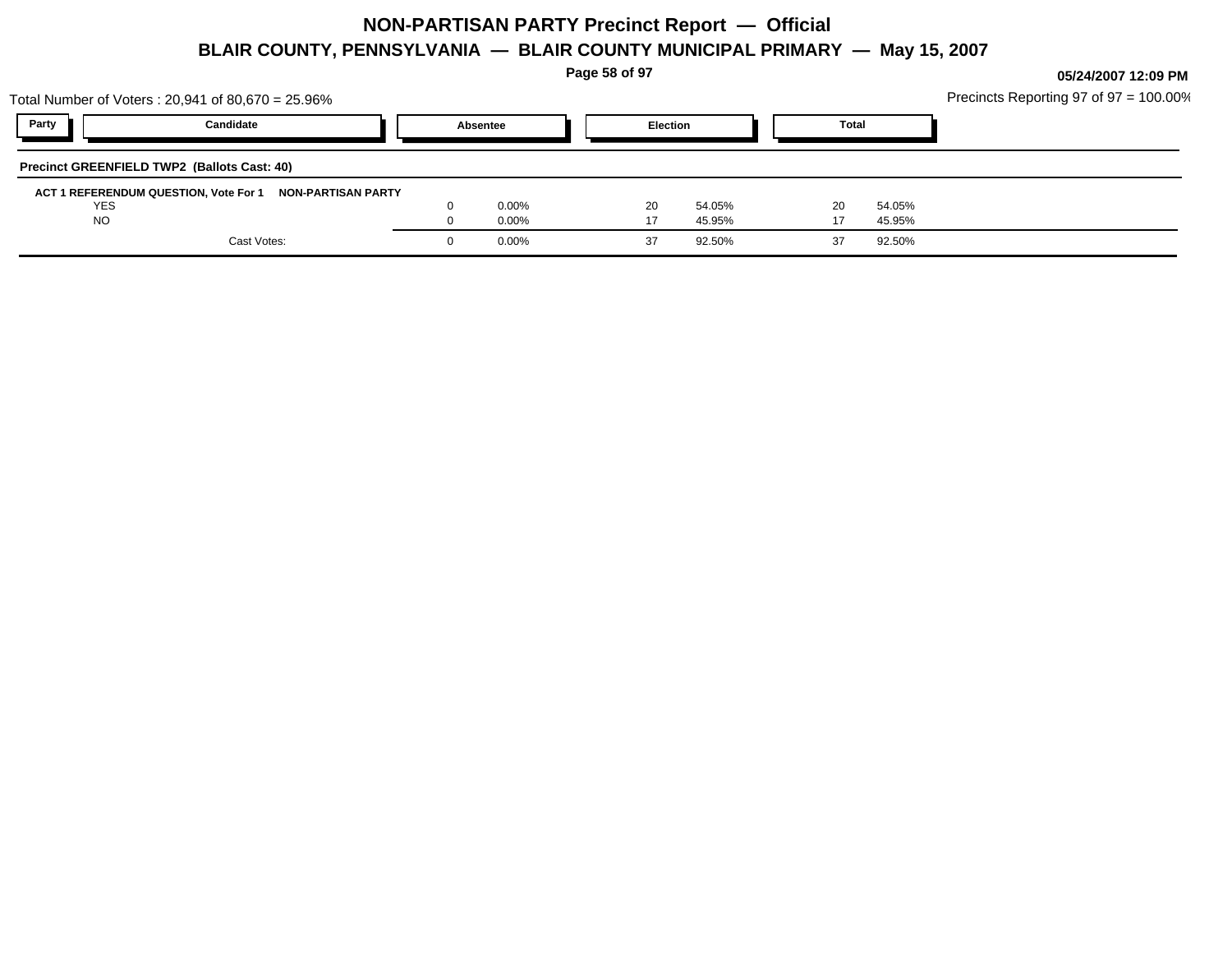# NON-PARTISAN PARTY Precinct Report — Official

## BLAIR COUNTY, PENNSYLVANIA — BLAIR COUNTY MUNICIPAL PRIMARY — May 15, 2007

05/24/2007 12:09 PM

Total Number of Voters : 20,941 of 80,670 = 25.96%

Precincts Reporting 97 of 97 = 100.00%

**Precinct GREENFIELD TWP2 (Ballots Cast: 40)**

**ACT 1 REFERENDUM QUESTION, Vote For 1 — NON-PARTISAN PARTY**

| Party | Candidate | Absentee | | Election | | Total | |
|---|---|---|---|---|---|---|---|
| | YES | 0 | 0.00% | 20 | 54.05% | 20 | 54.05% |
| | NO | 0 | 0.00% | 17 | 45.95% | 17 | 45.95% |
| | Cast Votes: | 0 | 0.00% | 37 | 92.50% | 37 | 92.50% |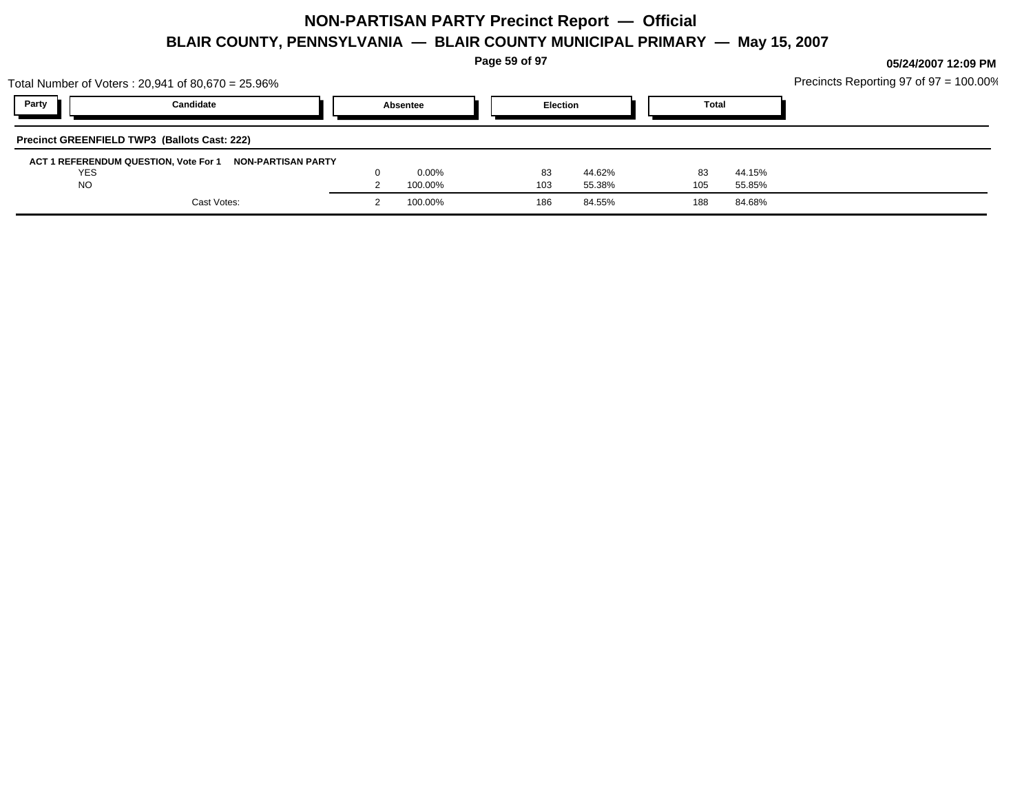# NON-PARTISAN PARTY Precinct Report — Official

## BLAIR COUNTY, PENNSYLVANIA — BLAIR COUNTY MUNICIPAL PRIMARY — May 15, 2007

05/24/2007 12:09 PM

Total Number of Voters : 20,941 of 80,670 = 25.96%

Precincts Reporting 97 of 97 = 100.00%

**Precinct GREENFIELD TWP3 (Ballots Cast: 222)**

| Party | Candidate | Absentee | | Election | | Total | |
|---|---|---|---|---|---|---|---|
| **ACT 1 REFERENDUM QUESTION, Vote For 1** | **NON-PARTISAN PARTY** | | | | | | |
| | YES | 0 | 0.00% | 83 | 44.62% | 83 | 44.15% |
| | NO | 2 | 100.00% | 103 | 55.38% | 105 | 55.85% |
| | Cast Votes: | 2 | 100.00% | 186 | 84.55% | 188 | 84.68% |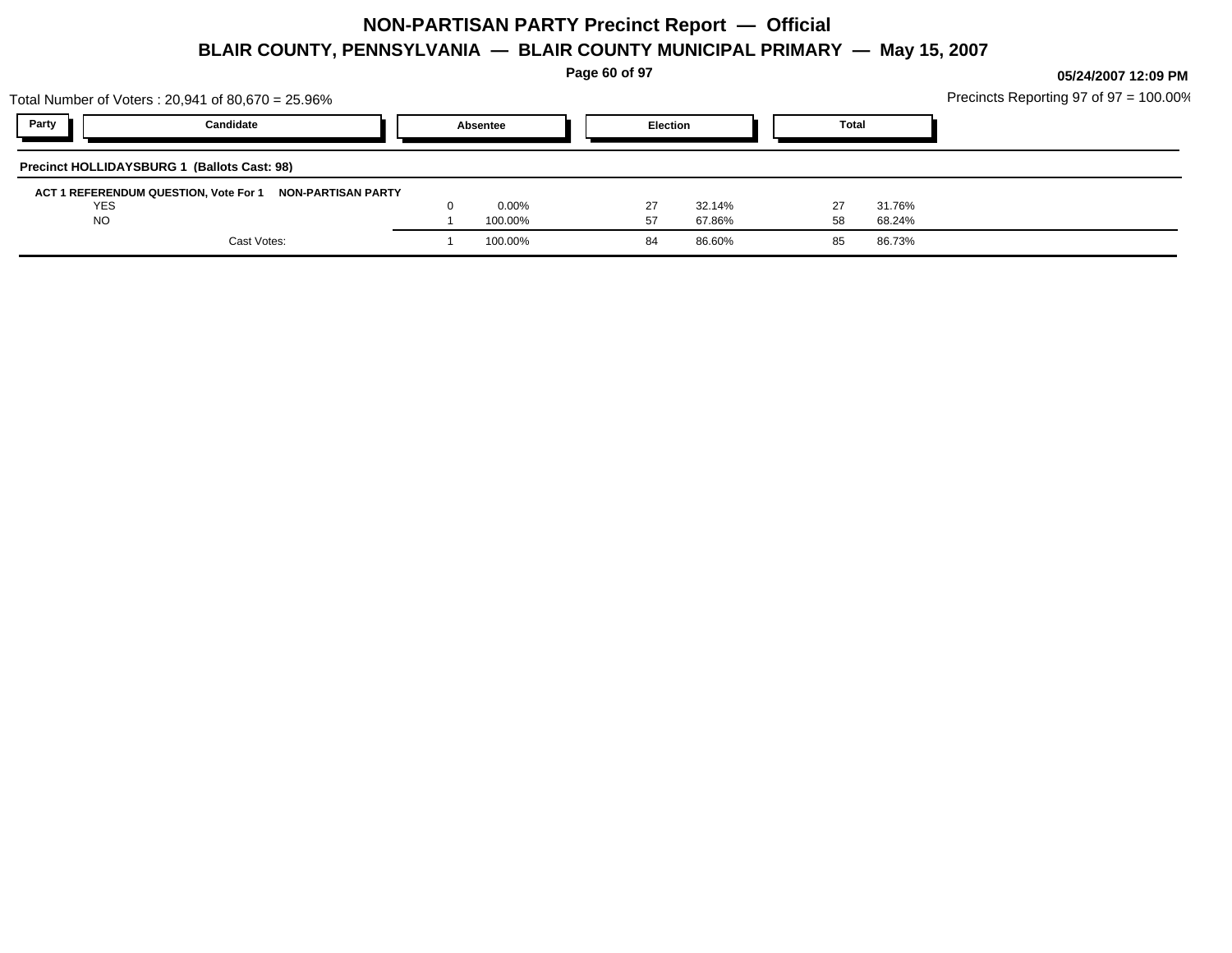# NON-PARTISAN PARTY Precinct Report — Official

## BLAIR COUNTY, PENNSYLVANIA — BLAIR COUNTY MUNICIPAL PRIMARY — May 15, 2007

05/24/2007 12:09 PM

Total Number of Voters : 20,941 of 80,670 = 25.96%

Precincts Reporting 97 of 97 = 100.00%

**Precinct HOLLIDAYSBURG 1 (Ballots Cast: 98)**

**ACT 1 REFERENDUM QUESTION, Vote For 1 — NON-PARTISAN PARTY**

| Party | Candidate | Absentee | | Election | | Total | |
|---|---|---|---|---|---|---|---|
| | YES | 0 | 0.00% | 27 | 32.14% | 27 | 31.76% |
| | NO | 1 | 100.00% | 57 | 67.86% | 58 | 68.24% |
| | Cast Votes: | 1 | 100.00% | 84 | 86.60% | 85 | 86.73% |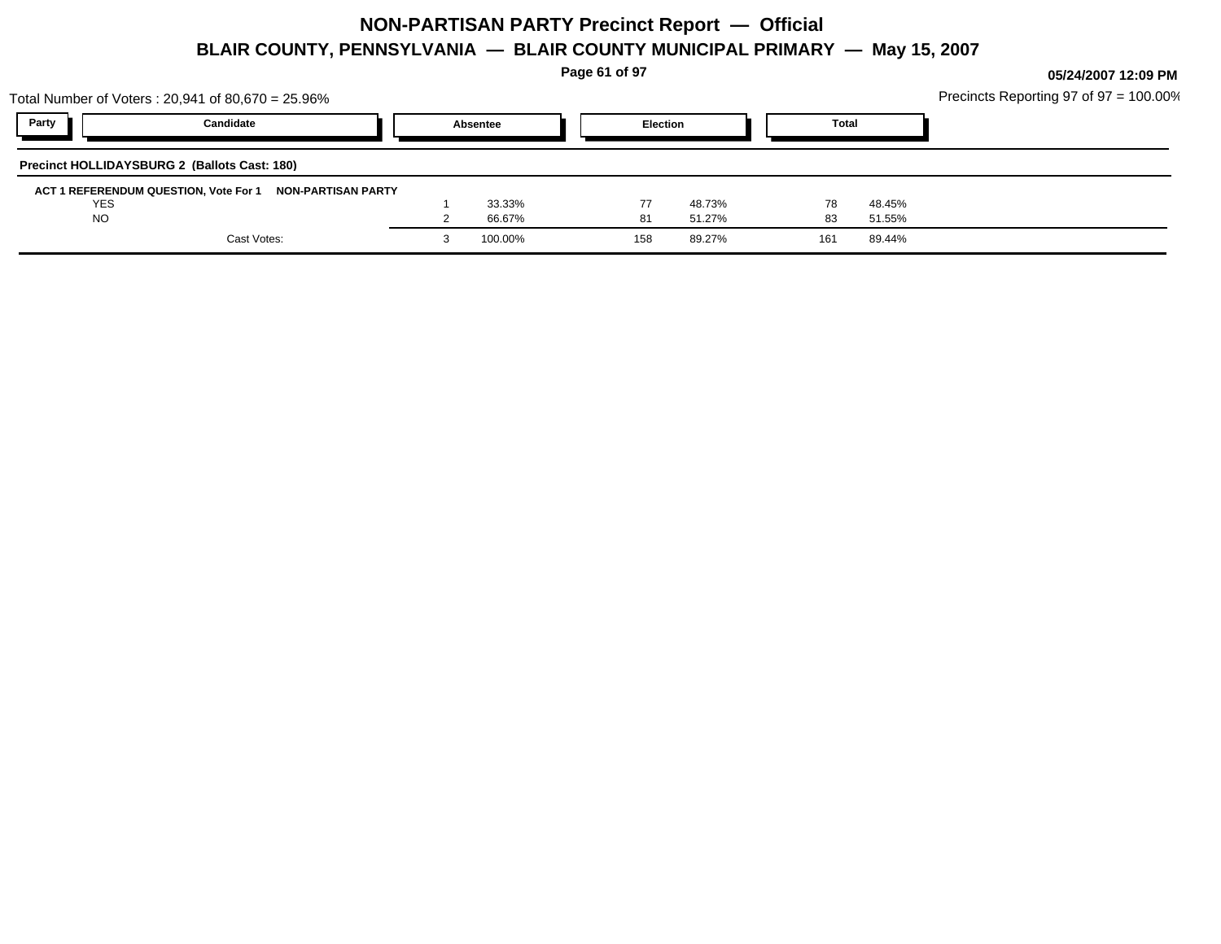# NON-PARTISAN PARTY Precinct Report — Official

## BLAIR COUNTY, PENNSYLVANIA — BLAIR COUNTY MUNICIPAL PRIMARY — May 15, 2007

05/24/2007 12:09 PM

Total Number of Voters : 20,941 of 80,670 = 25.96%

Precincts Reporting 97 of 97 = 100.00%

### Precinct HOLLIDAYSBURG 2 (Ballots Cast: 180)

**ACT 1 REFERENDUM QUESTION, Vote For 1 NON-PARTISAN PARTY**

| Party | Candidate | Absentee | | Election | | Total | |
|---|---|---|---|---|---|---|---|
| | YES | 1 | 33.33% | 77 | 48.73% | 78 | 48.45% |
| | NO | 2 | 66.67% | 81 | 51.27% | 83 | 51.55% |
| | Cast Votes: | 3 | 100.00% | 158 | 89.27% | 161 | 89.44% |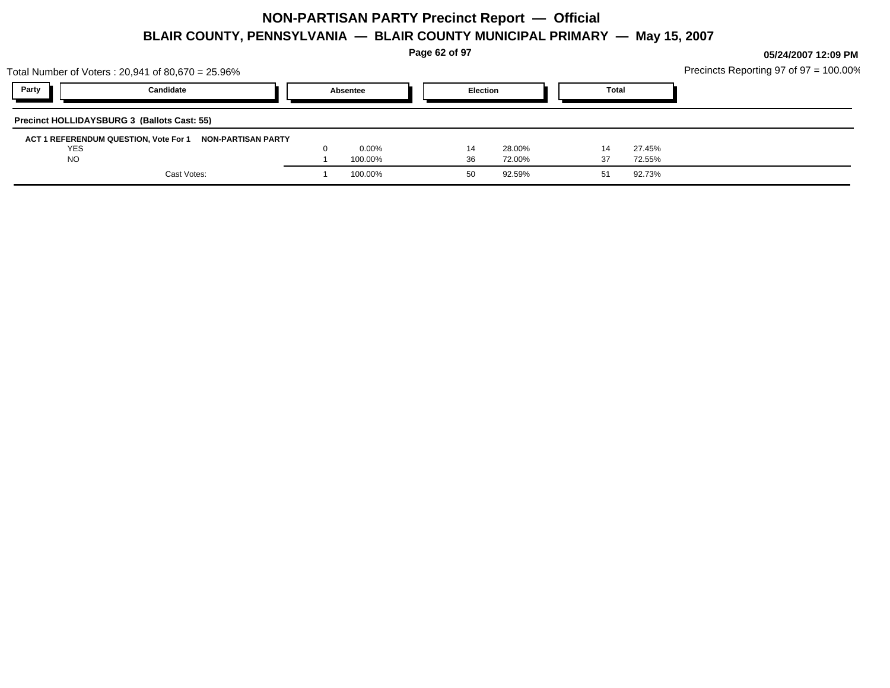# NON-PARTISAN PARTY Precinct Report — Official

## BLAIR COUNTY, PENNSYLVANIA — BLAIR COUNTY MUNICIPAL PRIMARY — May 15, 2007

05/24/2007 12:09 PM

Total Number of Voters : 20,941 of 80,670 = 25.96%

Precincts Reporting 97 of 97 = 100.00%

**Precinct HOLLIDAYSBURG 3 (Ballots Cast: 55)**

| Party | Candidate | Absentee | | Election | | Total | |
|---|---|---|---|---|---|---|---|
| | **ACT 1 REFERENDUM QUESTION, Vote For 1 NON-PARTISAN PARTY** | | | | | | |
| | YES | 0 | 0.00% | 14 | 28.00% | 14 | 27.45% |
| | NO | 1 | 100.00% | 36 | 72.00% | 37 | 72.55% |
| | Cast Votes: | 1 | 100.00% | 50 | 92.59% | 51 | 92.73% |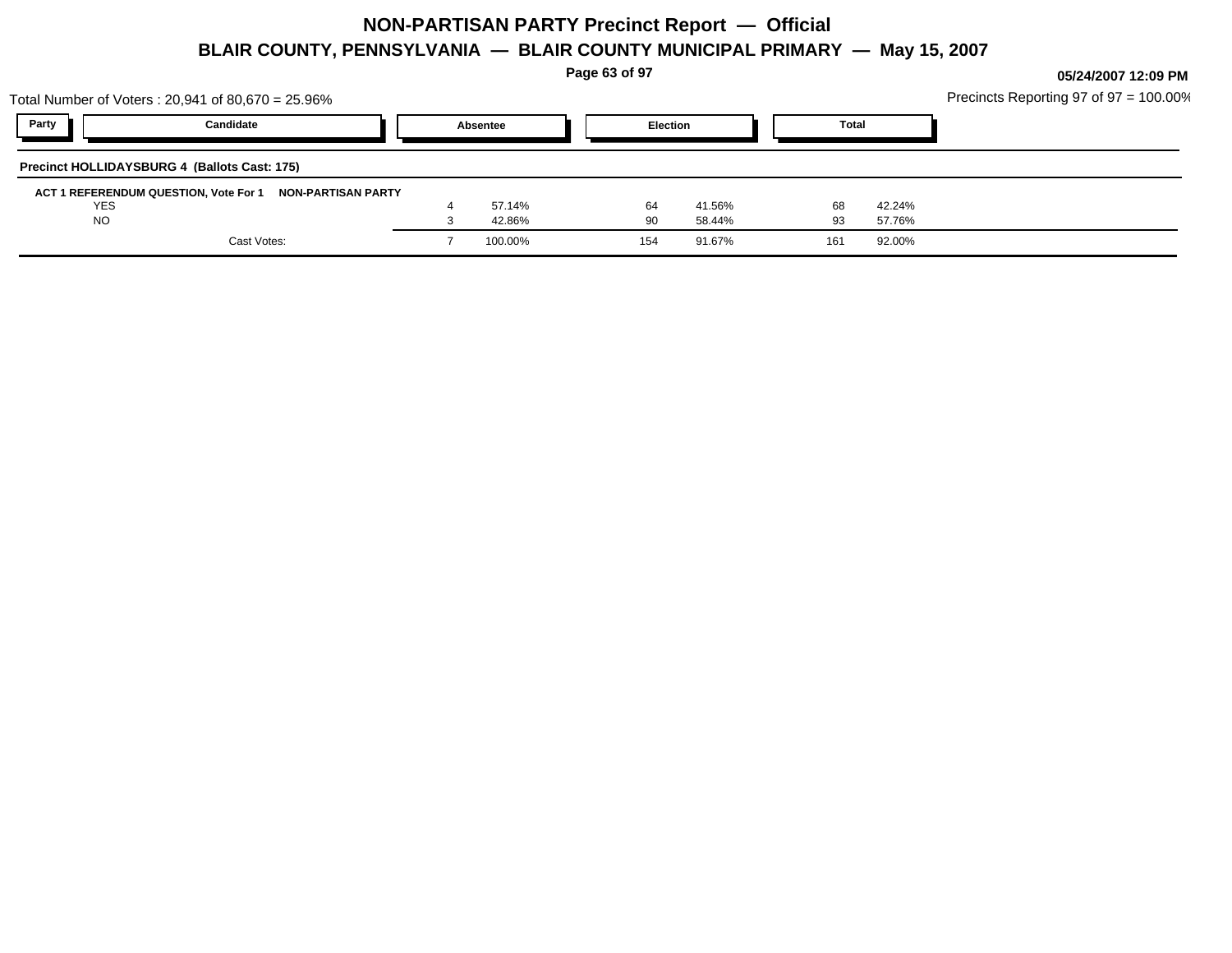# NON-PARTISAN PARTY Precinct Report — Official

## BLAIR COUNTY, PENNSYLVANIA — BLAIR COUNTY MUNICIPAL PRIMARY — May 15, 2007

**05/24/2007 12:09 PM**

Total Number of Voters : 20,941 of 80,670 = 25.96%

Precincts Reporting 97 of 97 = 100.00%

### Precinct HOLLIDAYSBURG 4 (Ballots Cast: 175)

**ACT 1 REFERENDUM QUESTION, Vote For 1 NON-PARTISAN PARTY**

| Party | Candidate | Absentee | | Election | | Total | |
|---|---|---|---|---|---|---|---|
| | YES | 4 | 57.14% | 64 | 41.56% | 68 | 42.24% |
| | NO | 3 | 42.86% | 90 | 58.44% | 93 | 57.76% |
| | Cast Votes: | 7 | 100.00% | 154 | 91.67% | 161 | 92.00% |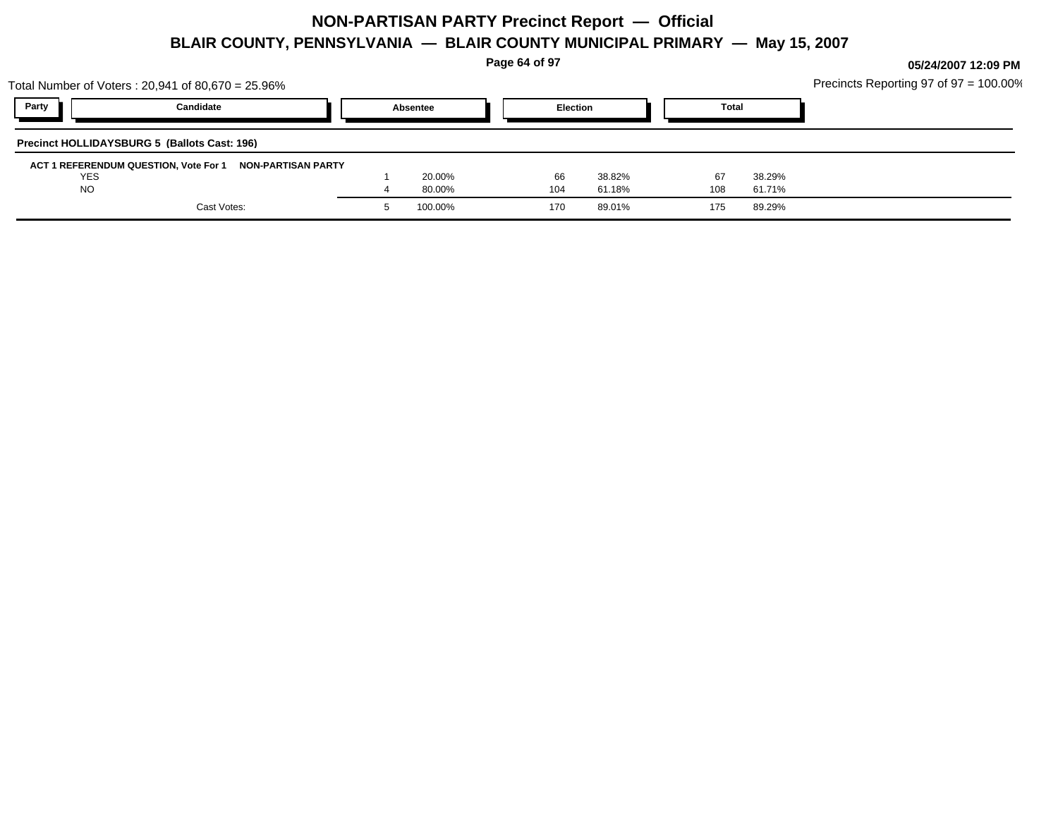# NON-PARTISAN PARTY Precinct Report — Official

## BLAIR COUNTY, PENNSYLVANIA — BLAIR COUNTY MUNICIPAL PRIMARY — May 15, 2007

05/24/2007 12:09 PM

Total Number of Voters : 20,941 of 80,670 = 25.96%

Precincts Reporting 97 of 97 = 100.00%

**Precinct HOLLIDAYSBURG 5 (Ballots Cast: 196)**

**ACT 1 REFERENDUM QUESTION, Vote For 1 — NON-PARTISAN PARTY**

| Party | Candidate | Absentee | | Election | | Total | |
|---|---|---|---|---|---|---|---|
| | YES | 1 | 20.00% | 66 | 38.82% | 67 | 38.29% |
| | NO | 4 | 80.00% | 104 | 61.18% | 108 | 61.71% |
| | Cast Votes: | 5 | 100.00% | 170 | 89.01% | 175 | 89.29% |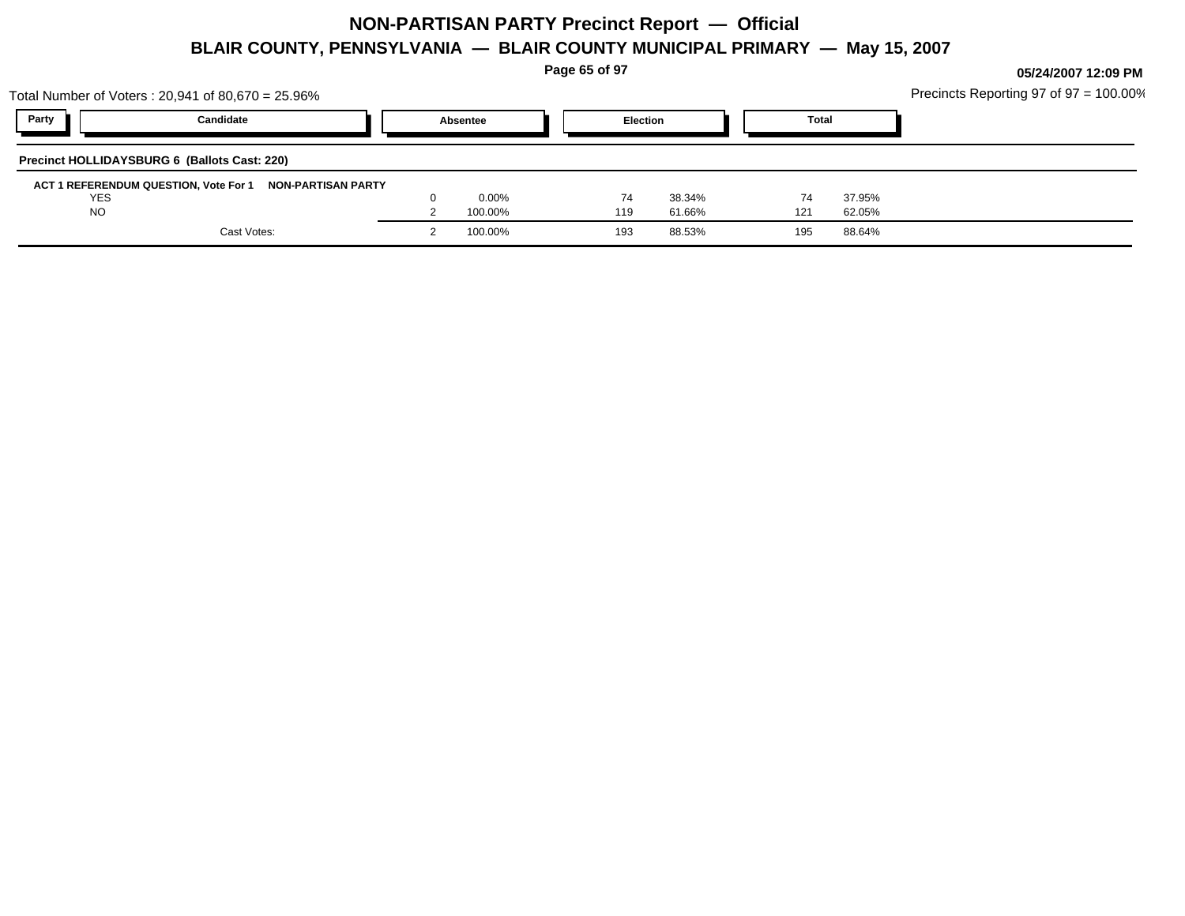# NON-PARTISAN PARTY Precinct Report — Official

## BLAIR COUNTY, PENNSYLVANIA — BLAIR COUNTY MUNICIPAL PRIMARY — May 15, 2007

05/24/2007 12:09 PM

Total Number of Voters : 20,941 of 80,670 = 25.96%

Precincts Reporting 97 of 97 = 100.00%

### Precinct HOLLIDAYSBURG 6 (Ballots Cast: 220)

**ACT 1 REFERENDUM QUESTION, Vote For 1 NON-PARTISAN PARTY**

| Party | Candidate | Absentee | | Election | | Total | |
|---|---|---|---|---|---|---|---|
| | YES | 0 | 0.00% | 74 | 38.34% | 74 | 37.95% |
| | NO | 2 | 100.00% | 119 | 61.66% | 121 | 62.05% |
| | Cast Votes: | 2 | 100.00% | 193 | 88.53% | 195 | 88.64% |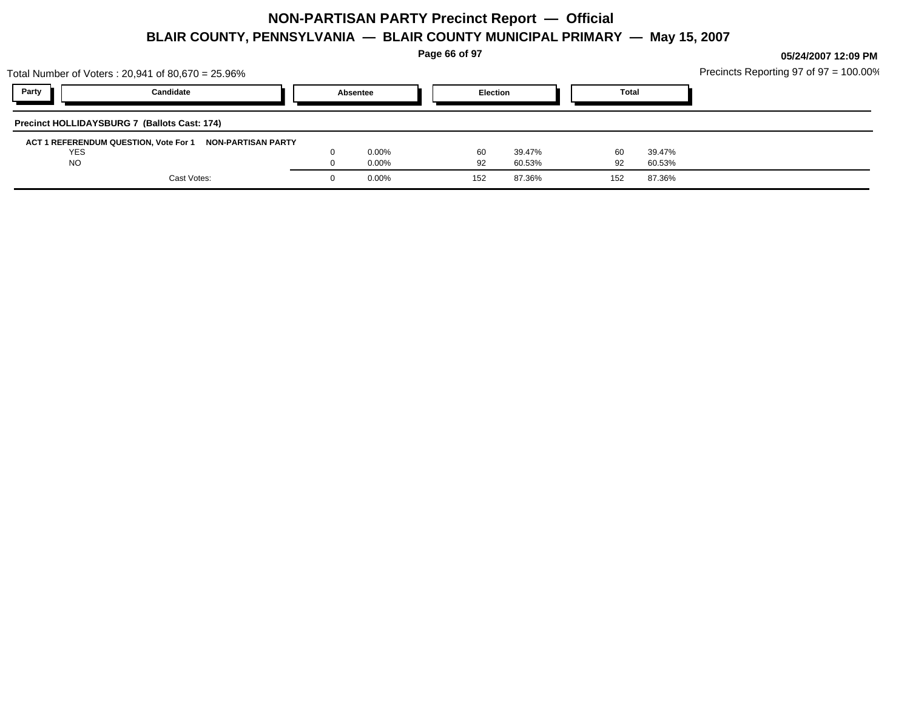# NON-PARTISAN PARTY Precinct Report — Official

## BLAIR COUNTY, PENNSYLVANIA — BLAIR COUNTY MUNICIPAL PRIMARY — May 15, 2007

05/24/2007 12:09 PM

Total Number of Voters : 20,941 of 80,670 = 25.96%

Precincts Reporting 97 of 97 = 100.00%

**Precinct HOLLIDAYSBURG 7 (Ballots Cast: 174)**

**ACT 1 REFERENDUM QUESTION, Vote For 1 — NON-PARTISAN PARTY**

| Party | Candidate | Absentee | | Election | | Total | |
|---|---|---|---|---|---|---|---|
| | YES | 0 | 0.00% | 60 | 39.47% | 60 | 39.47% |
| | NO | 0 | 0.00% | 92 | 60.53% | 92 | 60.53% |
| | Cast Votes: | 0 | 0.00% | 152 | 87.36% | 152 | 87.36% |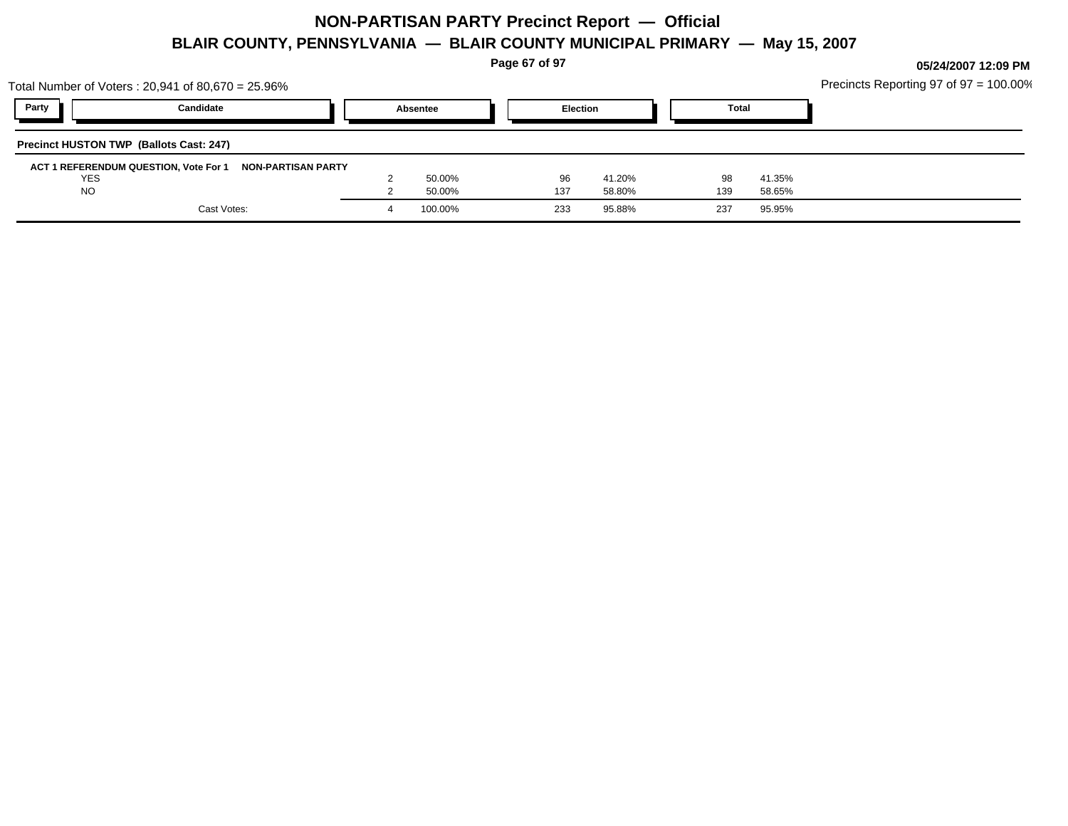# NON-PARTISAN PARTY Precinct Report — Official

## BLAIR COUNTY, PENNSYLVANIA — BLAIR COUNTY MUNICIPAL PRIMARY — May 15, 2007

**05/24/2007 12:09 PM**

Total Number of Voters : 20,941 of 80,670 = 25.96%

Precincts Reporting 97 of 97 = 100.00%

| Party | Candidate | Absentee | | Election | | Total | |
|---|---|---|---|---|---|---|---|
| **Precinct HUSTON TWP (Ballots Cast: 247)** | | | | | | | |
| **ACT 1 REFERENDUM QUESTION, Vote For 1** | **NON-PARTISAN PARTY** | | | | | | |
| | YES | 2 | 50.00% | 96 | 41.20% | 98 | 41.35% |
| | NO | 2 | 50.00% | 137 | 58.80% | 139 | 58.65% |
| | Cast Votes: | 4 | 100.00% | 233 | 95.88% | 237 | 95.95% |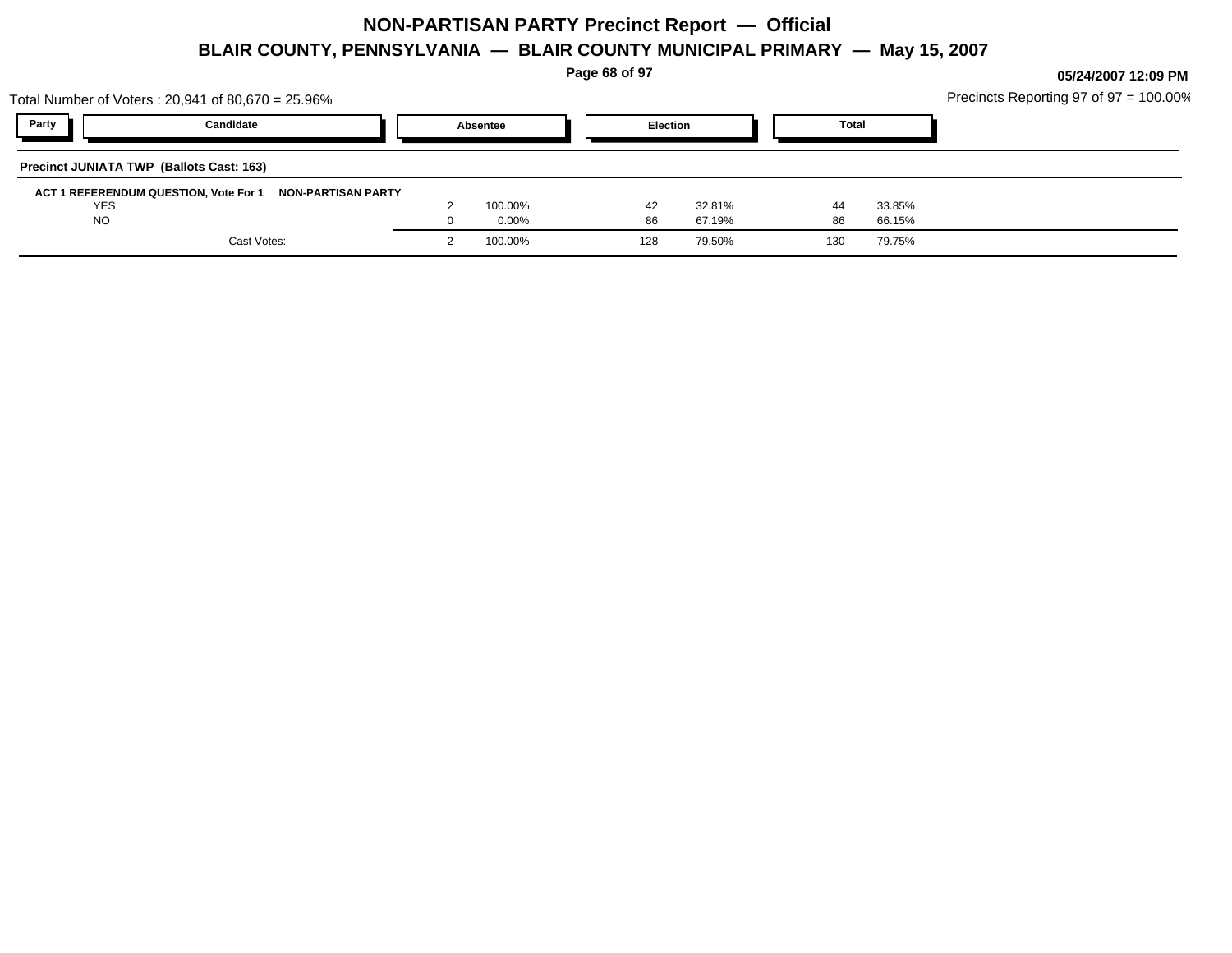# NON-PARTISAN PARTY Precinct Report — Official

## BLAIR COUNTY, PENNSYLVANIA — BLAIR COUNTY MUNICIPAL PRIMARY — May 15, 2007

05/24/2007 12:09 PM

Total Number of Voters : 20,941 of 80,670 = 25.96%

Precincts Reporting 97 of 97 = 100.00%

| Party | Candidate | Absentee | | Election | | Total | |
|---|---|---|---|---|---|---|---|
| **Precinct JUNIATA TWP (Ballots Cast: 163)** | | | | | | | |
| **ACT 1 REFERENDUM QUESTION, Vote For 1** | **NON-PARTISAN PARTY** | | | | | | |
| | YES | 2 | 100.00% | 42 | 32.81% | 44 | 33.85% |
| | NO | 0 | 0.00% | 86 | 67.19% | 86 | 66.15% |
| | Cast Votes: | 2 | 100.00% | 128 | 79.50% | 130 | 79.75% |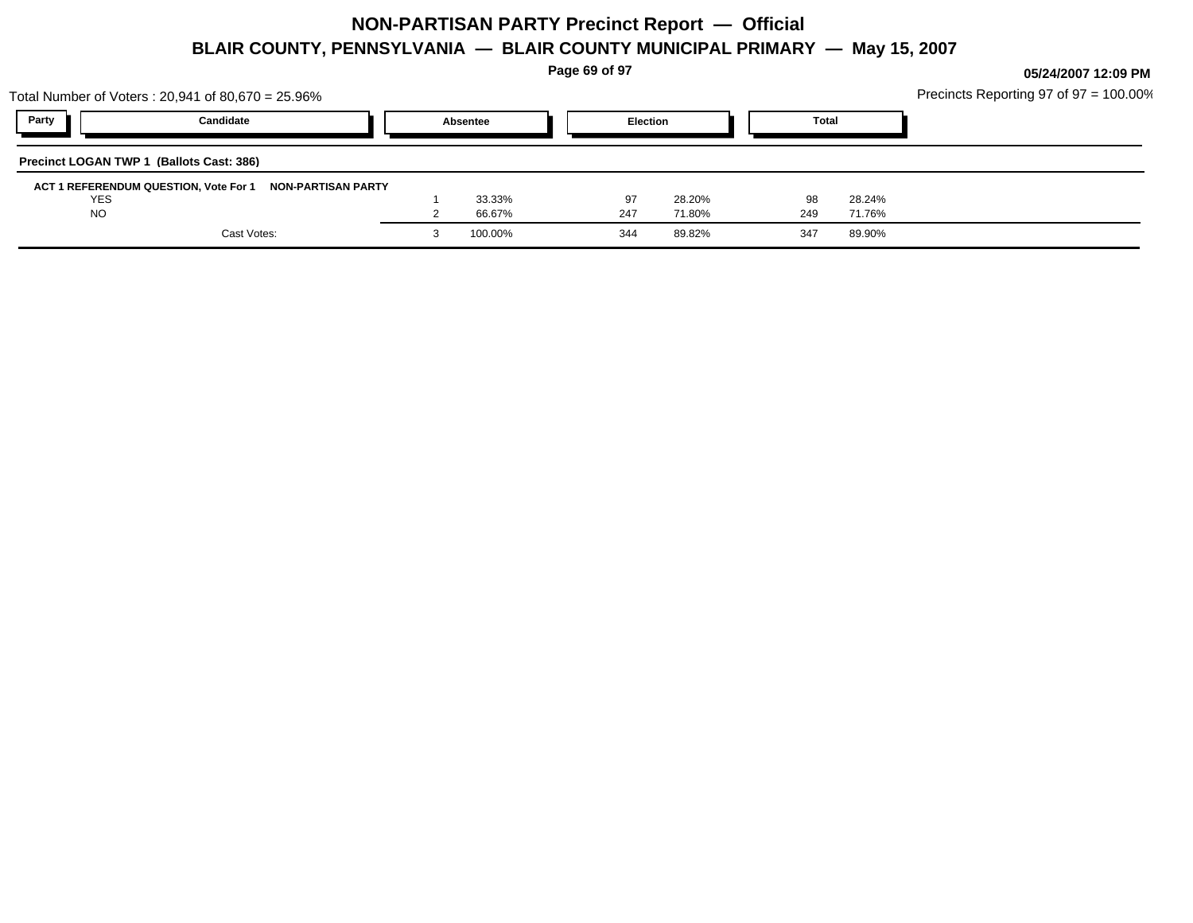# NON-PARTISAN PARTY Precinct Report — Official

## BLAIR COUNTY, PENNSYLVANIA — BLAIR COUNTY MUNICIPAL PRIMARY — May 15, 2007

**05/24/2007 12:09 PM**

Total Number of Voters : 20,941 of 80,670 = 25.96%

Precincts Reporting 97 of 97 = 100.00%

**Precinct LOGAN TWP 1 (Ballots Cast: 386)**

**ACT 1 REFERENDUM QUESTION, Vote For 1 — NON-PARTISAN PARTY**

| Party | Candidate | Absentee | | Election | | Total | |
|---|---|---|---|---|---|---|---|
| | YES | 1 | 33.33% | 97 | 28.20% | 98 | 28.24% |
| | NO | 2 | 66.67% | 247 | 71.80% | 249 | 71.76% |
| | Cast Votes: | 3 | 100.00% | 344 | 89.82% | 347 | 89.90% |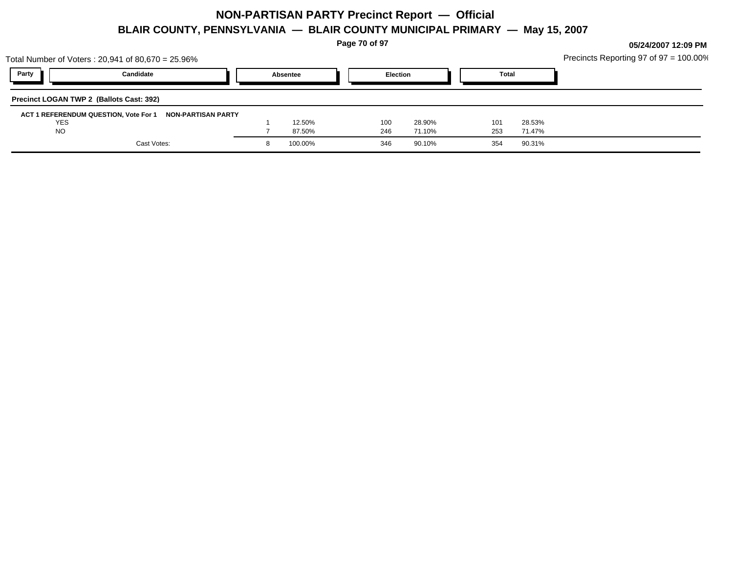# NON-PARTISAN PARTY Precinct Report — Official

## BLAIR COUNTY, PENNSYLVANIA — BLAIR COUNTY MUNICIPAL PRIMARY — May 15, 2007

05/24/2007 12:09 PM

Total Number of Voters : 20,941 of 80,670 = 25.96%

Precincts Reporting 97 of 97 = 100.00%

| Party | Candidate | Absentee | | Election | | Total | |
|---|---|---|---|---|---|---|---|
| **Precinct LOGAN TWP 2 (Ballots Cast: 392)** | | | | | | | |
| **ACT 1 REFERENDUM QUESTION, Vote For 1** | **NON-PARTISAN PARTY** | | | | | | |
| | YES | 1 | 12.50% | 100 | 28.90% | 101 | 28.53% |
| | NO | 7 | 87.50% | 246 | 71.10% | 253 | 71.47% |
| | Cast Votes: | 8 | 100.00% | 346 | 90.10% | 354 | 90.31% |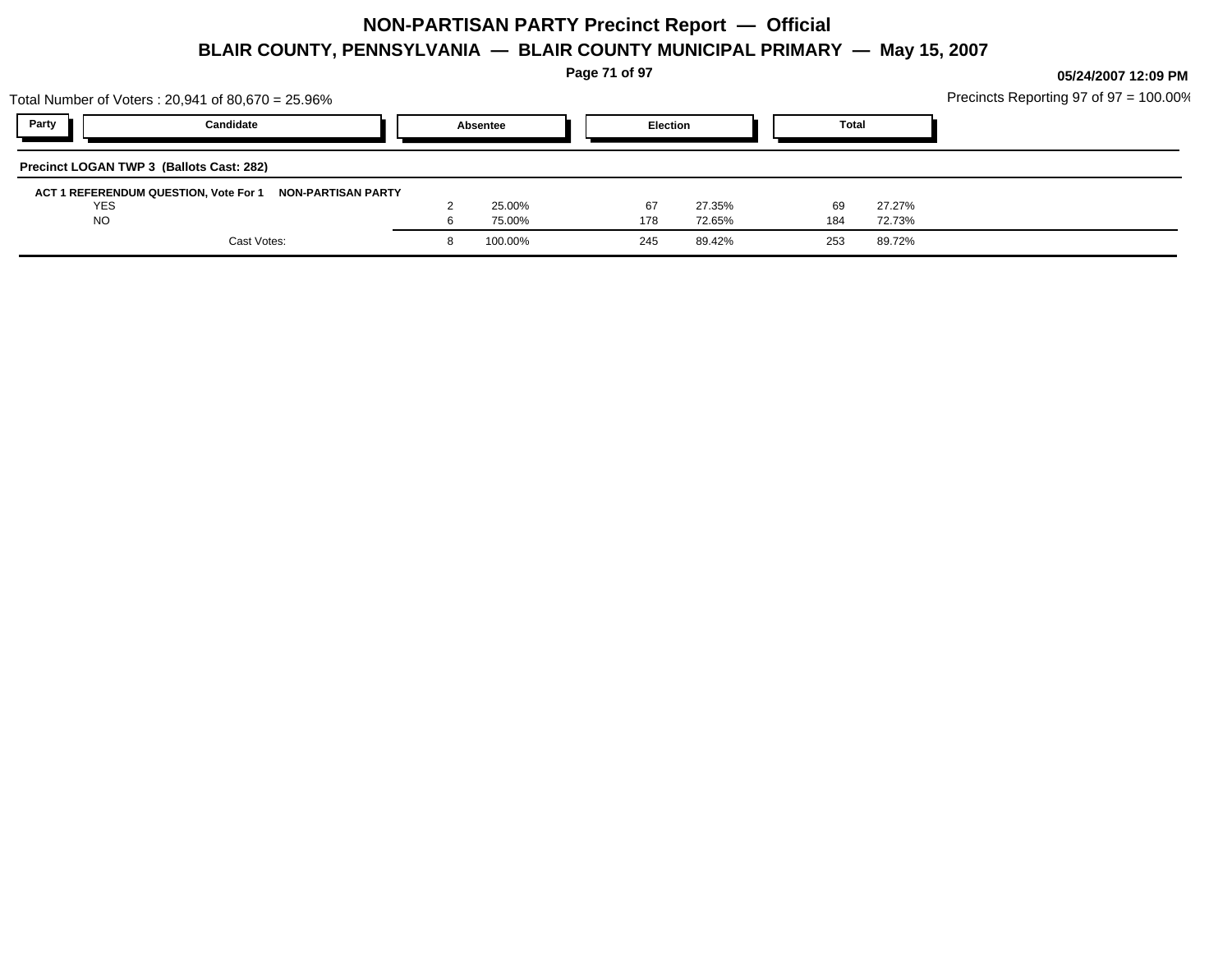# NON-PARTISAN PARTY Precinct Report — Official

## BLAIR COUNTY, PENNSYLVANIA — BLAIR COUNTY MUNICIPAL PRIMARY — May 15, 2007

05/24/2007 12:09 PM

Total Number of Voters : 20,941 of 80,670 = 25.96%

Precincts Reporting 97 of 97 = 100.00%

| Party | Candidate | Absentee | | Election | | Total | |
|---|---|---|---|---|---|---|---|
| **Precinct LOGAN TWP 3 (Ballots Cast: 282)** | | | | | | | |
| **ACT 1 REFERENDUM QUESTION, Vote For 1** | **NON-PARTISAN PARTY** | | | | | | |
| | YES | 2 | 25.00% | 67 | 27.35% | 69 | 27.27% |
| | NO | 6 | 75.00% | 178 | 72.65% | 184 | 72.73% |
| | Cast Votes: | 8 | 100.00% | 245 | 89.42% | 253 | 89.72% |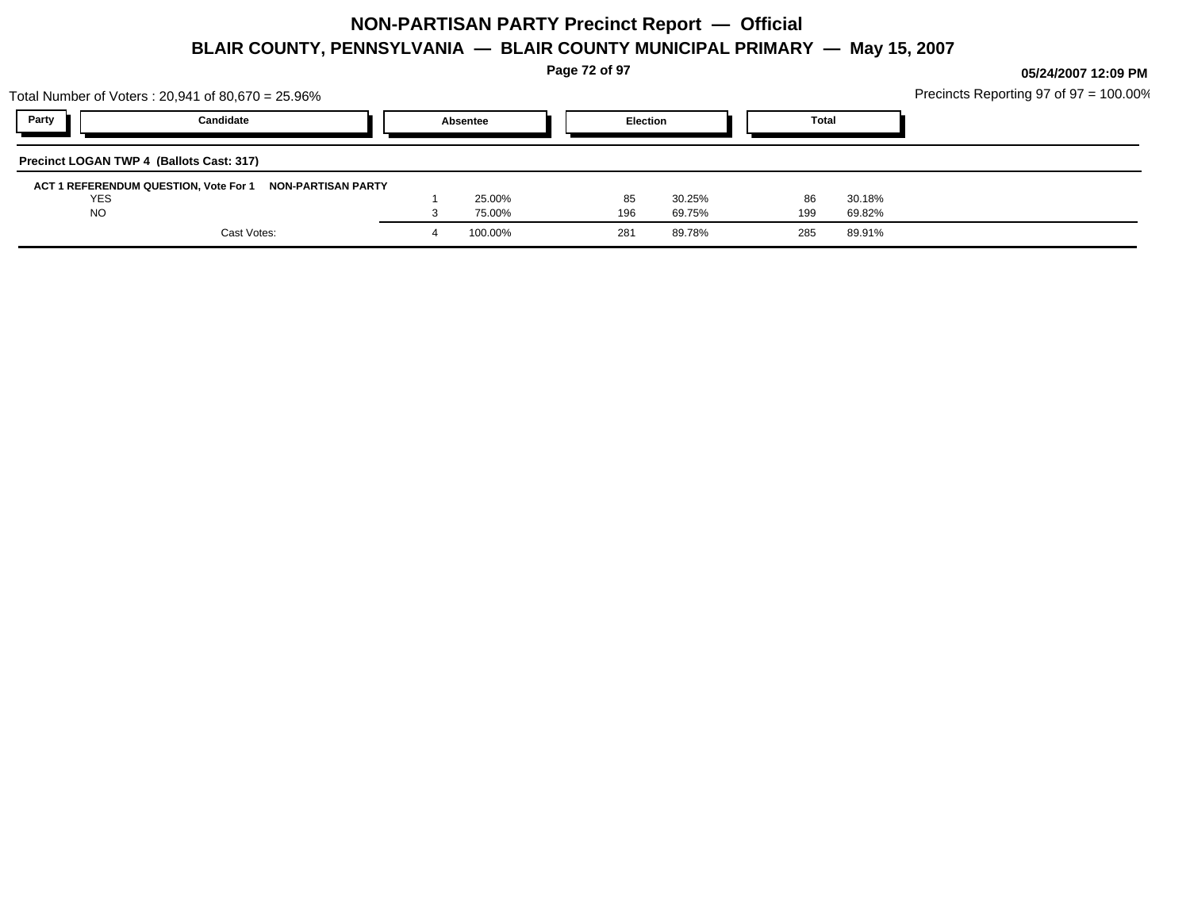# NON-PARTISAN PARTY Precinct Report — Official

## BLAIR COUNTY, PENNSYLVANIA — BLAIR COUNTY MUNICIPAL PRIMARY — May 15, 2007

05/24/2007 12:09 PM

Total Number of Voters : 20,941 of 80,670 = 25.96%

Precincts Reporting 97 of 97 = 100.00%

**Precinct LOGAN TWP 4 (Ballots Cast: 317)**

**ACT 1 REFERENDUM QUESTION, Vote For 1 NON-PARTISAN PARTY**

| Party | Candidate | Absentee | | Election | | Total | |
|---|---|---|---|---|---|---|---|
| | YES | 1 | 25.00% | 85 | 30.25% | 86 | 30.18% |
| | NO | 3 | 75.00% | 196 | 69.75% | 199 | 69.82% |
| | Cast Votes: | 4 | 100.00% | 281 | 89.78% | 285 | 89.91% |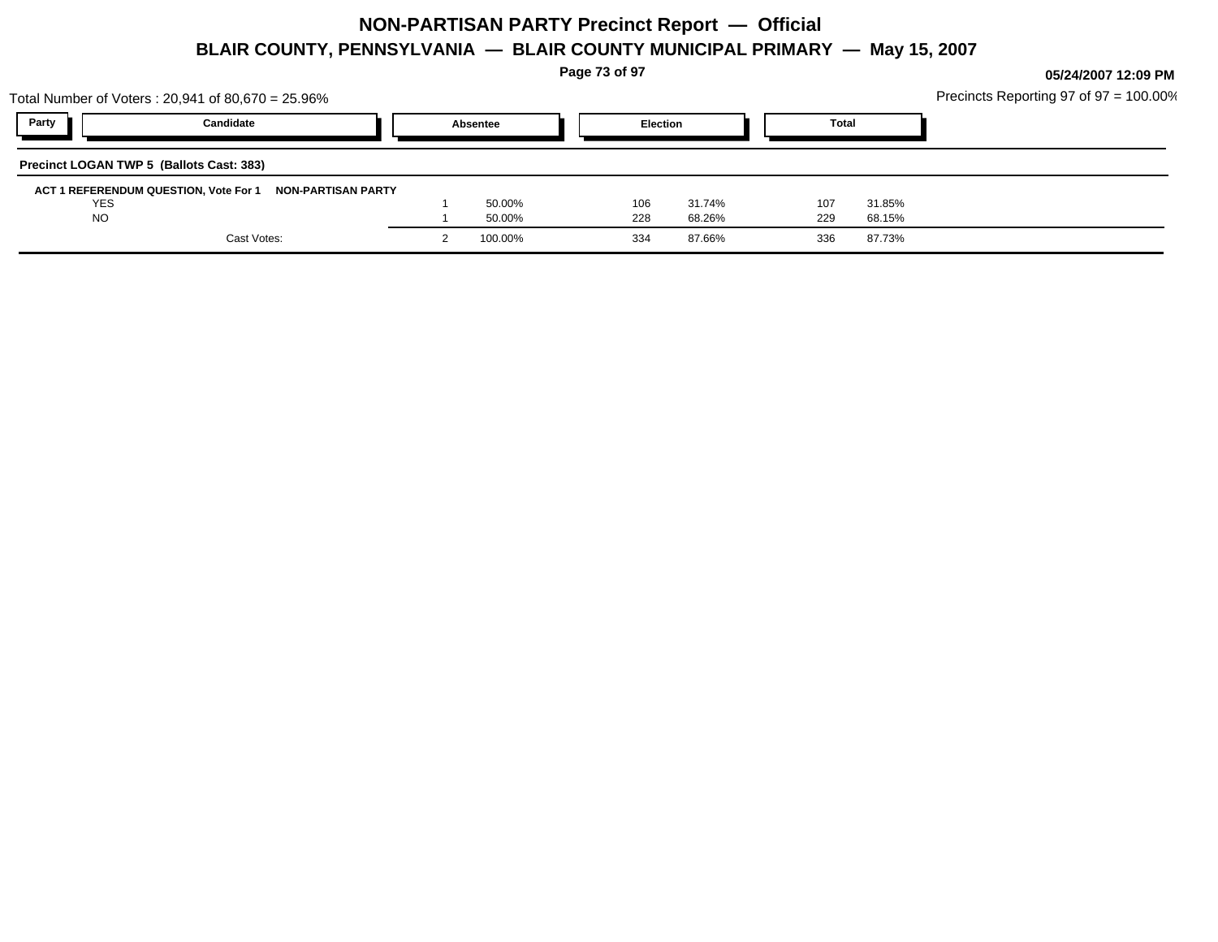# NON-PARTISAN PARTY Precinct Report — Official

## BLAIR COUNTY, PENNSYLVANIA — BLAIR COUNTY MUNICIPAL PRIMARY — May 15, 2007

05/24/2007 12:09 PM

Total Number of Voters : 20,941 of 80,670 = 25.96%

Precincts Reporting 97 of 97 = 100.00%

| Party | Candidate | Absentee | | Election | | Total | |
|---|---|---|---|---|---|---|---|
| **Precinct LOGAN TWP 5 (Ballots Cast: 383)** | | | | | | | |
| **ACT 1 REFERENDUM QUESTION, Vote For 1** | **NON-PARTISAN PARTY** | | | | | | |
| | YES | 1 | 50.00% | 106 | 31.74% | 107 | 31.85% |
| | NO | 1 | 50.00% | 228 | 68.26% | 229 | 68.15% |
| | Cast Votes: | 2 | 100.00% | 334 | 87.66% | 336 | 87.73% |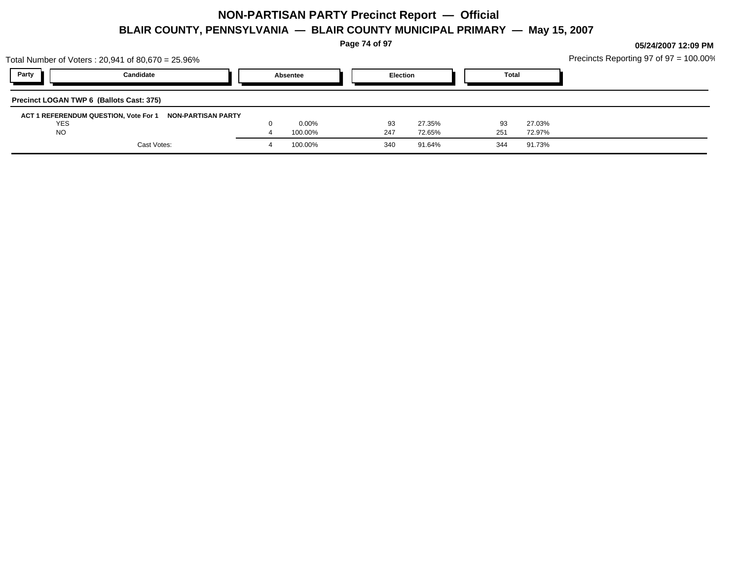# NON-PARTISAN PARTY Precinct Report — Official

## BLAIR COUNTY, PENNSYLVANIA — BLAIR COUNTY MUNICIPAL PRIMARY — May 15, 2007

05/24/2007 12:09 PM

Total Number of Voters : 20,941 of 80,670 = 25.96%

Precincts Reporting 97 of 97 = 100.00%

**Precinct LOGAN TWP 6 (Ballots Cast: 375)**

**ACT 1 REFERENDUM QUESTION, Vote For 1 NON-PARTISAN PARTY**

| Party | Candidate | Absentee | | Election | | Total | |
|---|---|---|---|---|---|---|---|
| | YES | 0 | 0.00% | 93 | 27.35% | 93 | 27.03% |
| | NO | 4 | 100.00% | 247 | 72.65% | 251 | 72.97% |
| | Cast Votes: | 4 | 100.00% | 340 | 91.64% | 344 | 91.73% |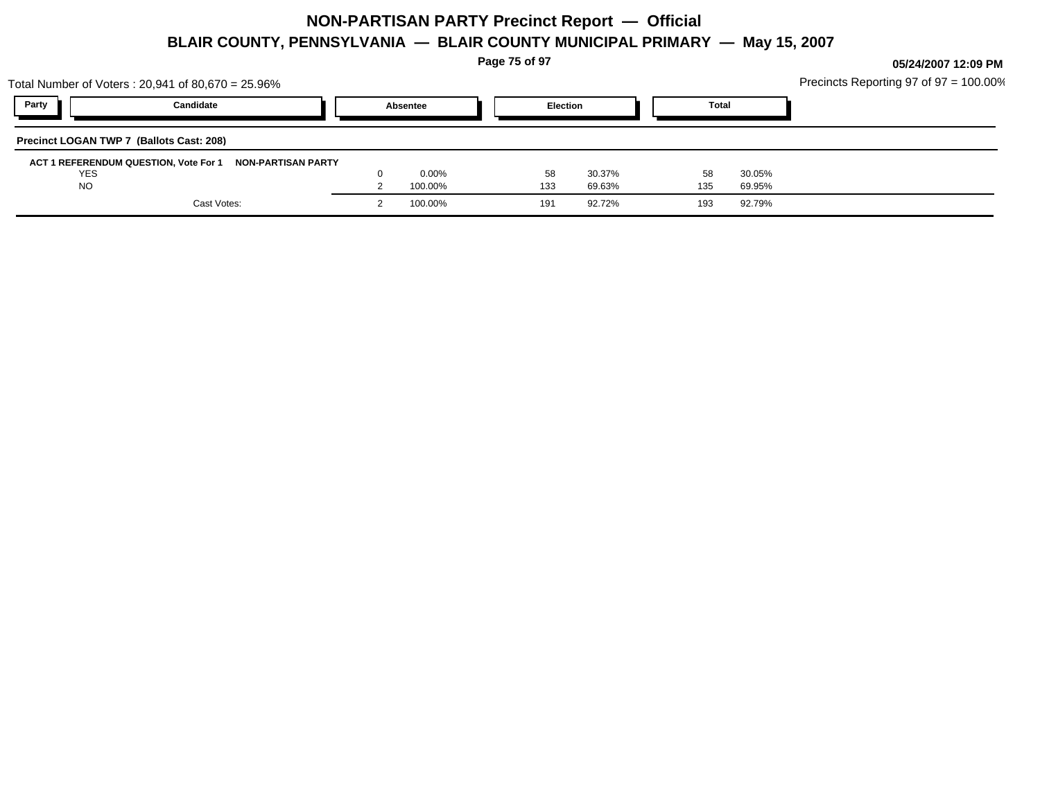# NON-PARTISAN PARTY Precinct Report — Official

## BLAIR COUNTY, PENNSYLVANIA — BLAIR COUNTY MUNICIPAL PRIMARY — May 15, 2007

05/24/2007 12:09 PM

Total Number of Voters : 20,941 of 80,670 = 25.96%

Precincts Reporting 97 of 97 = 100.00%

**Precinct LOGAN TWP 7 (Ballots Cast: 208)**

**ACT 1 REFERENDUM QUESTION, Vote For 1 NON-PARTISAN PARTY**

| Party | Candidate | Absentee | | Election | | Total | |
|---|---|---|---|---|---|---|---|
| | YES | 0 | 0.00% | 58 | 30.37% | 58 | 30.05% |
| | NO | 2 | 100.00% | 133 | 69.63% | 135 | 69.95% |
| | Cast Votes: | 2 | 100.00% | 191 | 92.72% | 193 | 92.79% |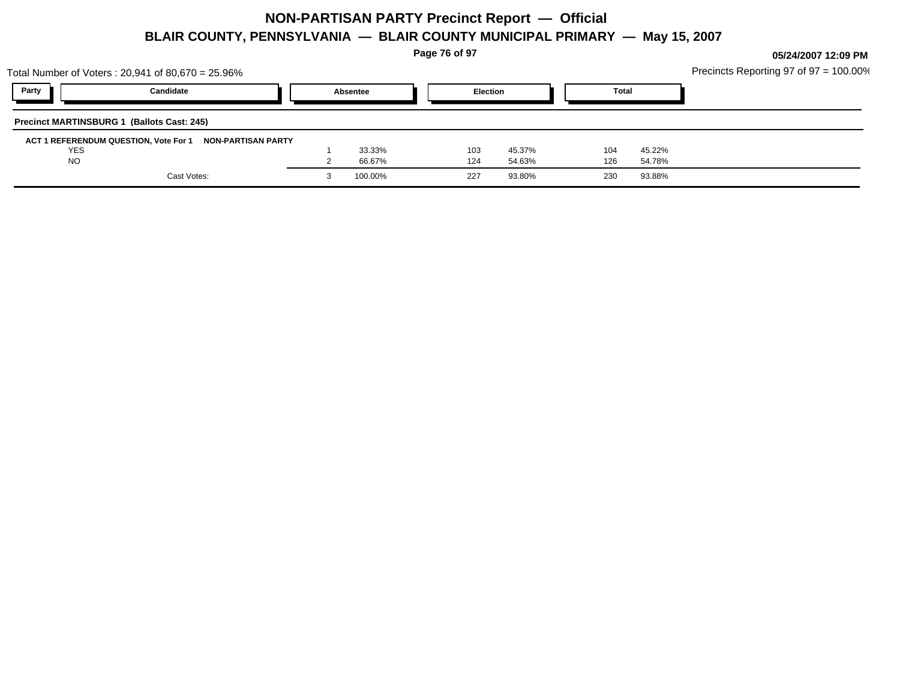# NON-PARTISAN PARTY Precinct Report — Official

## BLAIR COUNTY, PENNSYLVANIA — BLAIR COUNTY MUNICIPAL PRIMARY — May 15, 2007

**05/24/2007 12:09 PM**

Total Number of Voters : 20,941 of 80,670 = 25.96%

Precincts Reporting 97 of 97 = 100.00%

| Party | Candidate | Absentee | | Election | | Total | |
|---|---|---|---|---|---|---|---|
| **Precinct MARTINSBURG 1 (Ballots Cast: 245)** | | | | | | | |
| **ACT 1 REFERENDUM QUESTION, Vote For 1** | **NON-PARTISAN PARTY** | | | | | | |
| | YES | 1 | 33.33% | 103 | 45.37% | 104 | 45.22% |
| | NO | 2 | 66.67% | 124 | 54.63% | 126 | 54.78% |
| | Cast Votes: | 3 | 100.00% | 227 | 93.80% | 230 | 93.88% |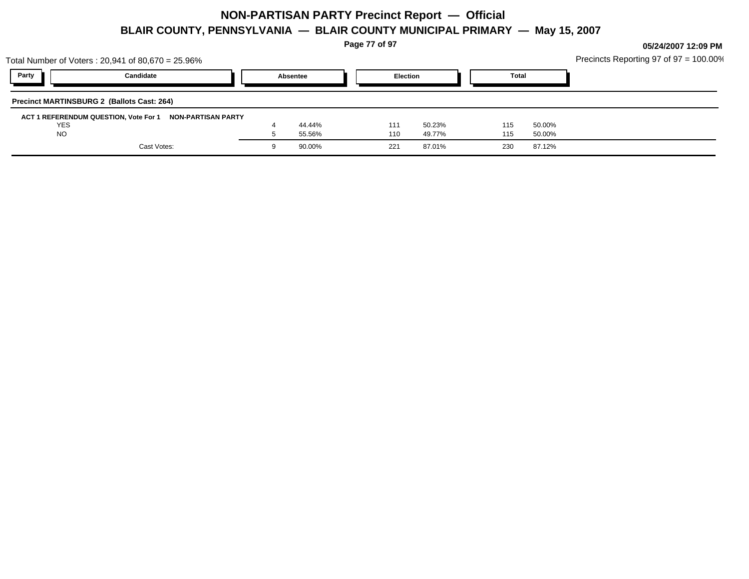# NON-PARTISAN PARTY Precinct Report — Official

## BLAIR COUNTY, PENNSYLVANIA — BLAIR COUNTY MUNICIPAL PRIMARY — May 15, 2007

05/24/2007 12:09 PM

Total Number of Voters : 20,941 of 80,670 = 25.96%

Precincts Reporting 97 of 97 = 100.00%

| Party | Candidate | Absentee | | Election | | Total | |
|---|---|---|---|---|---|---|---|

**Precinct MARTINSBURG 2 (Ballots Cast: 264)**

**ACT 1 REFERENDUM QUESTION, Vote For 1 NON-PARTISAN PARTY**

| Candidate | Absentee | | Election | | Total | |
|---|---|---|---|---|---|---|
| YES | 4 | 44.44% | 111 | 50.23% | 115 | 50.00% |
| NO | 5 | 55.56% | 110 | 49.77% | 115 | 50.00% |
| Cast Votes: | 9 | 90.00% | 221 | 87.01% | 230 | 87.12% |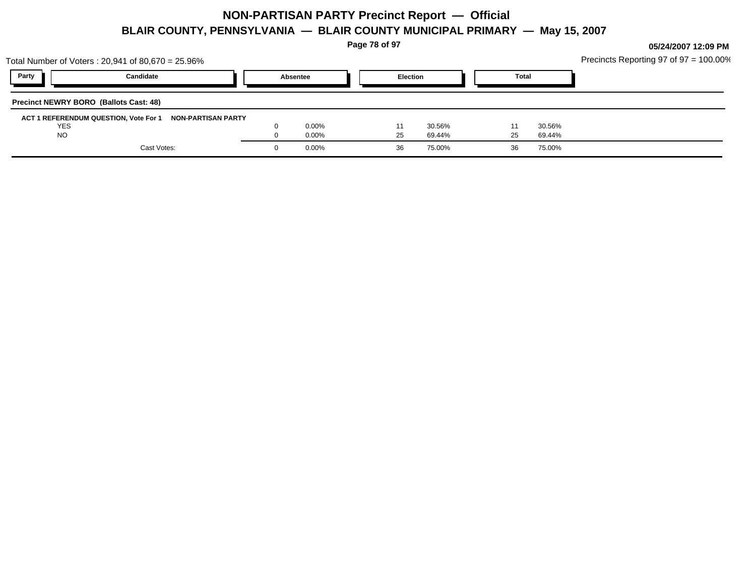# NON-PARTISAN PARTY Precinct Report — Official

## BLAIR COUNTY, PENNSYLVANIA — BLAIR COUNTY MUNICIPAL PRIMARY — May 15, 2007

**05/24/2007 12:09 PM**

Total Number of Voters : 20,941 of 80,670 = 25.96%

Precincts Reporting 97 of 97 = 100.00%

| Party | Candidate | Absentee | | Election | | Total | |
|---|---|---|---|---|---|---|---|
| **Precinct NEWRY BORO (Ballots Cast: 48)** | | | | | | | |
| **ACT 1 REFERENDUM QUESTION, Vote For 1** | **NON-PARTISAN PARTY** | | | | | | |
| | YES | 0 | 0.00% | 11 | 30.56% | 11 | 30.56% |
| | NO | 0 | 0.00% | 25 | 69.44% | 25 | 69.44% |
| | Cast Votes: | 0 | 0.00% | 36 | 75.00% | 36 | 75.00% |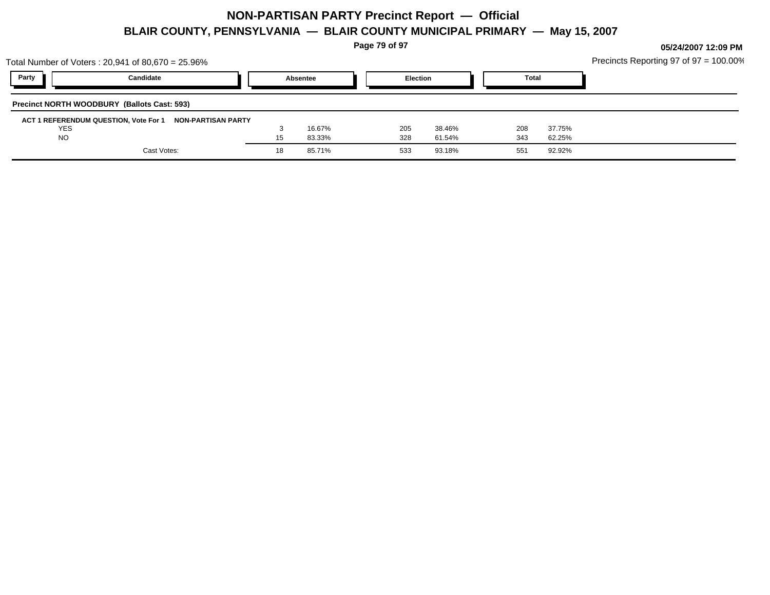# NON-PARTISAN PARTY Precinct Report — Official

## BLAIR COUNTY, PENNSYLVANIA — BLAIR COUNTY MUNICIPAL PRIMARY — May 15, 2007

05/24/2007 12:09 PM

Total Number of Voters : 20,941 of 80,670 = 25.96%

Precincts Reporting 97 of 97 = 100.00%

| Party | Candidate | Absentee | | Election | | Total | |
|---|---|---|---|---|---|---|---|
| **Precinct NORTH WOODBURY (Ballots Cast: 593)** | | | | | | | |
| **ACT 1 REFERENDUM QUESTION, Vote For 1** | **NON-PARTISAN PARTY** | | | | | | |
| | YES | 3 | 16.67% | 205 | 38.46% | 208 | 37.75% |
| | NO | 15 | 83.33% | 328 | 61.54% | 343 | 62.25% |
| | Cast Votes: | 18 | 85.71% | 533 | 93.18% | 551 | 92.92% |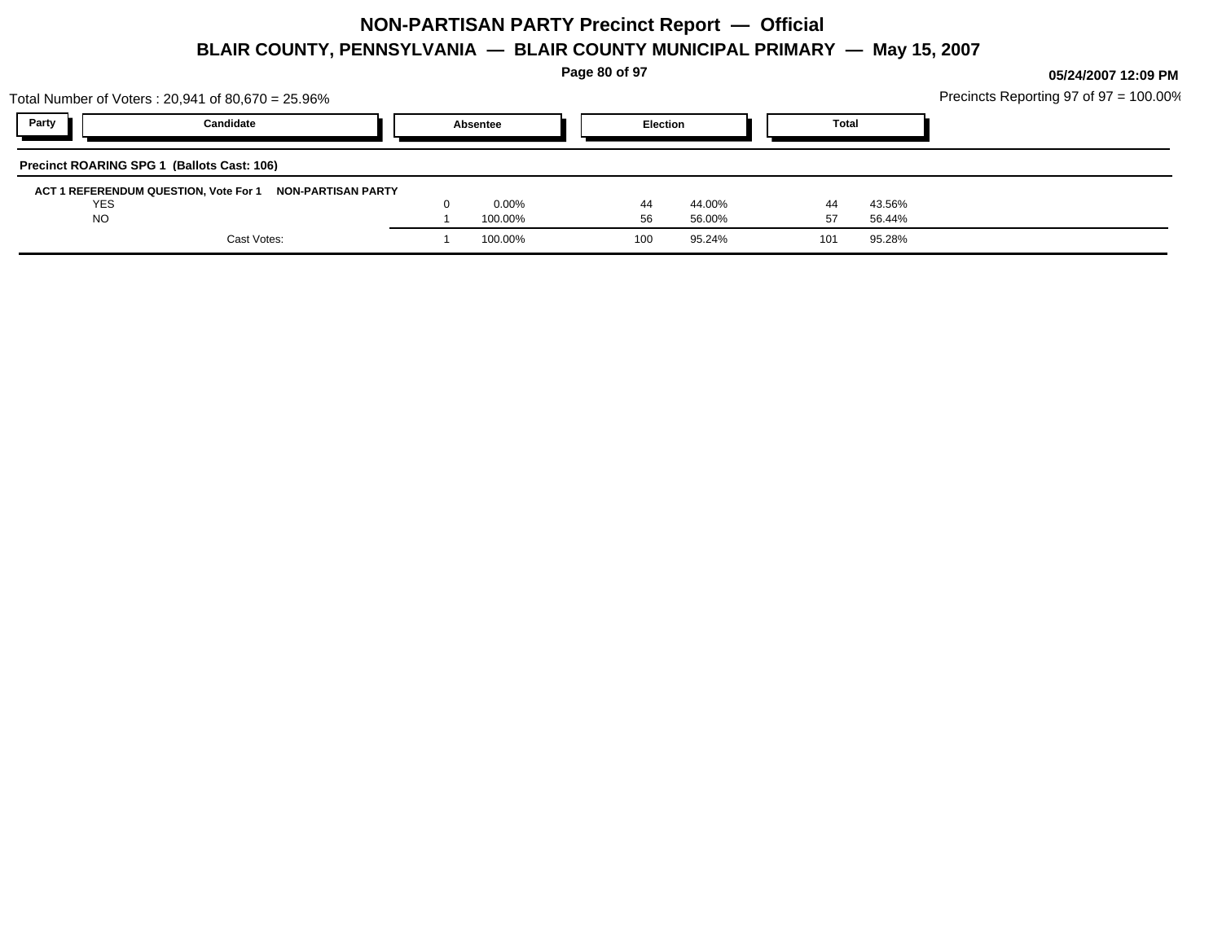# NON-PARTISAN PARTY Precinct Report — Official

## BLAIR COUNTY, PENNSYLVANIA — BLAIR COUNTY MUNICIPAL PRIMARY — May 15, 2007

05/24/2007 12:09 PM

Total Number of Voters : 20,941 of 80,670 = 25.96%

Precincts Reporting 97 of 97 = 100.00%

| Party | Candidate | Absentee | | Election | | Total | |
|---|---|---|---|---|---|---|---|
| **Precinct ROARING SPG 1 (Ballots Cast: 106)** | | | | | | | |
| **ACT 1 REFERENDUM QUESTION, Vote For 1** | **NON-PARTISAN PARTY** | | | | | | |
| | YES | 0 | 0.00% | 44 | 44.00% | 44 | 43.56% |
| | NO | 1 | 100.00% | 56 | 56.00% | 57 | 56.44% |
| | Cast Votes: | 1 | 100.00% | 100 | 95.24% | 101 | 95.28% |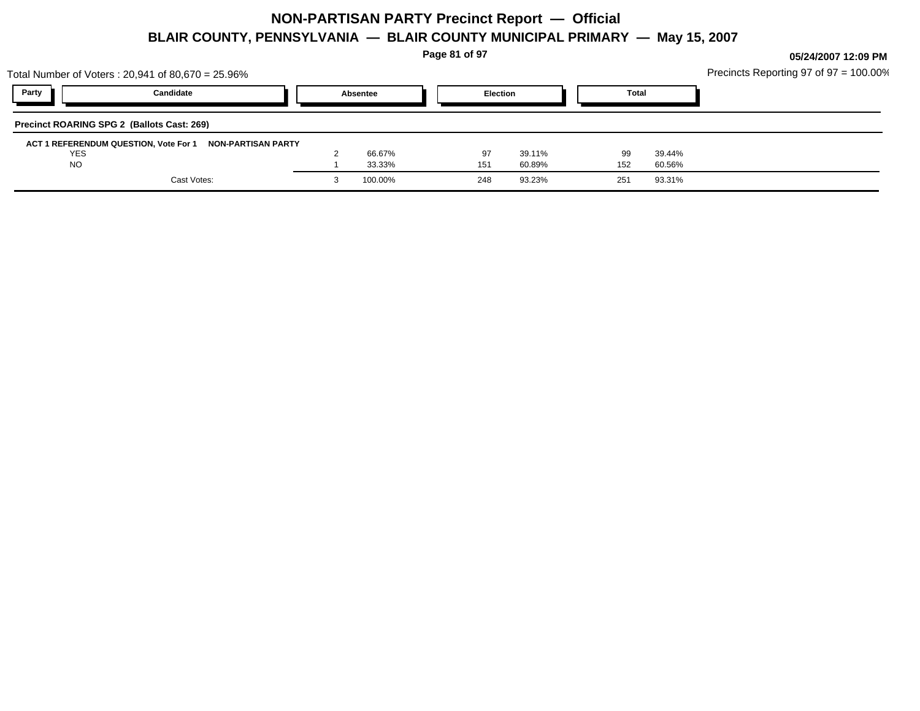# NON-PARTISAN PARTY Precinct Report — Official

## BLAIR COUNTY, PENNSYLVANIA — BLAIR COUNTY MUNICIPAL PRIMARY — May 15, 2007

05/24/2007 12:09 PM

Total Number of Voters : 20,941 of 80,670 = 25.96%

Precincts Reporting 97 of 97 = 100.00%

### Precinct ROARING SPG 2 (Ballots Cast: 269)

**ACT 1 REFERENDUM QUESTION, Vote For 1 — NON-PARTISAN PARTY**

| Party | Candidate | Absentee | | Election | | Total | |
|---|---|---|---|---|---|---|---|
| | YES | 2 | 66.67% | 97 | 39.11% | 99 | 39.44% |
| | NO | 1 | 33.33% | 151 | 60.89% | 152 | 60.56% |
| | Cast Votes: | 3 | 100.00% | 248 | 93.23% | 251 | 93.31% |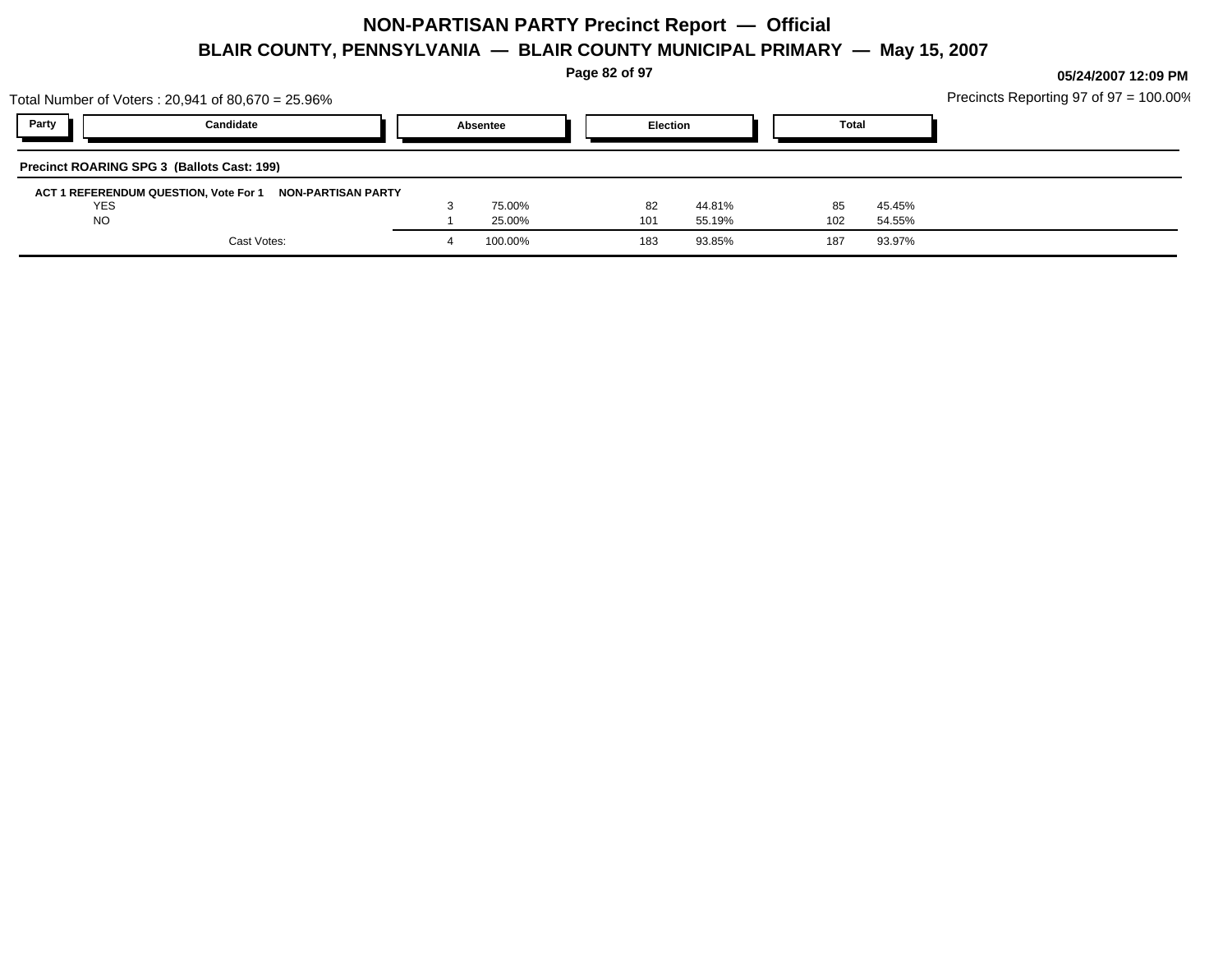# NON-PARTISAN PARTY Precinct Report — Official

## BLAIR COUNTY, PENNSYLVANIA — BLAIR COUNTY MUNICIPAL PRIMARY — May 15, 2007

05/24/2007 12:09 PM

Total Number of Voters : 20,941 of 80,670 = 25.96%

Precincts Reporting 97 of 97 = 100.00%

**Precinct ROARING SPG 3 (Ballots Cast: 199)**

**ACT 1 REFERENDUM QUESTION, Vote For 1 — NON-PARTISAN PARTY**

| Party | Candidate | Absentee | | Election | | Total | |
|---|---|---|---|---|---|---|---|
| | YES | 3 | 75.00% | 82 | 44.81% | 85 | 45.45% |
| | NO | 1 | 25.00% | 101 | 55.19% | 102 | 54.55% |
| | Cast Votes: | 4 | 100.00% | 183 | 93.85% | 187 | 93.97% |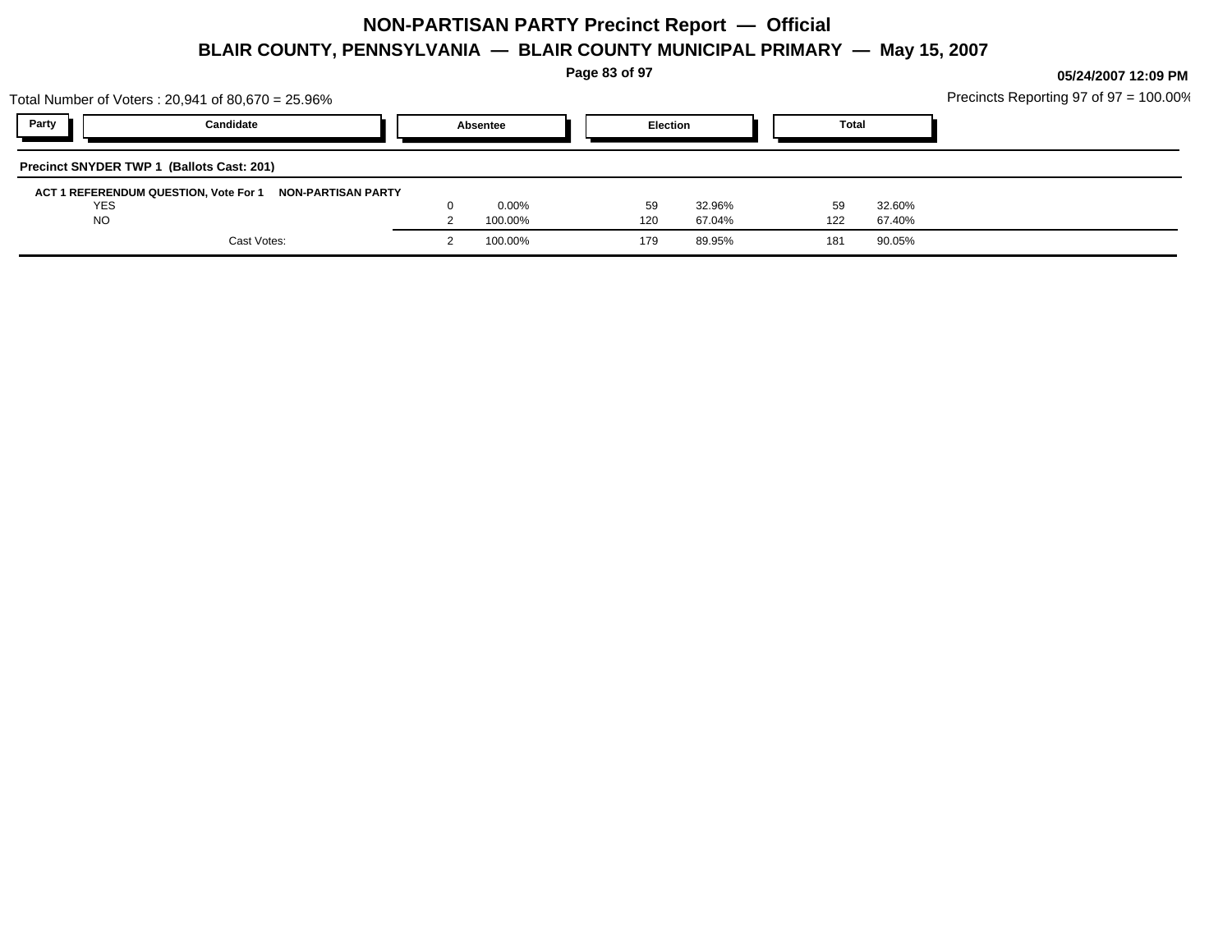# NON-PARTISAN PARTY Precinct Report — Official

## BLAIR COUNTY, PENNSYLVANIA — BLAIR COUNTY MUNICIPAL PRIMARY — May 15, 2007

05/24/2007 12:09 PM

Total Number of Voters : 20,941 of 80,670 = 25.96%

Precincts Reporting 97 of 97 = 100.00%

**Precinct SNYDER TWP 1 (Ballots Cast: 201)**

**ACT 1 REFERENDUM QUESTION, Vote For 1 — NON-PARTISAN PARTY**

| Party | Candidate | Absentee | | Election | | Total | |
|---|---|---|---|---|---|---|---|
| | YES | 0 | 0.00% | 59 | 32.96% | 59 | 32.60% |
| | NO | 2 | 100.00% | 120 | 67.04% | 122 | 67.40% |
| | Cast Votes: | 2 | 100.00% | 179 | 89.95% | 181 | 90.05% |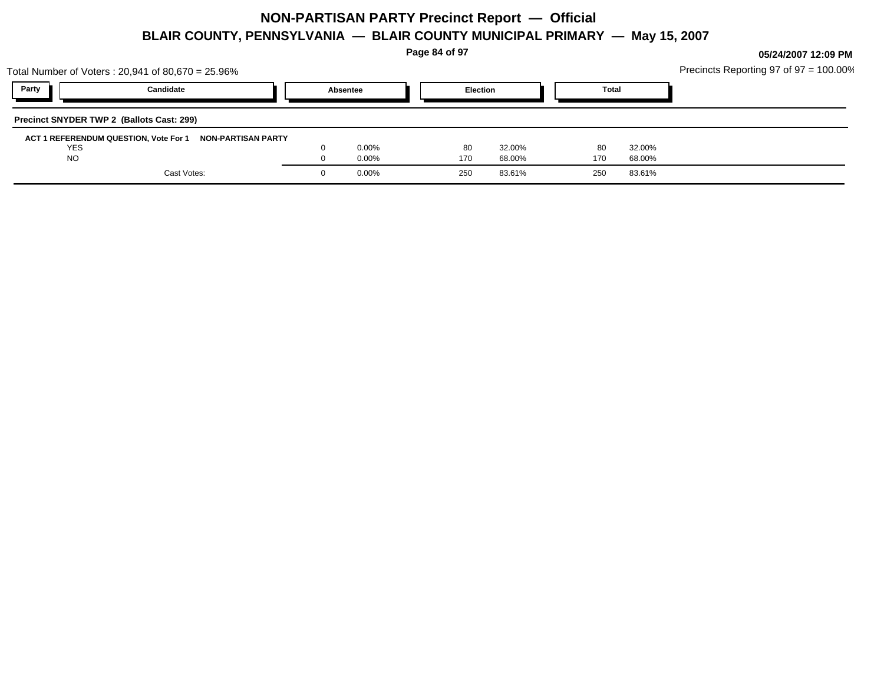# NON-PARTISAN PARTY Precinct Report — Official

## BLAIR COUNTY, PENNSYLVANIA — BLAIR COUNTY MUNICIPAL PRIMARY — May 15, 2007

05/24/2007 12:09 PM

Total Number of Voters : 20,941 of 80,670 = 25.96%

Precincts Reporting 97 of 97 = 100.00%

| Party | Candidate | Absentee | | Election | | Total | |
|---|---|---|---|---|---|---|---|
| **Precinct SNYDER TWP 2 (Ballots Cast: 299)** | | | | | | | |
| **ACT 1 REFERENDUM QUESTION, Vote For 1** | **NON-PARTISAN PARTY** | | | | | | |
| | YES | 0 | 0.00% | 80 | 32.00% | 80 | 32.00% |
| | NO | 0 | 0.00% | 170 | 68.00% | 170 | 68.00% |
| | Cast Votes: | 0 | 0.00% | 250 | 83.61% | 250 | 83.61% |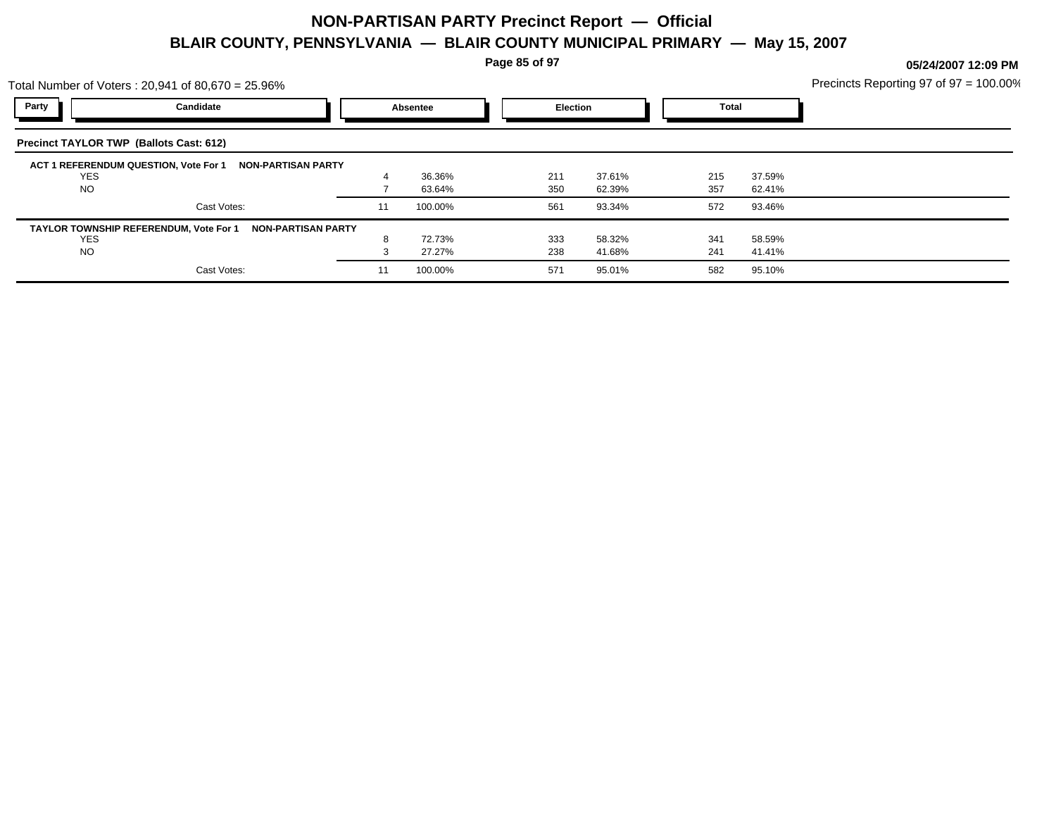# NON-PARTISAN PARTY Precinct Report — Official

## BLAIR COUNTY, PENNSYLVANIA — BLAIR COUNTY MUNICIPAL PRIMARY — May 15, 2007

05/24/2007 12:09 PM

Total Number of Voters : 20,941 of 80,670 = 25.96%

Precincts Reporting 97 of 97 = 100.00%

**Precinct TAYLOR TWP (Ballots Cast: 612)**

| Party | Candidate | Absentee | | Election | | Total | |
|---|---|---|---|---|---|---|---|
| **ACT 1 REFERENDUM QUESTION, Vote For 1** | **NON-PARTISAN PARTY** | | | | | | |
| | YES | 4 | 36.36% | 211 | 37.61% | 215 | 37.59% |
| | NO | 7 | 63.64% | 350 | 62.39% | 357 | 62.41% |
| | Cast Votes: | 11 | 100.00% | 561 | 93.34% | 572 | 93.46% |
| **TAYLOR TOWNSHIP REFERENDUM, Vote For 1** | **NON-PARTISAN PARTY** | | | | | | |
| | YES | 8 | 72.73% | 333 | 58.32% | 341 | 58.59% |
| | NO | 3 | 27.27% | 238 | 41.68% | 241 | 41.41% |
| | Cast Votes: | 11 | 100.00% | 571 | 95.01% | 582 | 95.10% |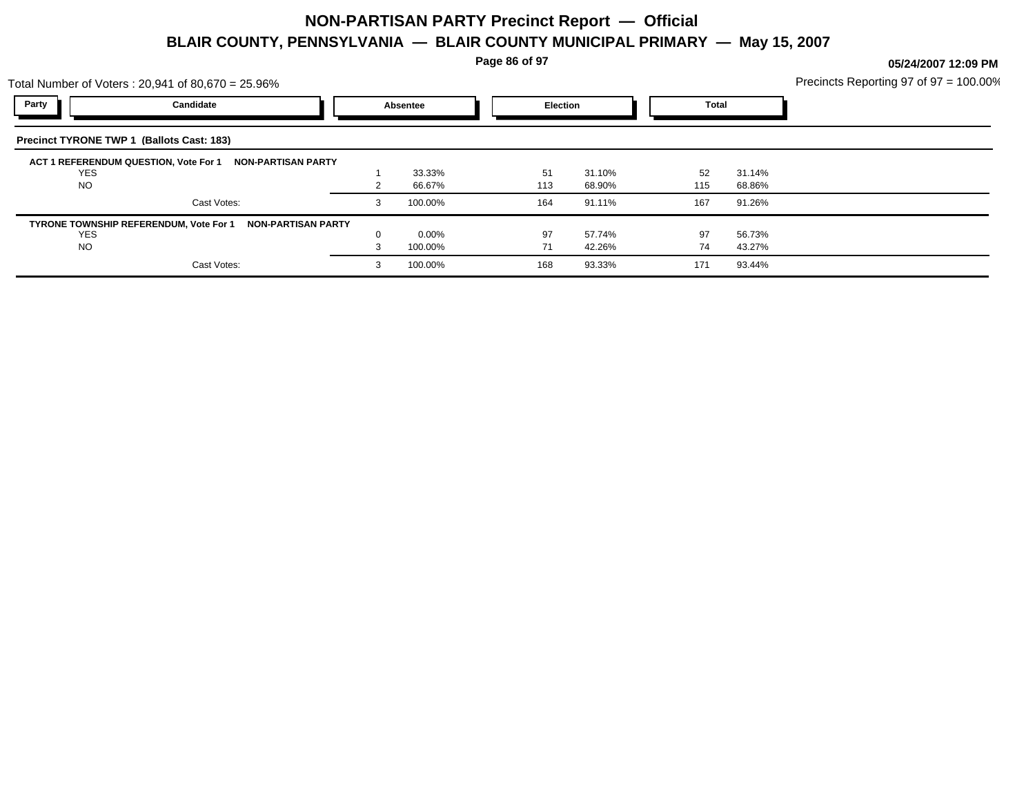# NON-PARTISAN PARTY Precinct Report — Official

## BLAIR COUNTY, PENNSYLVANIA — BLAIR COUNTY MUNICIPAL PRIMARY — May 15, 2007

05/24/2007 12:09 PM

Total Number of Voters : 20,941 of 80,670 = 25.96%

Precincts Reporting 97 of 97 = 100.00%

| Party | Candidate | Absentee | | Election | | Total | |
|---|---|---|---|---|---|---|---|
| **Precinct TYRONE TWP 1 (Ballots Cast: 183)** | | | | | | | |
| **ACT 1 REFERENDUM QUESTION, Vote For 1** | **NON-PARTISAN PARTY** | | | | | | |
| | YES | 1 | 33.33% | 51 | 31.10% | 52 | 31.14% |
| | NO | 2 | 66.67% | 113 | 68.90% | 115 | 68.86% |
| | Cast Votes: | 3 | 100.00% | 164 | 91.11% | 167 | 91.26% |
| **TYRONE TOWNSHIP REFERENDUM, Vote For 1** | **NON-PARTISAN PARTY** | | | | | | |
| | YES | 0 | 0.00% | 97 | 57.74% | 97 | 56.73% |
| | NO | 3 | 100.00% | 71 | 42.26% | 74 | 43.27% |
| | Cast Votes: | 3 | 100.00% | 168 | 93.33% | 171 | 93.44% |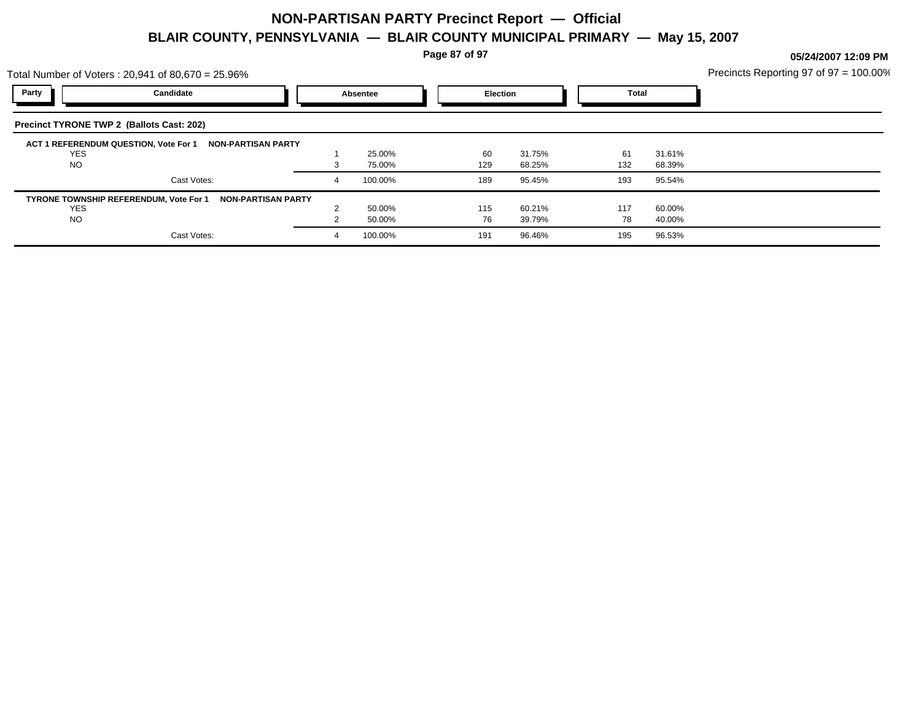# NON-PARTISAN PARTY Precinct Report — Official

## BLAIR COUNTY, PENNSYLVANIA — BLAIR COUNTY MUNICIPAL PRIMARY — May 15, 2007

**05/24/2007 12:09 PM**

Total Number of Voters : 20,941 of 80,670 = 25.96%

Precincts Reporting 97 of 97 = 100.00%

### Precinct TYRONE TWP 2 (Ballots Cast: 202)

| Party | Candidate | Absentee | | Election | | Total | |
|---|---|---|---|---|---|---|---|
| **ACT 1 REFERENDUM QUESTION, Vote For 1** | **NON-PARTISAN PARTY** | | | | | | |
| | YES | 1 | 25.00% | 60 | 31.75% | 61 | 31.61% |
| | NO | 3 | 75.00% | 129 | 68.25% | 132 | 68.39% |
| | Cast Votes: | 4 | 100.00% | 189 | 95.45% | 193 | 95.54% |
| **TYRONE TOWNSHIP REFERENDUM, Vote For 1** | **NON-PARTISAN PARTY** | | | | | | |
| | YES | 2 | 50.00% | 115 | 60.21% | 117 | 60.00% |
| | NO | 2 | 50.00% | 76 | 39.79% | 78 | 40.00% |
| | Cast Votes: | 4 | 100.00% | 191 | 96.46% | 195 | 96.53% |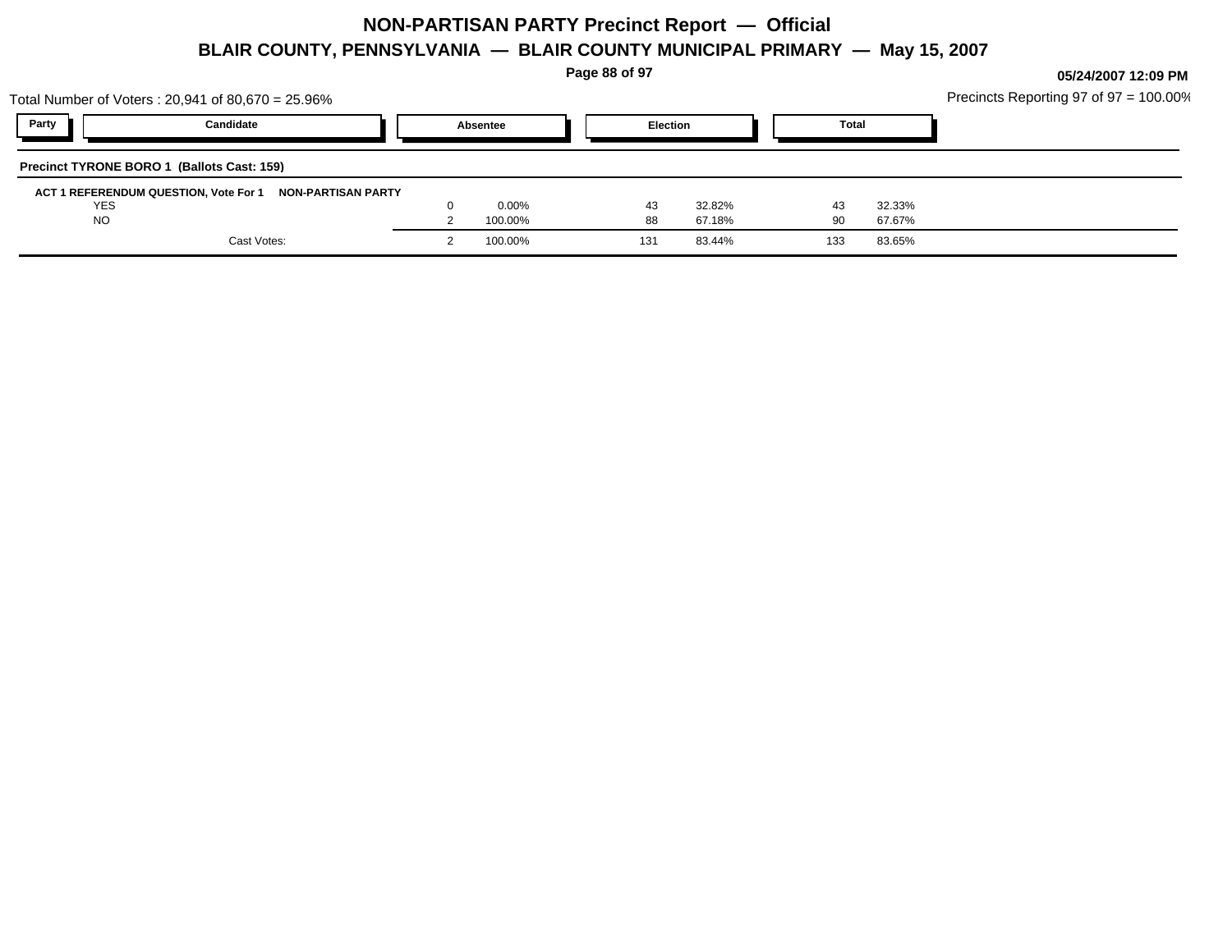# NON-PARTISAN PARTY Precinct Report — Official

## BLAIR COUNTY, PENNSYLVANIA — BLAIR COUNTY MUNICIPAL PRIMARY — May 15, 2007

05/24/2007 12:09 PM

Total Number of Voters : 20,941 of 80,670 = 25.96%

Precincts Reporting 97 of 97 = 100.00%

| Party | Candidate | Absentee | | Election | | Total | |
|---|---|---|---|---|---|---|---|
| **Precinct TYRONE BORO 1 (Ballots Cast: 159)** | | | | | | | |
| **ACT 1 REFERENDUM QUESTION, Vote For 1** | **NON-PARTISAN PARTY** | | | | | | |
| | YES | 0 | 0.00% | 43 | 32.82% | 43 | 32.33% |
| | NO | 2 | 100.00% | 88 | 67.18% | 90 | 67.67% |
| | Cast Votes: | 2 | 100.00% | 131 | 83.44% | 133 | 83.65% |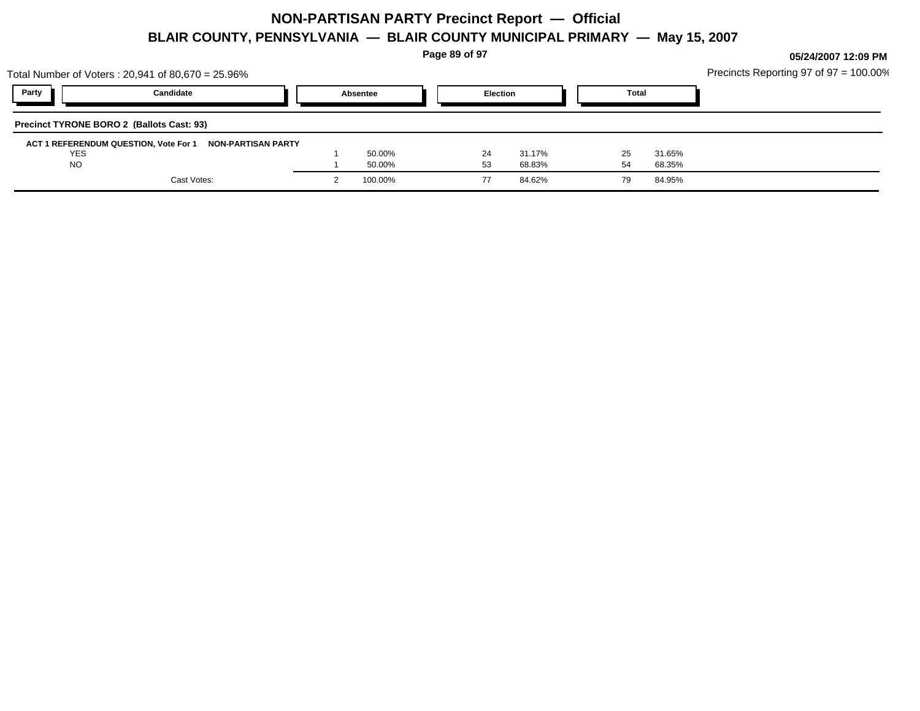# NON-PARTISAN PARTY Precinct Report — Official

## BLAIR COUNTY, PENNSYLVANIA — BLAIR COUNTY MUNICIPAL PRIMARY — May 15, 2007

05/24/2007 12:09 PM

Total Number of Voters : 20,941 of 80,670 = 25.96%

Precincts Reporting 97 of 97 = 100.00%

**Precinct TYRONE BORO 2 (Ballots Cast: 93)**

**ACT 1 REFERENDUM QUESTION, Vote For 1 — NON-PARTISAN PARTY**

| Party | Candidate | Absentee | | Election | | Total | |
|---|---|---|---|---|---|---|---|
| | YES | 1 | 50.00% | 24 | 31.17% | 25 | 31.65% |
| | NO | 1 | 50.00% | 53 | 68.83% | 54 | 68.35% |
| | Cast Votes: | 2 | 100.00% | 77 | 84.62% | 79 | 84.95% |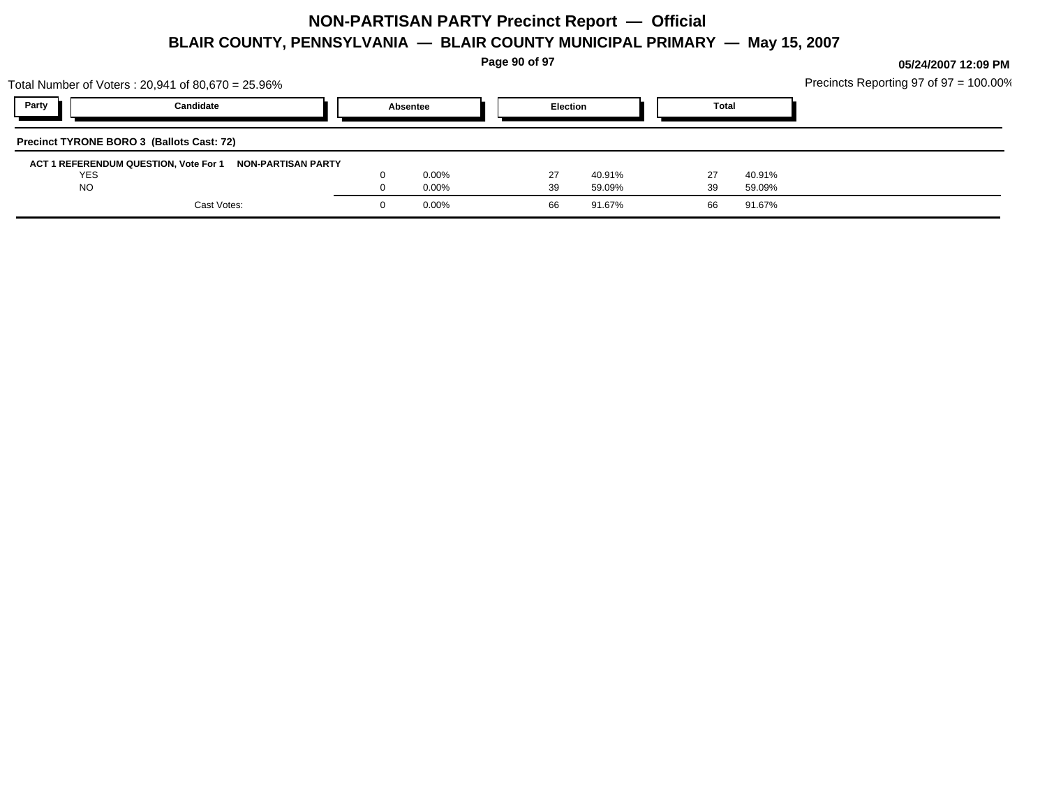# NON-PARTISAN PARTY Precinct Report — Official

## BLAIR COUNTY, PENNSYLVANIA — BLAIR COUNTY MUNICIPAL PRIMARY — May 15, 2007

05/24/2007 12:09 PM

Total Number of Voters : 20,941 of 80,670 = 25.96%

Precincts Reporting 97 of 97 = 100.00%

| Party | Candidate | Absentee | | Election | | Total | |
|---|---|---|---|---|---|---|---|
| **Precinct TYRONE BORO 3 (Ballots Cast: 72)** | | | | | | | |
| **ACT 1 REFERENDUM QUESTION, Vote For 1** | **NON-PARTISAN PARTY** | | | | | | |
| | YES | 0 | 0.00% | 27 | 40.91% | 27 | 40.91% |
| | NO | 0 | 0.00% | 39 | 59.09% | 39 | 59.09% |
| | Cast Votes: | 0 | 0.00% | 66 | 91.67% | 66 | 91.67% |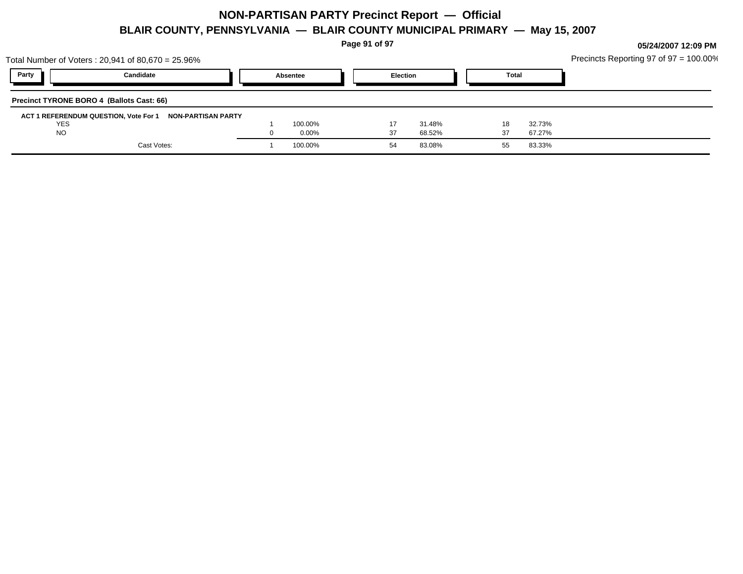# NON-PARTISAN PARTY Precinct Report — Official

## BLAIR COUNTY, PENNSYLVANIA — BLAIR COUNTY MUNICIPAL PRIMARY — May 15, 2007

05/24/2007 12:09 PM

Total Number of Voters : 20,941 of 80,670 = 25.96%

Precincts Reporting 97 of 97 = 100.00%

| Party | Candidate | Absentee | | Election | | Total | |
|---|---|---|---|---|---|---|---|

**Precinct TYRONE BORO 4 (Ballots Cast: 66)**

**ACT 1 REFERENDUM QUESTION, Vote For 1 NON-PARTISAN PARTY**

| Candidate | Absentee | | Election | | Total | |
|---|---|---|---|---|---|---|
| YES | 1 | 100.00% | 17 | 31.48% | 18 | 32.73% |
| NO | 0 | 0.00% | 37 | 68.52% | 37 | 67.27% |
| Cast Votes: | 1 | 100.00% | 54 | 83.08% | 55 | 83.33% |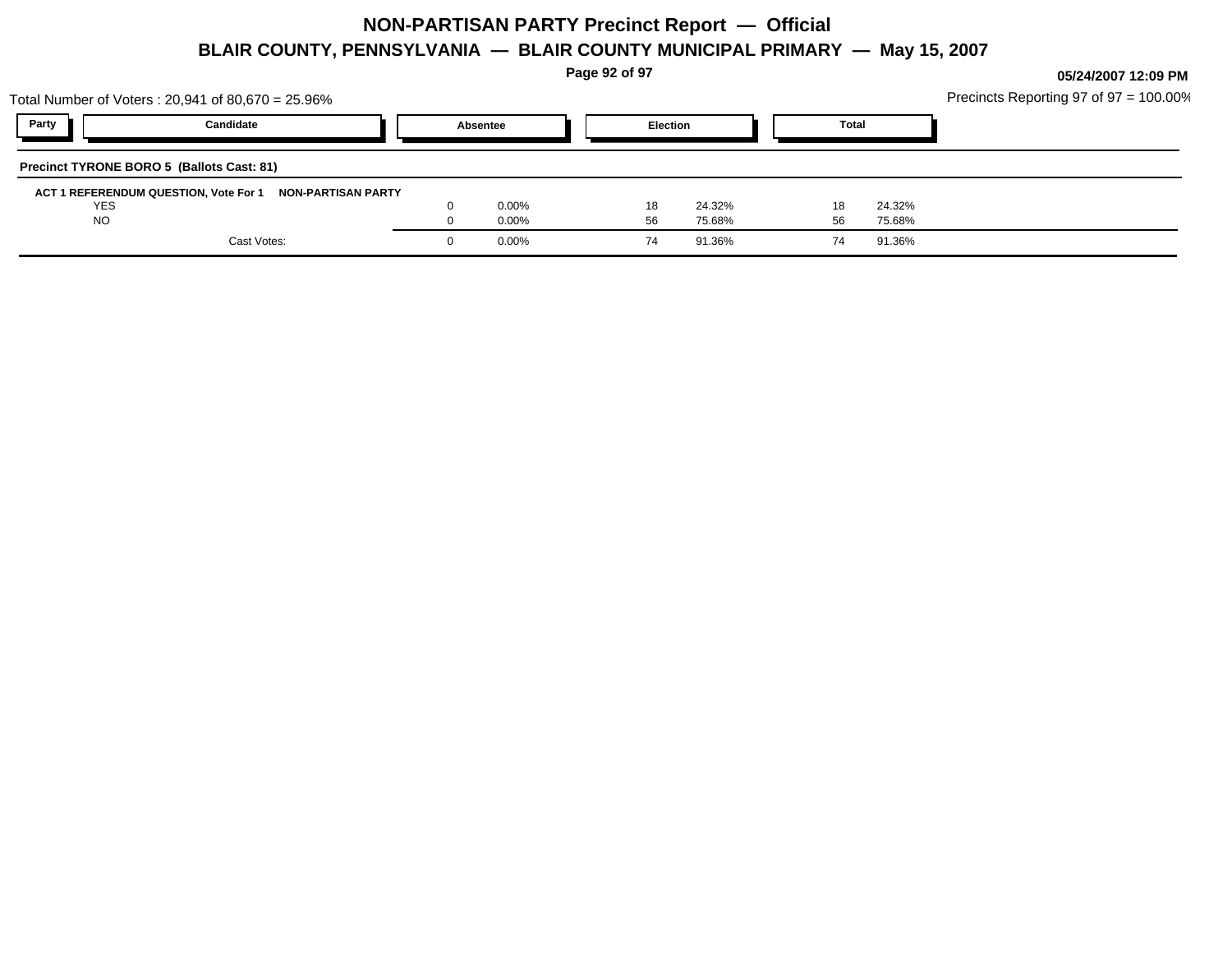# NON-PARTISAN PARTY Precinct Report — Official

## BLAIR COUNTY, PENNSYLVANIA — BLAIR COUNTY MUNICIPAL PRIMARY — May 15, 2007

05/24/2007 12:09 PM

Total Number of Voters : 20,941 of 80,670 = 25.96%

Precincts Reporting 97 of 97 = 100.00%

| Party | Candidate | Absentee | | Election | | Total | |
|---|---|---|---|---|---|---|---|
| **Precinct TYRONE BORO 5 (Ballots Cast: 81)** | | | | | | | |
| **ACT 1 REFERENDUM QUESTION, Vote For 1** | **NON-PARTISAN PARTY** | | | | | | |
| | YES | 0 | 0.00% | 18 | 24.32% | 18 | 24.32% |
| | NO | 0 | 0.00% | 56 | 75.68% | 56 | 75.68% |
| | Cast Votes: | 0 | 0.00% | 74 | 91.36% | 74 | 91.36% |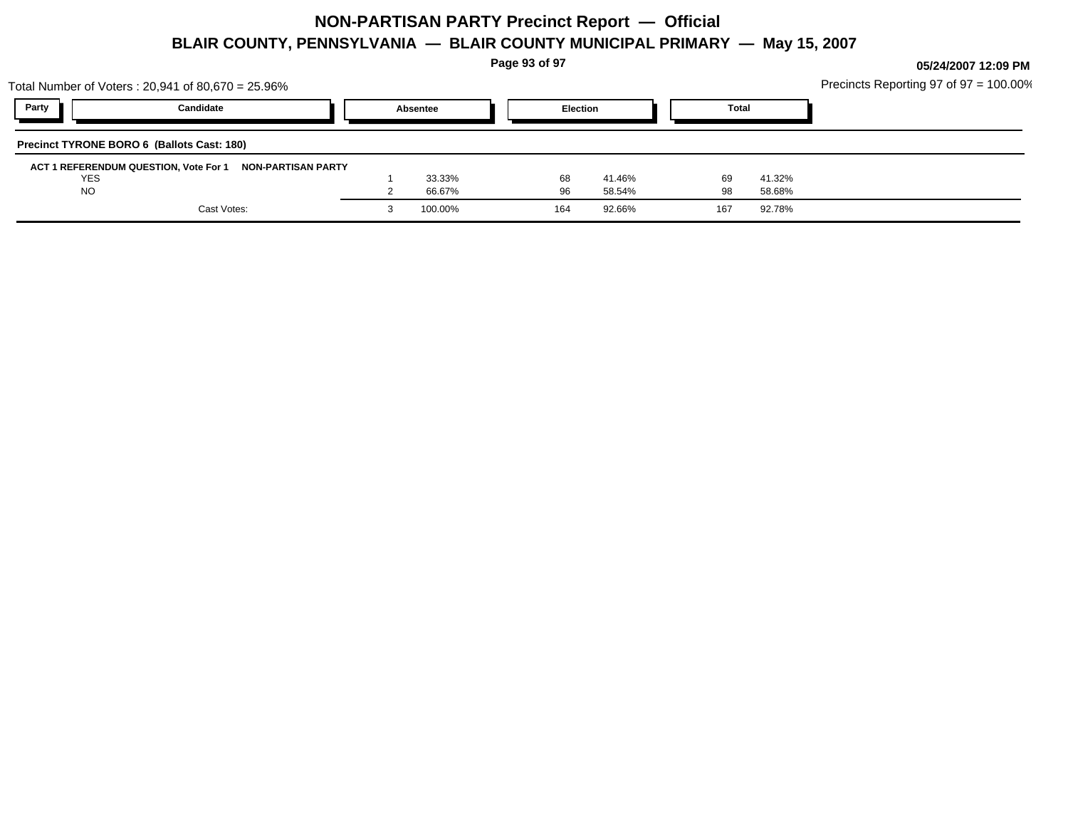# NON-PARTISAN PARTY Precinct Report — Official

## BLAIR COUNTY, PENNSYLVANIA — BLAIR COUNTY MUNICIPAL PRIMARY — May 15, 2007

05/24/2007 12:09 PM

Total Number of Voters : 20,941 of 80,670 = 25.96%

Precincts Reporting 97 of 97 = 100.00%

**Precinct TYRONE BORO 6 (Ballots Cast: 180)**

**ACT 1 REFERENDUM QUESTION, Vote For 1 NON-PARTISAN PARTY**

| Party | Candidate | Absentee | | Election | | Total | |
|---|---|---|---|---|---|---|---|
| | YES | 1 | 33.33% | 68 | 41.46% | 69 | 41.32% |
| | NO | 2 | 66.67% | 96 | 58.54% | 98 | 58.68% |
| | Cast Votes: | 3 | 100.00% | 164 | 92.66% | 167 | 92.78% |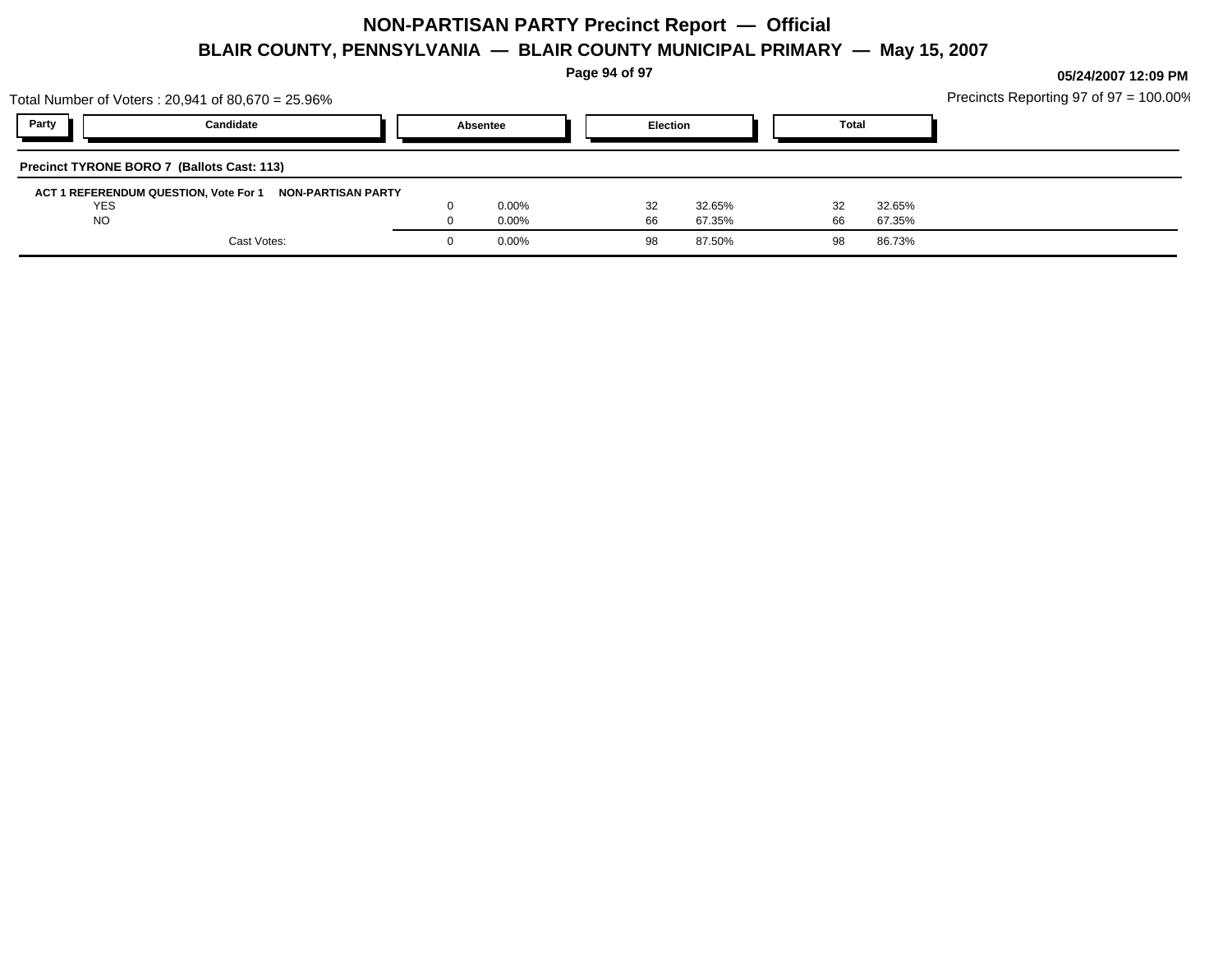# NON-PARTISAN PARTY Precinct Report — Official

## BLAIR COUNTY, PENNSYLVANIA — BLAIR COUNTY MUNICIPAL PRIMARY — May 15, 2007

**05/24/2007 12:09 PM**

Total Number of Voters : 20,941 of 80,670 = 25.96%

Precincts Reporting 97 of 97 = 100.00%

**Precinct TYRONE BORO 7 (Ballots Cast: 113)**

| Party | Candidate | Absentee | | Election | | Total | |
|---|---|---|---|---|---|---|---|
| **ACT 1 REFERENDUM QUESTION, Vote For 1** | **NON-PARTISAN PARTY** | | | | | | |
| | YES | 0 | 0.00% | 32 | 32.65% | 32 | 32.65% |
| | NO | 0 | 0.00% | 66 | 67.35% | 66 | 67.35% |
| | Cast Votes: | 0 | 0.00% | 98 | 87.50% | 98 | 86.73% |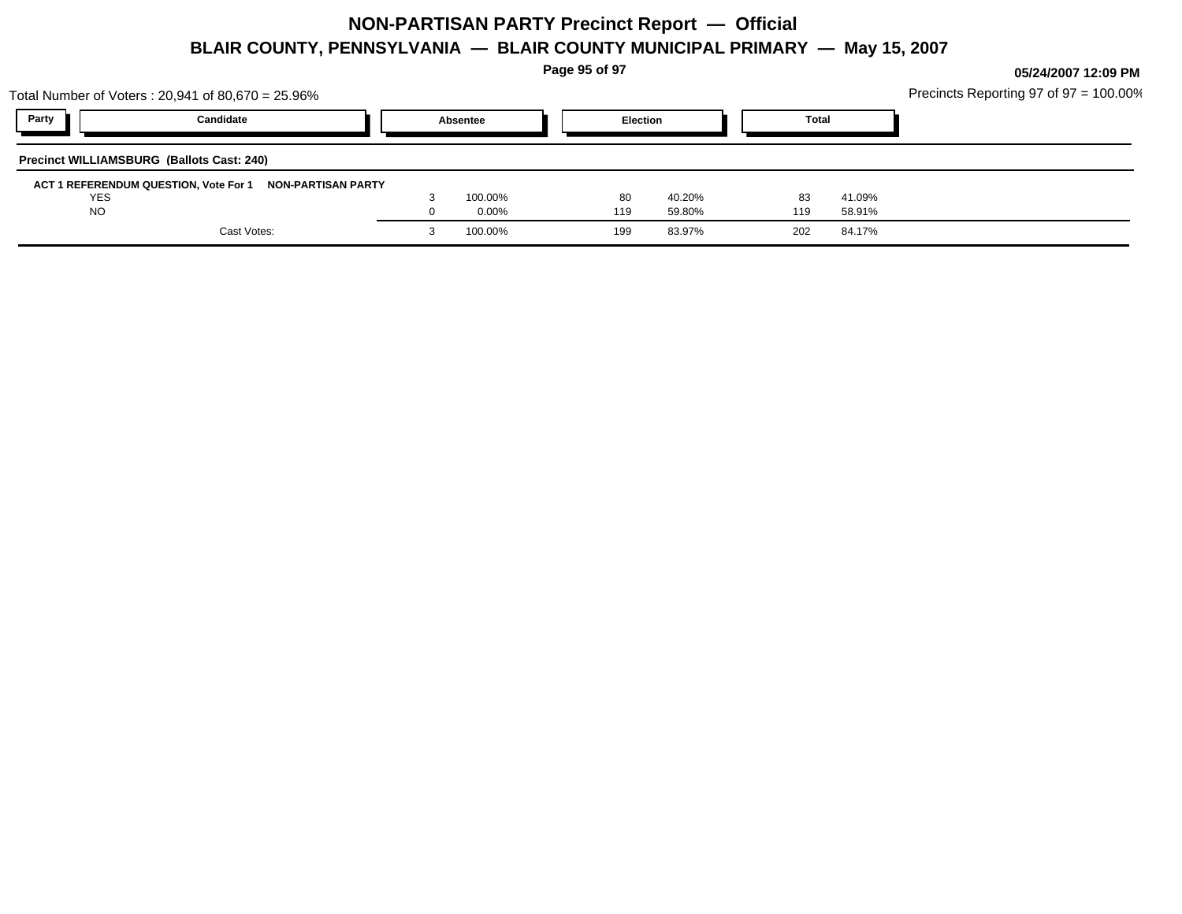# NON-PARTISAN PARTY Precinct Report — Official

## BLAIR COUNTY, PENNSYLVANIA — BLAIR COUNTY MUNICIPAL PRIMARY — May 15, 2007

05/24/2007 12:09 PM

Total Number of Voters : 20,941 of 80,670 = 25.96%

Precincts Reporting 97 of 97 = 100.00%

### Precinct WILLIAMSBURG (Ballots Cast: 240)

**ACT 1 REFERENDUM QUESTION, Vote For 1 NON-PARTISAN PARTY**

| Party | Candidate | Absentee | | Election | | Total | |
|---|---|---|---|---|---|---|---|
| | YES | 3 | 100.00% | 80 | 40.20% | 83 | 41.09% |
| | NO | 0 | 0.00% | 119 | 59.80% | 119 | 58.91% |
| | Cast Votes: | 3 | 100.00% | 199 | 83.97% | 202 | 84.17% |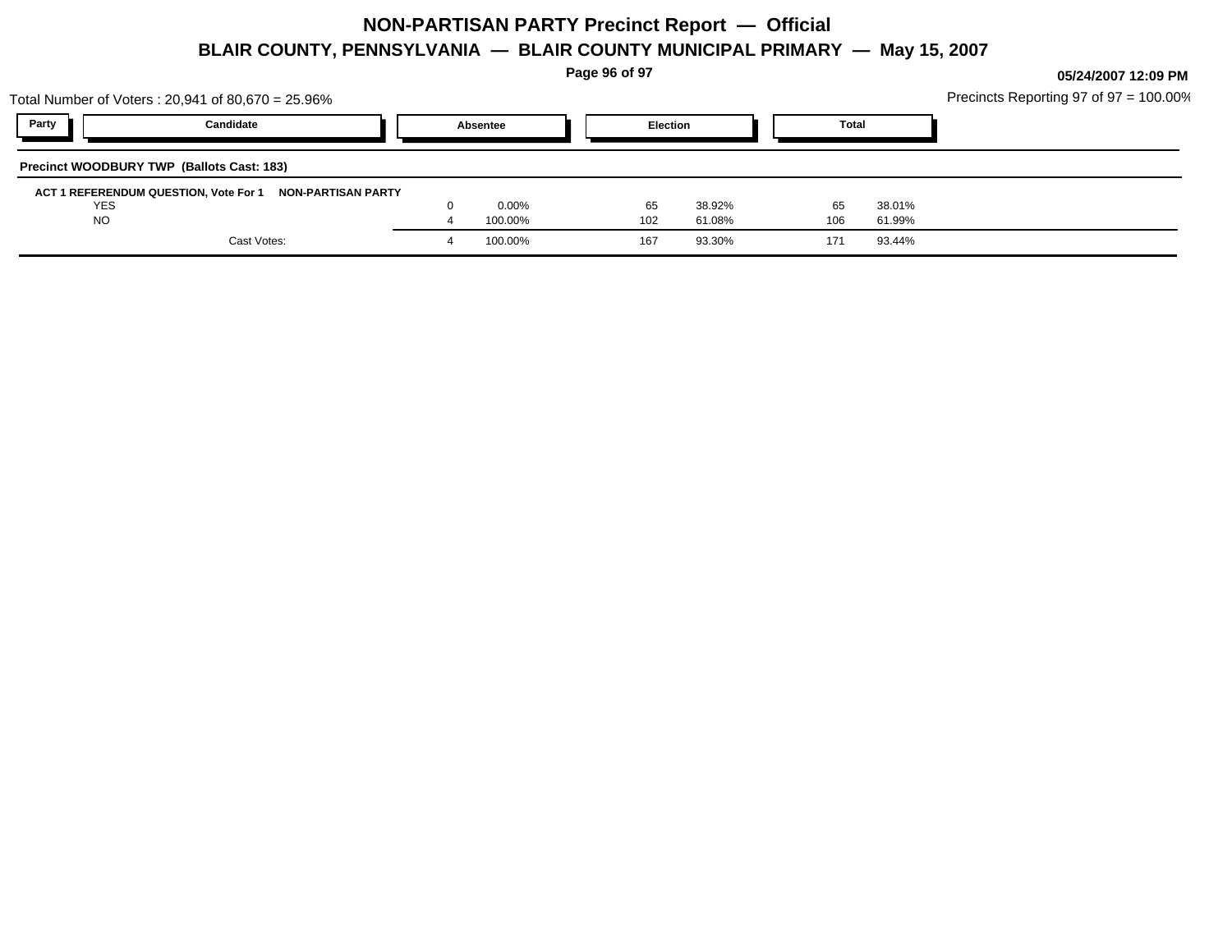# NON-PARTISAN PARTY Precinct Report — Official

## BLAIR COUNTY, PENNSYLVANIA — BLAIR COUNTY MUNICIPAL PRIMARY — May 15, 2007

05/24/2007 12:09 PM

Total Number of Voters : 20,941 of 80,670 = 25.96%

Precincts Reporting 97 of 97 = 100.00%

### Precinct WOODBURY TWP (Ballots Cast: 183)

**ACT 1 REFERENDUM QUESTION, Vote For 1 — NON-PARTISAN PARTY**

| Party | Candidate | Absentee | | Election | | Total | |
|---|---|---|---|---|---|---|---|
| | YES | 0 | 0.00% | 65 | 38.92% | 65 | 38.01% |
| | NO | 4 | 100.00% | 102 | 61.08% | 106 | 61.99% |
| | Cast Votes: | 4 | 100.00% | 167 | 93.30% | 171 | 93.44% |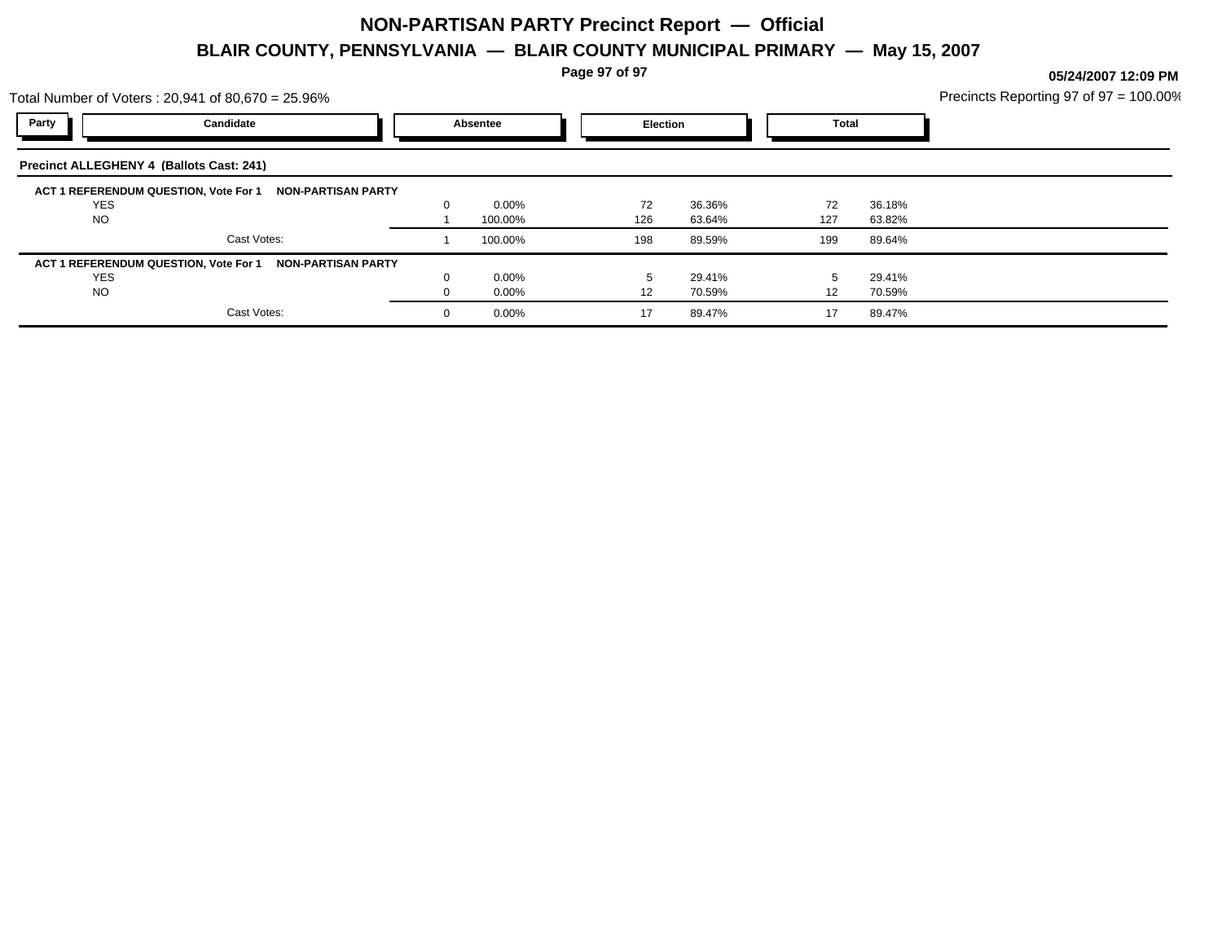# NON-PARTISAN PARTY Precinct Report — Official

## BLAIR COUNTY, PENNSYLVANIA — BLAIR COUNTY MUNICIPAL PRIMARY — May 15, 2007

05/24/2007 12:09 PM

Total Number of Voters : 20,941 of 80,670 = 25.96%

Precincts Reporting 97 of 97 = 100.00%

| Party | Candidate | Absentee | | Election | | Total | |
|---|---|---|---|---|---|---|---|
| **Precinct ALLEGHENY 4 (Ballots Cast: 241)** | | | | | | | |
| **ACT 1 REFERENDUM QUESTION, Vote For 1** | **NON-PARTISAN PARTY** | | | | | | |
| | YES | 0 | 0.00% | 72 | 36.36% | 72 | 36.18% |
| | NO | 1 | 100.00% | 126 | 63.64% | 127 | 63.82% |
| | Cast Votes: | 1 | 100.00% | 198 | 89.59% | 199 | 89.64% |
| **ACT 1 REFERENDUM QUESTION, Vote For 1** | **NON-PARTISAN PARTY** | | | | | | |
| | YES | 0 | 0.00% | 5 | 29.41% | 5 | 29.41% |
| | NO | 0 | 0.00% | 12 | 70.59% | 12 | 70.59% |
| | Cast Votes: | 0 | 0.00% | 17 | 89.47% | 17 | 89.47% |